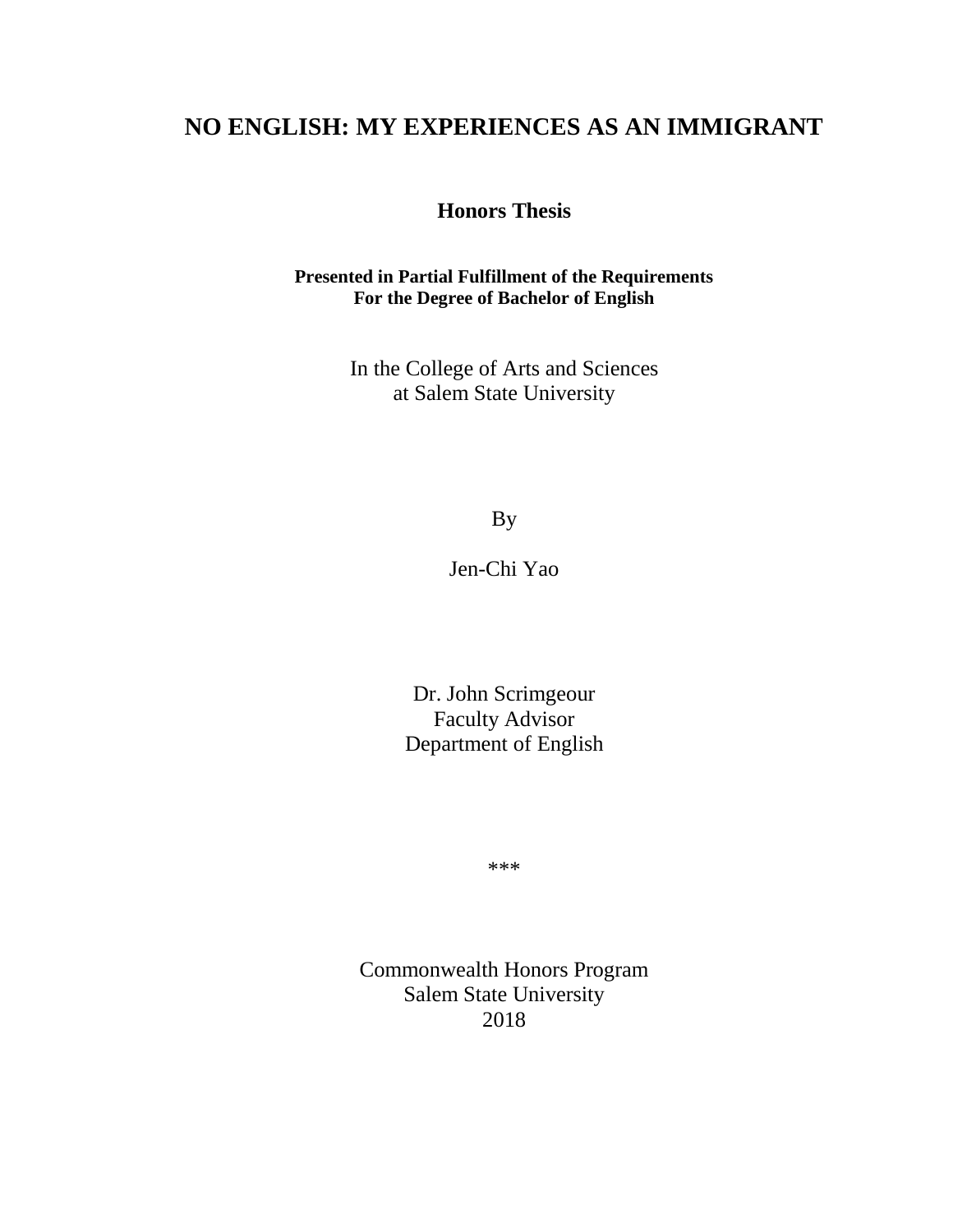# NO ENGLISH: MY EXPERIENCES AS AN IMMIGRANT

**Honors Thesis**

**Presented in Partial Fulfillment of the Requirements For the Degree of Bachelor of English**

In the College of Arts and Sciences
at Salem State University

By

Jen-Chi Yao

Dr. John Scrimgeour
Faculty Advisor
Department of English

***

Commonwealth Honors Program
Salem State University
2018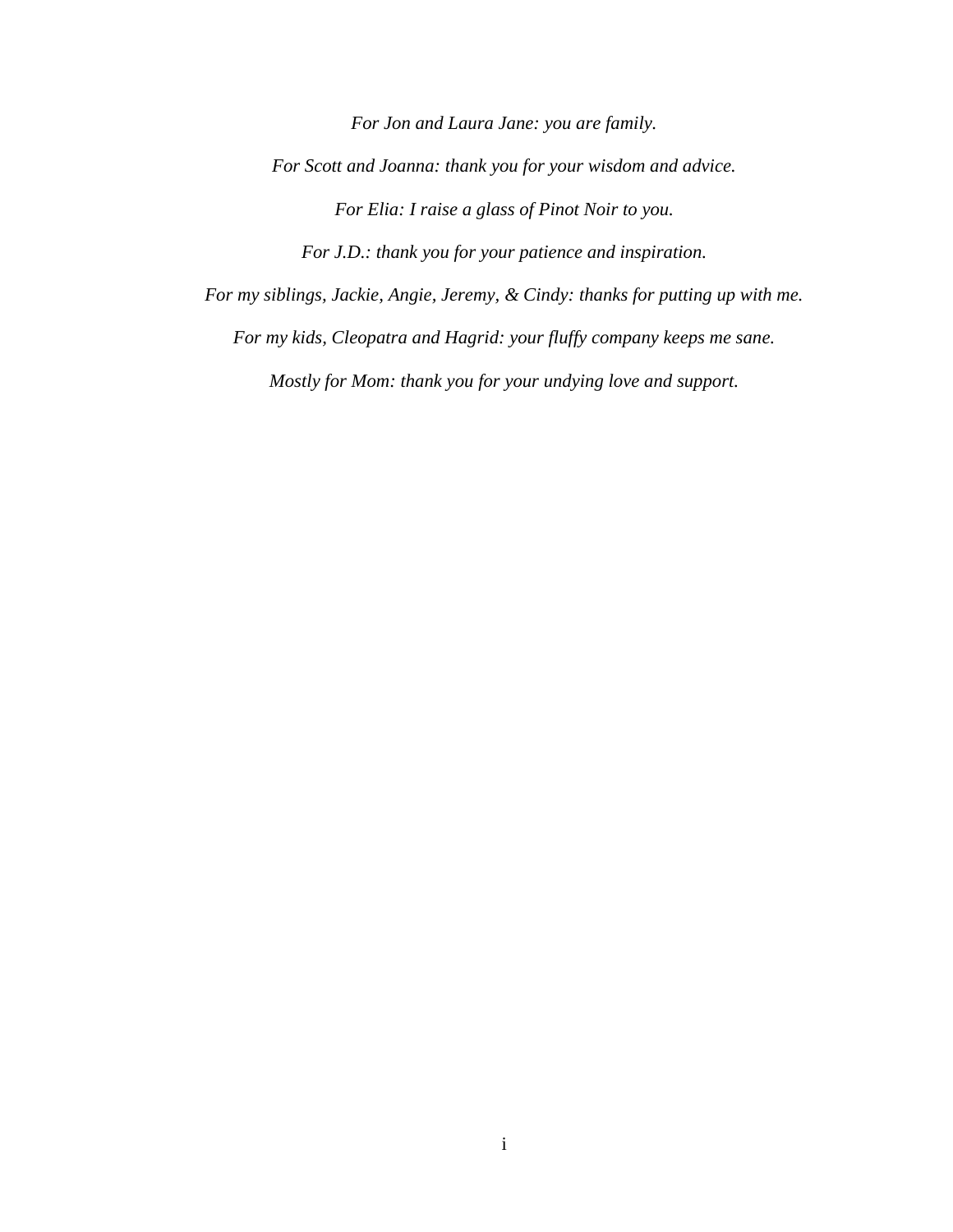*For Jon and Laura Jane: you are family.*

*For Scott and Joanna: thank you for your wisdom and advice.*

*For Elia: I raise a glass of Pinot Noir to you.*

*For J.D.: thank you for your patience and inspiration.*

*For my siblings, Jackie, Angie, Jeremy, & Cindy: thanks for putting up with me.*

*For my kids, Cleopatra and Hagrid: your fluffy company keeps me sane.*

*Mostly for Mom: thank you for your undying love and support.*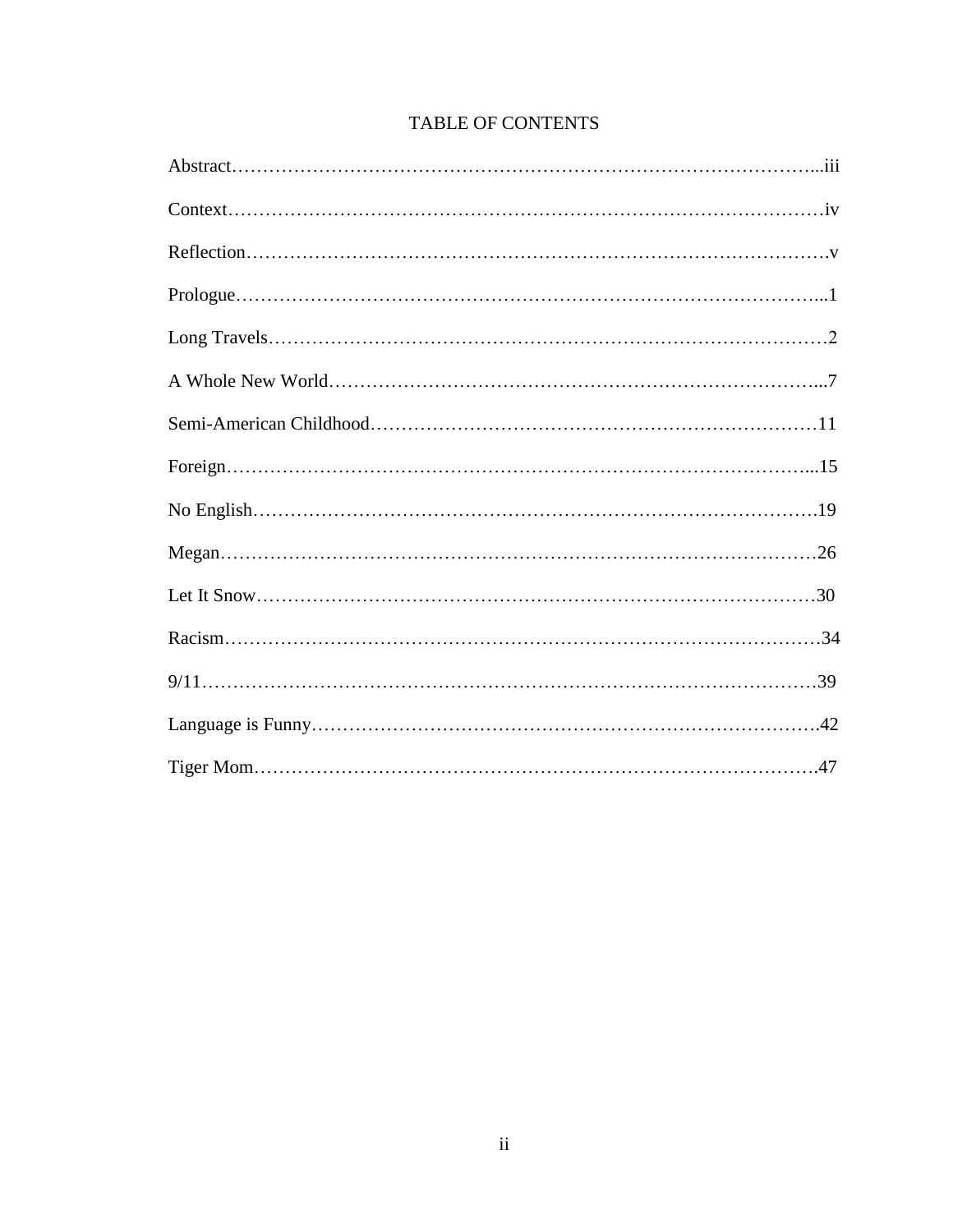# TABLE OF CONTENTS

Abstract……………………………………………………………………………………...iii

Context…………………………………………………………………………………………iv

Reflection……………………………………………………………………………………….v

Prologue………………………………………………………………………………………...1

Long Travels……………………………………………………………………………………2

A Whole New World…………………………………………………………………………...7

Semi-American Childhood……………………………………………………………………11

Foreign………………………………………………………………………………………...15

No English…………………………………………………………………………………….19

Megan………………………………………………………………………………………….26

Let It Snow…………………………………………………………………………………….30

Racism………………………………………………………………………………………….34

9/11…………………………………………………………………………………………….39

Language is Funny…………………………………………………………………………….42

Tiger Mom…………………………………………………………………………………….47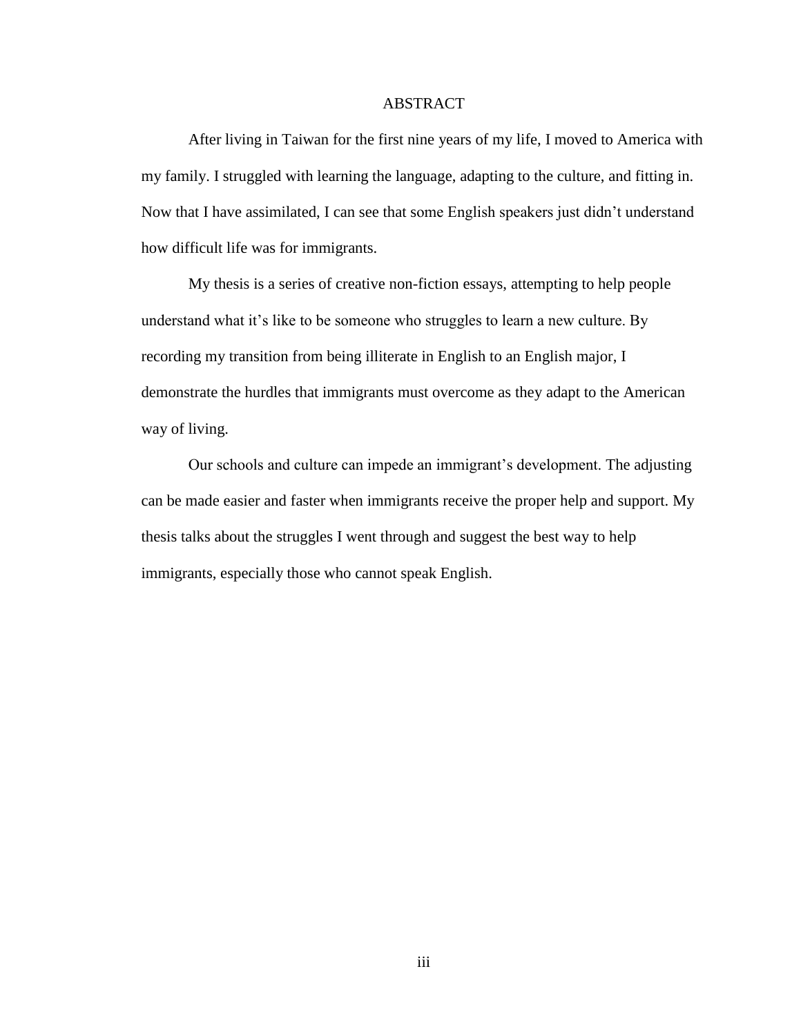# ABSTRACT

After living in Taiwan for the first nine years of my life, I moved to America with my family. I struggled with learning the language, adapting to the culture, and fitting in. Now that I have assimilated, I can see that some English speakers just didn't understand how difficult life was for immigrants.

My thesis is a series of creative non-fiction essays, attempting to help people understand what it's like to be someone who struggles to learn a new culture. By recording my transition from being illiterate in English to an English major, I demonstrate the hurdles that immigrants must overcome as they adapt to the American way of living.

Our schools and culture can impede an immigrant's development. The adjusting can be made easier and faster when immigrants receive the proper help and support. My thesis talks about the struggles I went through and suggest the best way to help immigrants, especially those who cannot speak English.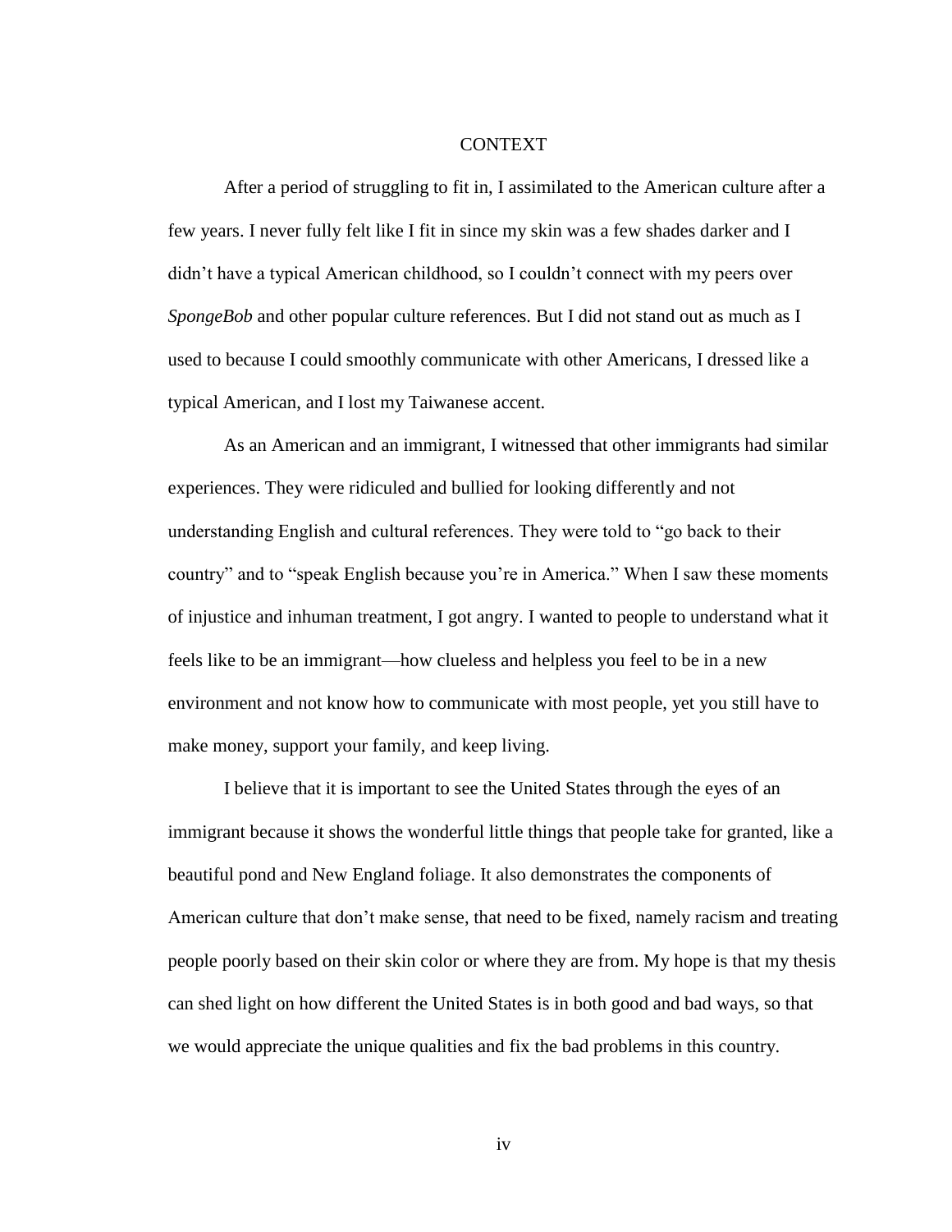# CONTEXT

After a period of struggling to fit in, I assimilated to the American culture after a few years. I never fully felt like I fit in since my skin was a few shades darker and I didn't have a typical American childhood, so I couldn't connect with my peers over *SpongeBob* and other popular culture references. But I did not stand out as much as I used to because I could smoothly communicate with other Americans, I dressed like a typical American, and I lost my Taiwanese accent.

As an American and an immigrant, I witnessed that other immigrants had similar experiences. They were ridiculed and bullied for looking differently and not understanding English and cultural references. They were told to "go back to their country" and to "speak English because you're in America." When I saw these moments of injustice and inhuman treatment, I got angry. I wanted to people to understand what it feels like to be an immigrant—how clueless and helpless you feel to be in a new environment and not know how to communicate with most people, yet you still have to make money, support your family, and keep living.

I believe that it is important to see the United States through the eyes of an immigrant because it shows the wonderful little things that people take for granted, like a beautiful pond and New England foliage. It also demonstrates the components of American culture that don't make sense, that need to be fixed, namely racism and treating people poorly based on their skin color or where they are from. My hope is that my thesis can shed light on how different the United States is in both good and bad ways, so that we would appreciate the unique qualities and fix the bad problems in this country.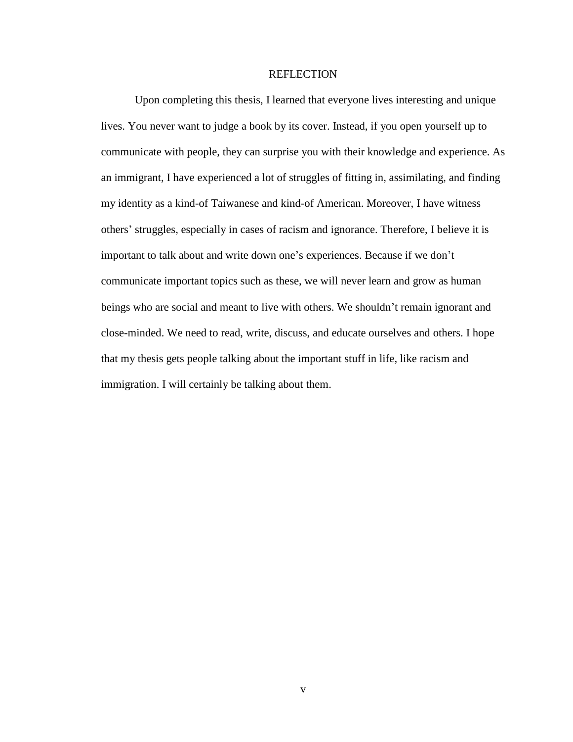# REFLECTION

Upon completing this thesis, I learned that everyone lives interesting and unique lives. You never want to judge a book by its cover. Instead, if you open yourself up to communicate with people, they can surprise you with their knowledge and experience. As an immigrant, I have experienced a lot of struggles of fitting in, assimilating, and finding my identity as a kind-of Taiwanese and kind-of American. Moreover, I have witness others' struggles, especially in cases of racism and ignorance. Therefore, I believe it is important to talk about and write down one's experiences. Because if we don't communicate important topics such as these, we will never learn and grow as human beings who are social and meant to live with others. We shouldn't remain ignorant and close-minded. We need to read, write, discuss, and educate ourselves and others. I hope that my thesis gets people talking about the important stuff in life, like racism and immigration. I will certainly be talking about them.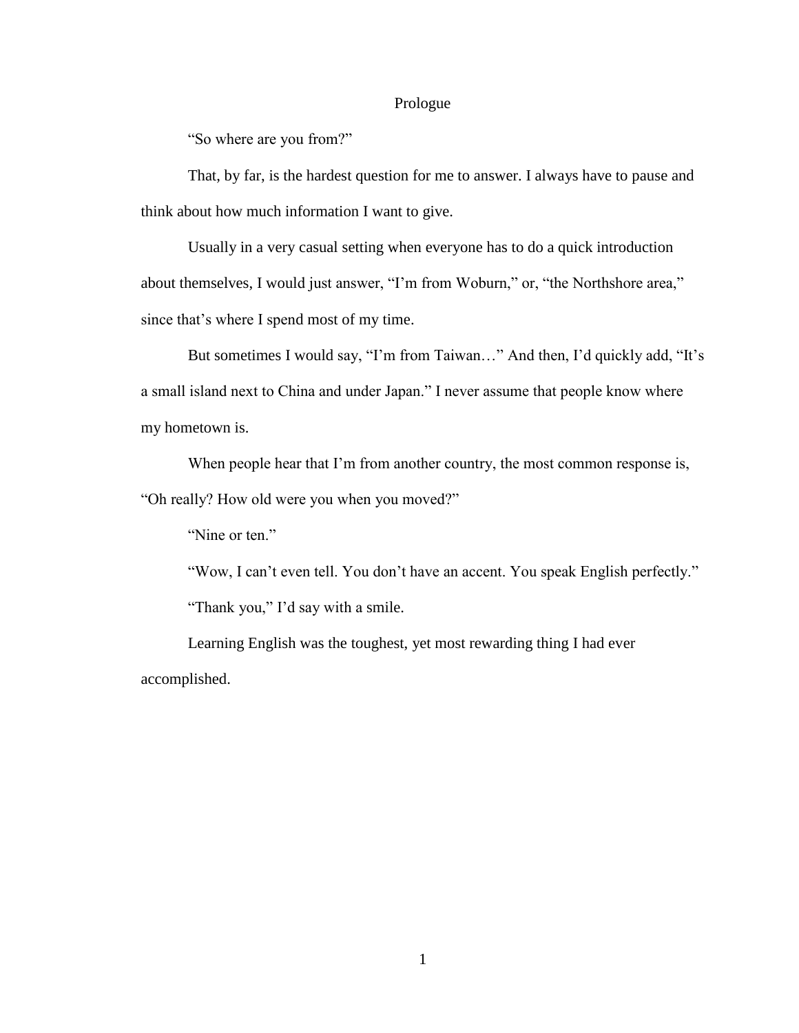# Prologue

"So where are you from?"

That, by far, is the hardest question for me to answer. I always have to pause and think about how much information I want to give.

Usually in a very casual setting when everyone has to do a quick introduction about themselves, I would just answer, "I'm from Woburn," or, "the Northshore area," since that's where I spend most of my time.

But sometimes I would say, "I'm from Taiwan…" And then, I'd quickly add, "It's a small island next to China and under Japan." I never assume that people know where my hometown is.

When people hear that I'm from another country, the most common response is, "Oh really? How old were you when you moved?"

"Nine or ten."

"Wow, I can't even tell. You don't have an accent. You speak English perfectly."

"Thank you," I'd say with a smile.

Learning English was the toughest, yet most rewarding thing I had ever accomplished.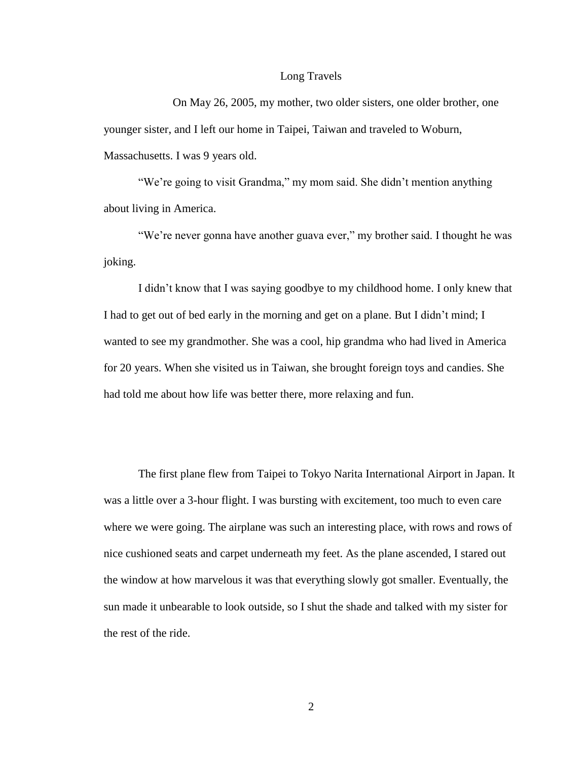# Long Travels

On May 26, 2005, my mother, two older sisters, one older brother, one younger sister, and I left our home in Taipei, Taiwan and traveled to Woburn, Massachusetts. I was 9 years old.

"We're going to visit Grandma," my mom said. She didn't mention anything about living in America.

"We're never gonna have another guava ever," my brother said. I thought he was joking.

I didn't know that I was saying goodbye to my childhood home. I only knew that I had to get out of bed early in the morning and get on a plane. But I didn't mind; I wanted to see my grandmother. She was a cool, hip grandma who had lived in America for 20 years. When she visited us in Taiwan, she brought foreign toys and candies. She had told me about how life was better there, more relaxing and fun.

The first plane flew from Taipei to Tokyo Narita International Airport in Japan. It was a little over a 3-hour flight. I was bursting with excitement, too much to even care where we were going. The airplane was such an interesting place, with rows and rows of nice cushioned seats and carpet underneath my feet. As the plane ascended, I stared out the window at how marvelous it was that everything slowly got smaller. Eventually, the sun made it unbearable to look outside, so I shut the shade and talked with my sister for the rest of the ride.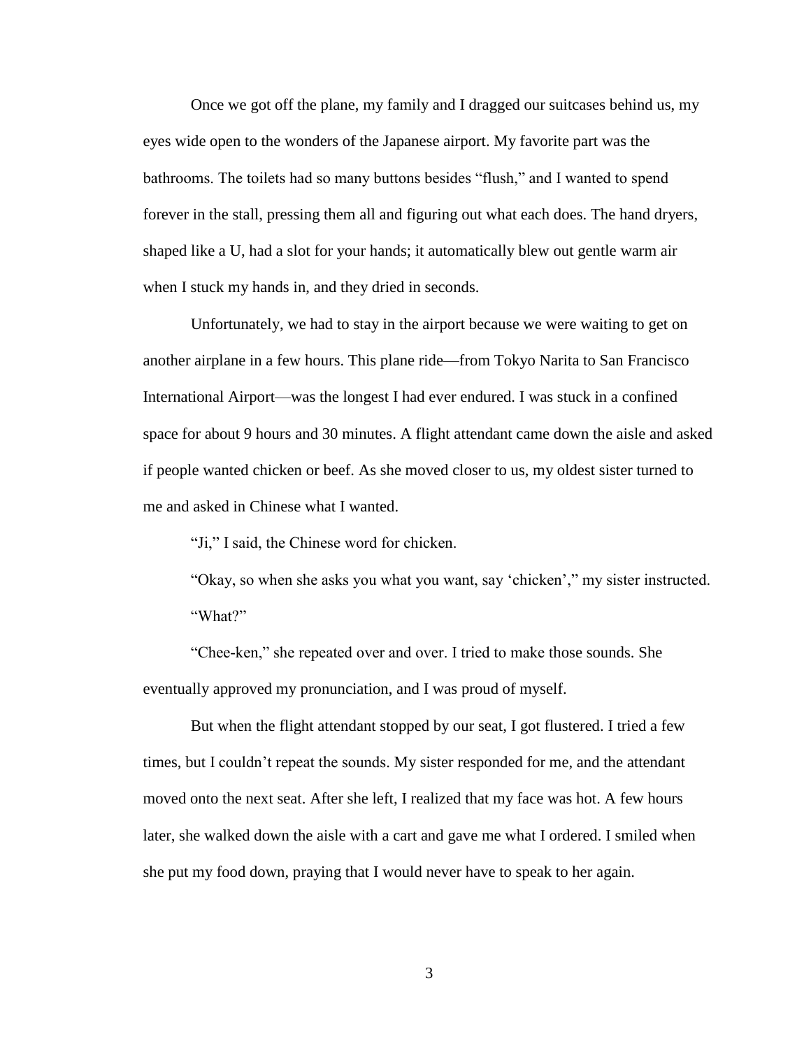Once we got off the plane, my family and I dragged our suitcases behind us, my eyes wide open to the wonders of the Japanese airport. My favorite part was the bathrooms. The toilets had so many buttons besides "flush," and I wanted to spend forever in the stall, pressing them all and figuring out what each does. The hand dryers, shaped like a U, had a slot for your hands; it automatically blew out gentle warm air when I stuck my hands in, and they dried in seconds.

Unfortunately, we had to stay in the airport because we were waiting to get on another airplane in a few hours. This plane ride—from Tokyo Narita to San Francisco International Airport—was the longest I had ever endured. I was stuck in a confined space for about 9 hours and 30 minutes. A flight attendant came down the aisle and asked if people wanted chicken or beef. As she moved closer to us, my oldest sister turned to me and asked in Chinese what I wanted.

"Ji," I said, the Chinese word for chicken.

"Okay, so when she asks you what you want, say 'chicken'," my sister instructed.

"What?"

"Chee-ken," she repeated over and over. I tried to make those sounds. She eventually approved my pronunciation, and I was proud of myself.

But when the flight attendant stopped by our seat, I got flustered. I tried a few times, but I couldn't repeat the sounds. My sister responded for me, and the attendant moved onto the next seat. After she left, I realized that my face was hot. A few hours later, she walked down the aisle with a cart and gave me what I ordered. I smiled when she put my food down, praying that I would never have to speak to her again.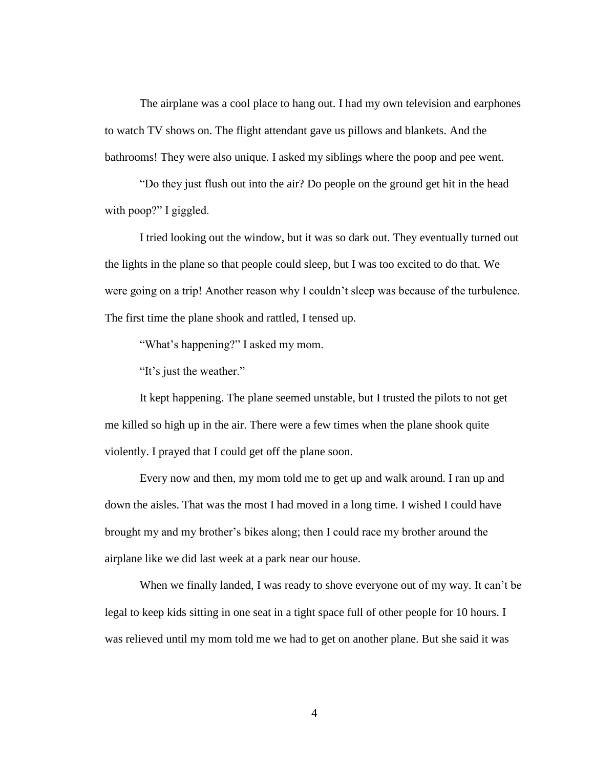The airplane was a cool place to hang out. I had my own television and earphones to watch TV shows on. The flight attendant gave us pillows and blankets. And the bathrooms! They were also unique. I asked my siblings where the poop and pee went.

"Do they just flush out into the air? Do people on the ground get hit in the head with poop?" I giggled.

I tried looking out the window, but it was so dark out. They eventually turned out the lights in the plane so that people could sleep, but I was too excited to do that. We were going on a trip! Another reason why I couldn't sleep was because of the turbulence. The first time the plane shook and rattled, I tensed up.

"What's happening?" I asked my mom.

"It's just the weather."

It kept happening. The plane seemed unstable, but I trusted the pilots to not get me killed so high up in the air. There were a few times when the plane shook quite violently. I prayed that I could get off the plane soon.

Every now and then, my mom told me to get up and walk around. I ran up and down the aisles. That was the most I had moved in a long time. I wished I could have brought my and my brother's bikes along; then I could race my brother around the airplane like we did last week at a park near our house.

When we finally landed, I was ready to shove everyone out of my way. It can't be legal to keep kids sitting in one seat in a tight space full of other people for 10 hours. I was relieved until my mom told me we had to get on another plane. But she said it was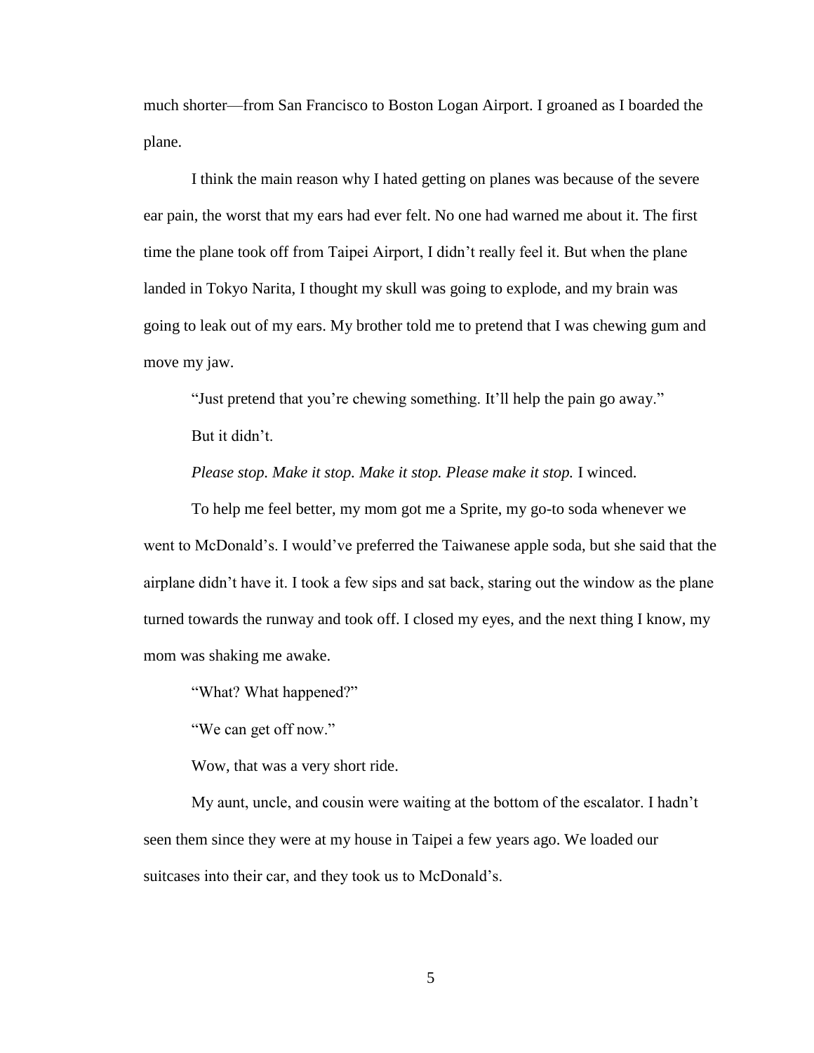much shorter—from San Francisco to Boston Logan Airport. I groaned as I boarded the plane.

I think the main reason why I hated getting on planes was because of the severe ear pain, the worst that my ears had ever felt. No one had warned me about it. The first time the plane took off from Taipei Airport, I didn't really feel it. But when the plane landed in Tokyo Narita, I thought my skull was going to explode, and my brain was going to leak out of my ears. My brother told me to pretend that I was chewing gum and move my jaw.

"Just pretend that you're chewing something. It'll help the pain go away."

But it didn't.

*Please stop. Make it stop. Make it stop. Please make it stop.* I winced.

To help me feel better, my mom got me a Sprite, my go-to soda whenever we went to McDonald's. I would've preferred the Taiwanese apple soda, but she said that the airplane didn't have it. I took a few sips and sat back, staring out the window as the plane turned towards the runway and took off. I closed my eyes, and the next thing I know, my mom was shaking me awake.

"What? What happened?"

"We can get off now."

Wow, that was a very short ride.

My aunt, uncle, and cousin were waiting at the bottom of the escalator. I hadn't seen them since they were at my house in Taipei a few years ago. We loaded our suitcases into their car, and they took us to McDonald's.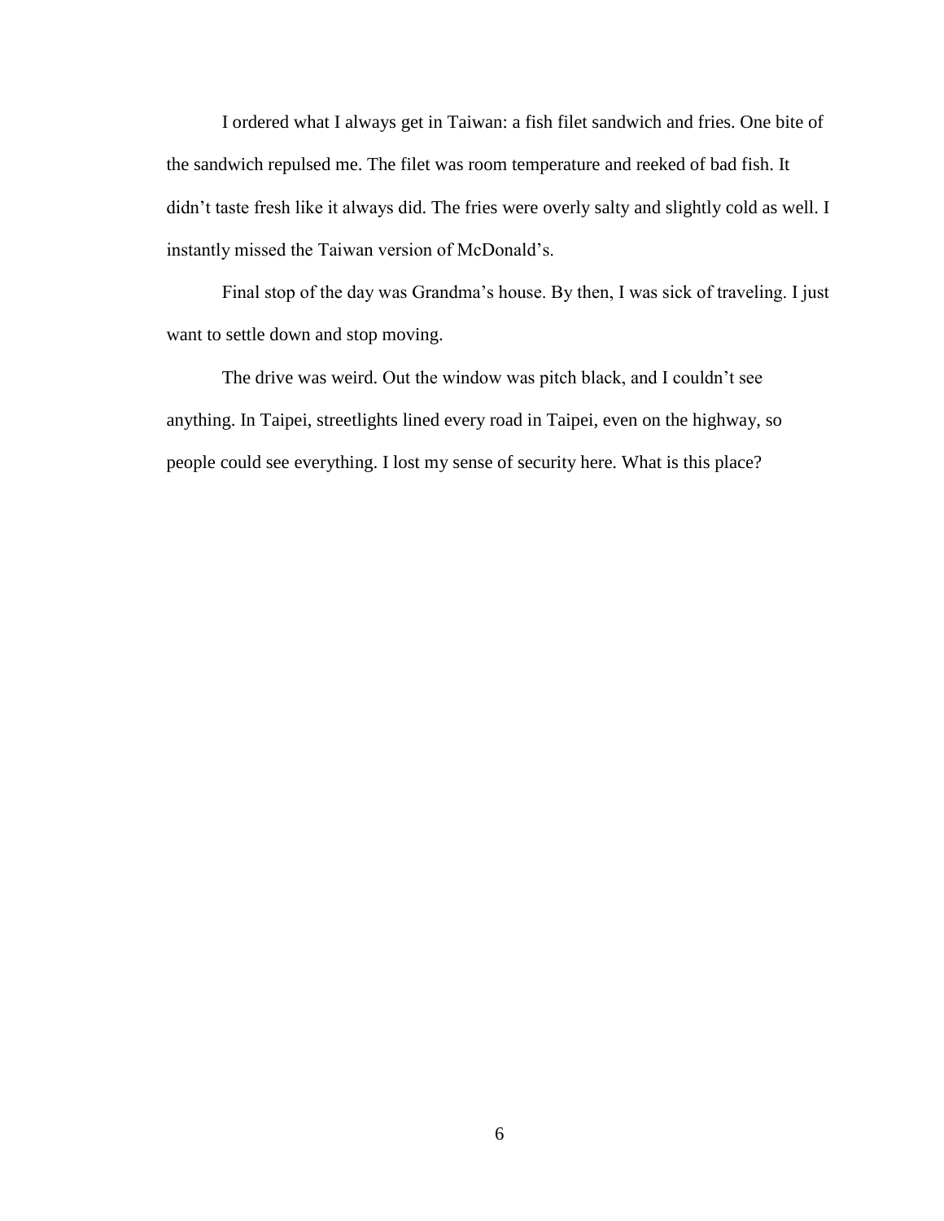I ordered what I always get in Taiwan: a fish filet sandwich and fries. One bite of the sandwich repulsed me. The filet was room temperature and reeked of bad fish. It didn’t taste fresh like it always did. The fries were overly salty and slightly cold as well. I instantly missed the Taiwan version of McDonald’s.

Final stop of the day was Grandma’s house. By then, I was sick of traveling. I just want to settle down and stop moving.

The drive was weird. Out the window was pitch black, and I couldn’t see anything. In Taipei, streetlights lined every road in Taipei, even on the highway, so people could see everything. I lost my sense of security here. What is this place?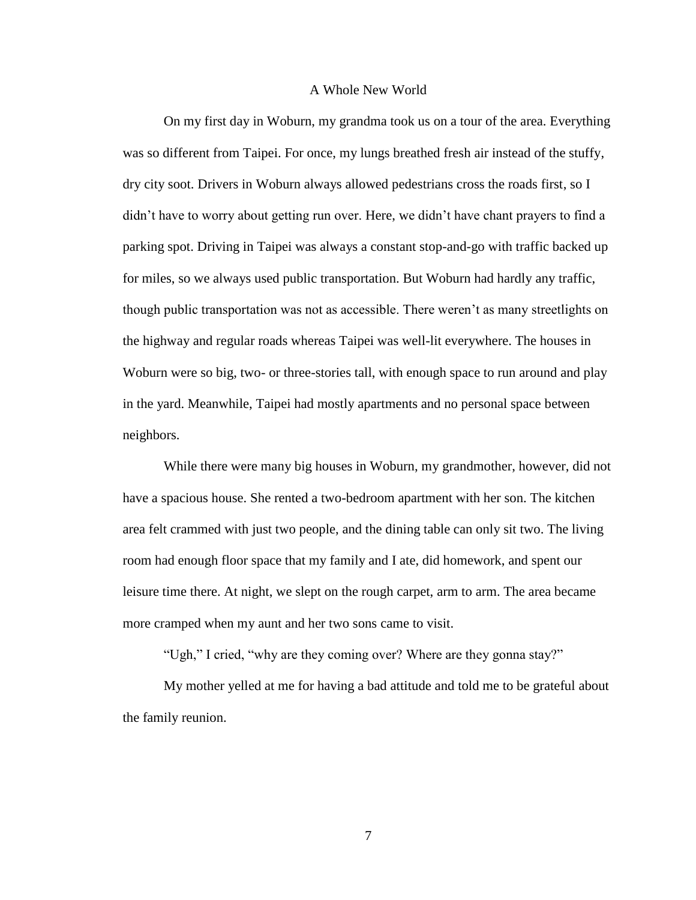## A Whole New World

On my first day in Woburn, my grandma took us on a tour of the area. Everything was so different from Taipei. For once, my lungs breathed fresh air instead of the stuffy, dry city soot. Drivers in Woburn always allowed pedestrians cross the roads first, so I didn't have to worry about getting run over. Here, we didn't have chant prayers to find a parking spot. Driving in Taipei was always a constant stop-and-go with traffic backed up for miles, so we always used public transportation. But Woburn had hardly any traffic, though public transportation was not as accessible. There weren't as many streetlights on the highway and regular roads whereas Taipei was well-lit everywhere. The houses in Woburn were so big, two- or three-stories tall, with enough space to run around and play in the yard. Meanwhile, Taipei had mostly apartments and no personal space between neighbors.

While there were many big houses in Woburn, my grandmother, however, did not have a spacious house. She rented a two-bedroom apartment with her son. The kitchen area felt crammed with just two people, and the dining table can only sit two. The living room had enough floor space that my family and I ate, did homework, and spent our leisure time there. At night, we slept on the rough carpet, arm to arm. The area became more cramped when my aunt and her two sons came to visit.

"Ugh," I cried, "why are they coming over? Where are they gonna stay?"

My mother yelled at me for having a bad attitude and told me to be grateful about the family reunion.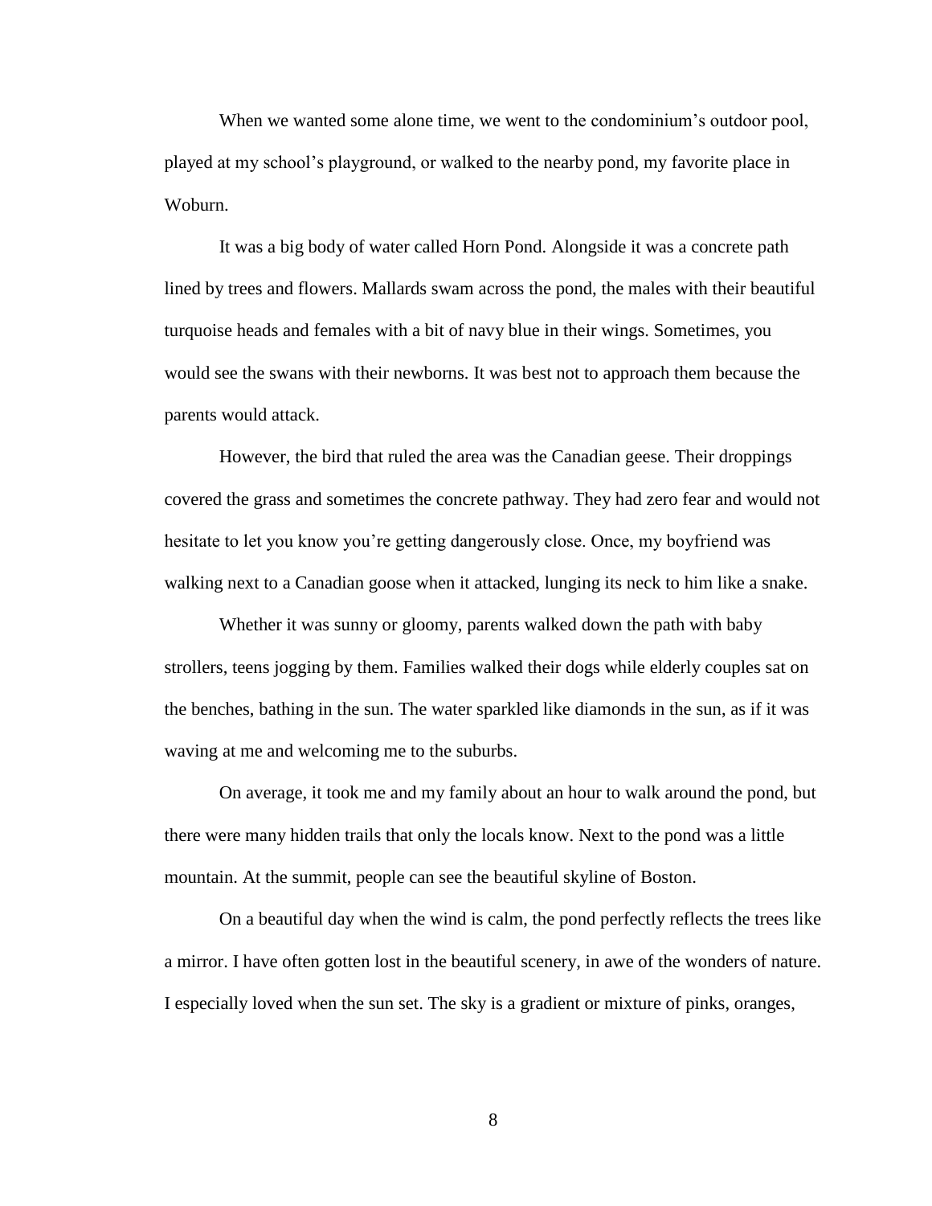When we wanted some alone time, we went to the condominium's outdoor pool, played at my school's playground, or walked to the nearby pond, my favorite place in Woburn.

It was a big body of water called Horn Pond. Alongside it was a concrete path lined by trees and flowers. Mallards swam across the pond, the males with their beautiful turquoise heads and females with a bit of navy blue in their wings. Sometimes, you would see the swans with their newborns. It was best not to approach them because the parents would attack.

However, the bird that ruled the area was the Canadian geese. Their droppings covered the grass and sometimes the concrete pathway. They had zero fear and would not hesitate to let you know you're getting dangerously close. Once, my boyfriend was walking next to a Canadian goose when it attacked, lunging its neck to him like a snake.

Whether it was sunny or gloomy, parents walked down the path with baby strollers, teens jogging by them. Families walked their dogs while elderly couples sat on the benches, bathing in the sun. The water sparkled like diamonds in the sun, as if it was waving at me and welcoming me to the suburbs.

On average, it took me and my family about an hour to walk around the pond, but there were many hidden trails that only the locals know. Next to the pond was a little mountain. At the summit, people can see the beautiful skyline of Boston.

On a beautiful day when the wind is calm, the pond perfectly reflects the trees like a mirror. I have often gotten lost in the beautiful scenery, in awe of the wonders of nature. I especially loved when the sun set. The sky is a gradient or mixture of pinks, oranges,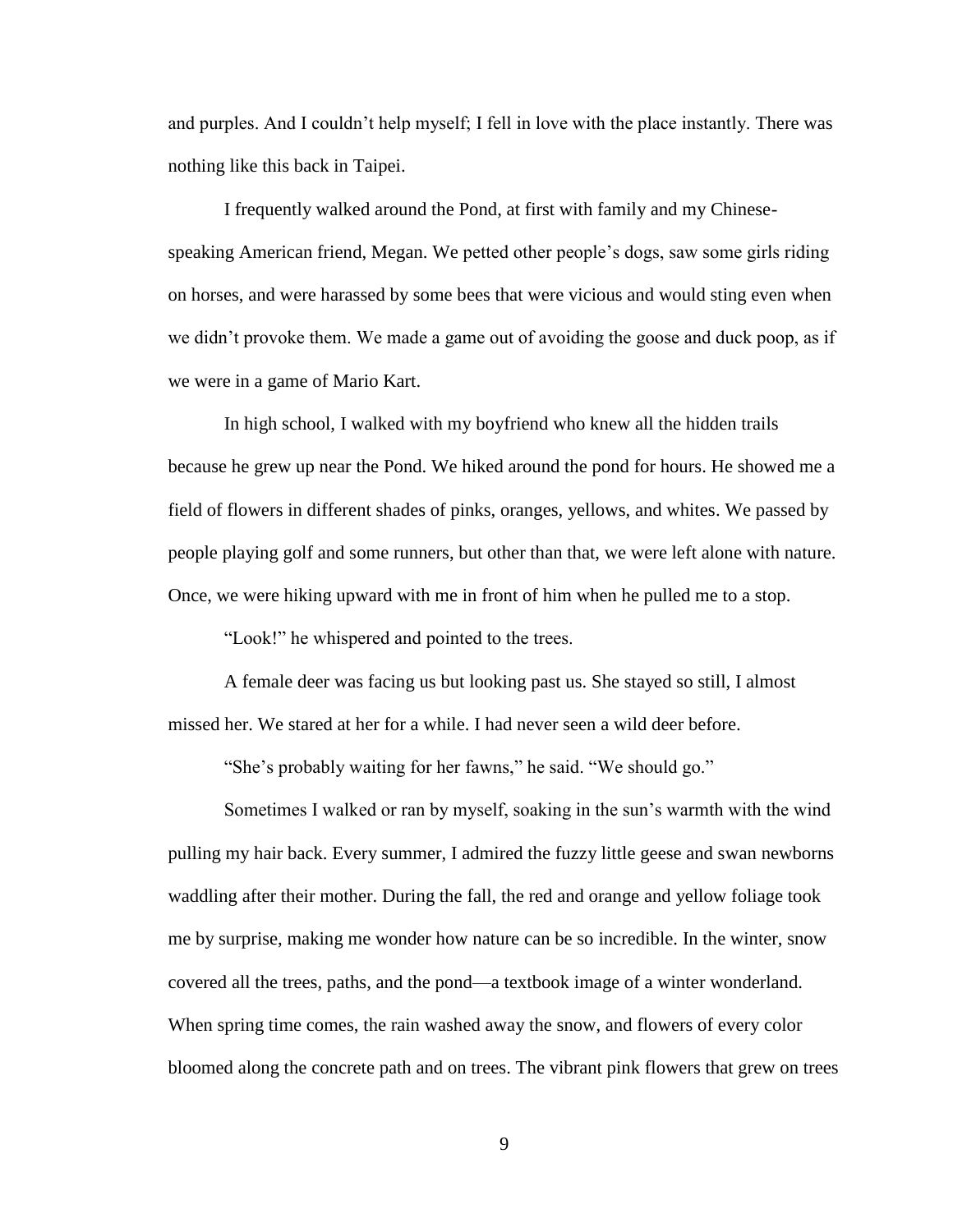and purples. And I couldn't help myself; I fell in love with the place instantly. There was nothing like this back in Taipei.

I frequently walked around the Pond, at first with family and my Chinese-speaking American friend, Megan. We petted other people's dogs, saw some girls riding on horses, and were harassed by some bees that were vicious and would sting even when we didn't provoke them. We made a game out of avoiding the goose and duck poop, as if we were in a game of Mario Kart.

In high school, I walked with my boyfriend who knew all the hidden trails because he grew up near the Pond. We hiked around the pond for hours. He showed me a field of flowers in different shades of pinks, oranges, yellows, and whites. We passed by people playing golf and some runners, but other than that, we were left alone with nature. Once, we were hiking upward with me in front of him when he pulled me to a stop.

"Look!" he whispered and pointed to the trees.

A female deer was facing us but looking past us. She stayed so still, I almost missed her. We stared at her for a while. I had never seen a wild deer before.

"She's probably waiting for her fawns," he said. "We should go."

Sometimes I walked or ran by myself, soaking in the sun's warmth with the wind pulling my hair back. Every summer, I admired the fuzzy little geese and swan newborns waddling after their mother. During the fall, the red and orange and yellow foliage took me by surprise, making me wonder how nature can be so incredible. In the winter, snow covered all the trees, paths, and the pond—a textbook image of a winter wonderland. When spring time comes, the rain washed away the snow, and flowers of every color bloomed along the concrete path and on trees. The vibrant pink flowers that grew on trees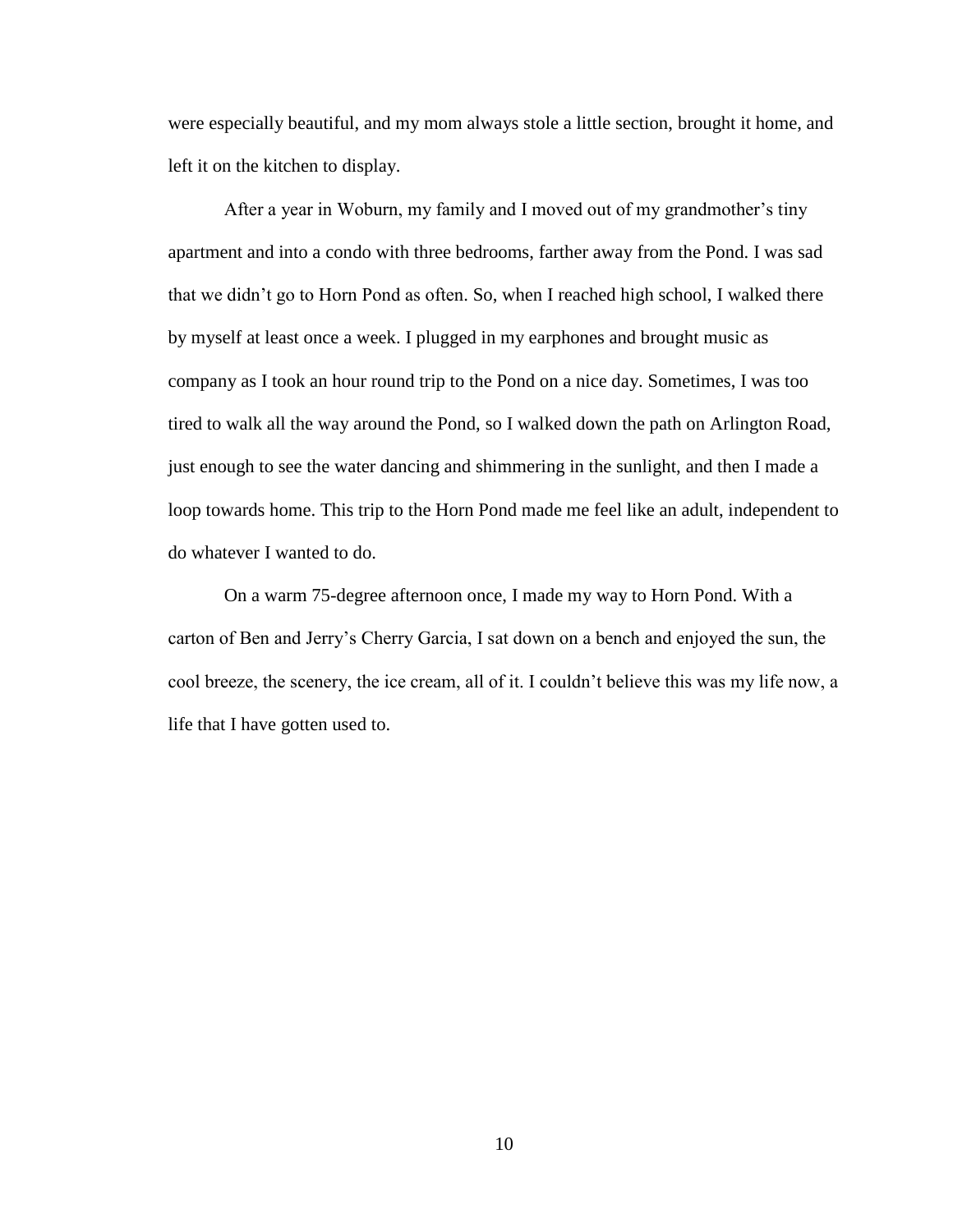were especially beautiful, and my mom always stole a little section, brought it home, and left it on the kitchen to display.

After a year in Woburn, my family and I moved out of my grandmother's tiny apartment and into a condo with three bedrooms, farther away from the Pond. I was sad that we didn't go to Horn Pond as often. So, when I reached high school, I walked there by myself at least once a week. I plugged in my earphones and brought music as company as I took an hour round trip to the Pond on a nice day. Sometimes, I was too tired to walk all the way around the Pond, so I walked down the path on Arlington Road, just enough to see the water dancing and shimmering in the sunlight, and then I made a loop towards home. This trip to the Horn Pond made me feel like an adult, independent to do whatever I wanted to do.

On a warm 75-degree afternoon once, I made my way to Horn Pond. With a carton of Ben and Jerry's Cherry Garcia, I sat down on a bench and enjoyed the sun, the cool breeze, the scenery, the ice cream, all of it. I couldn't believe this was my life now, a life that I have gotten used to.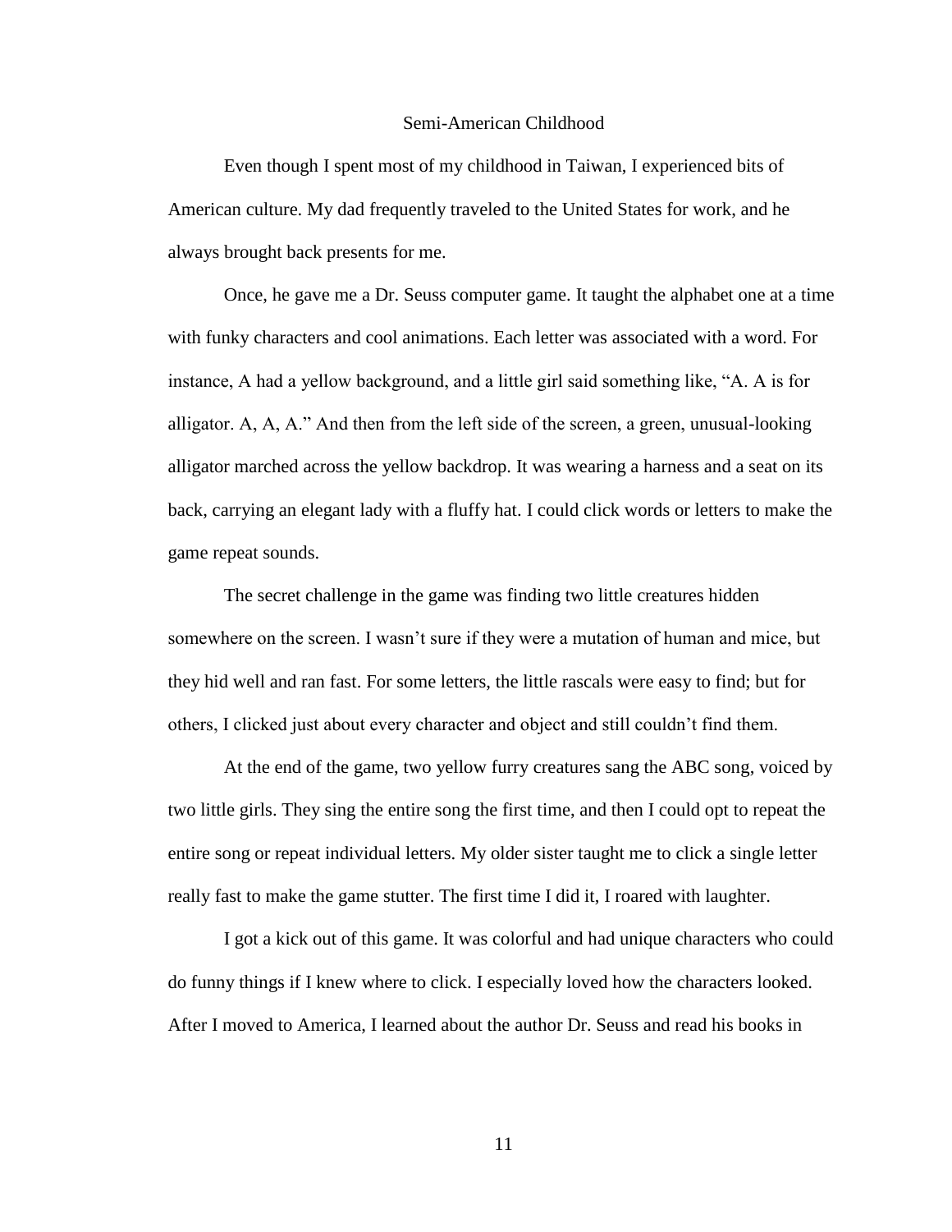# Semi-American Childhood

Even though I spent most of my childhood in Taiwan, I experienced bits of American culture. My dad frequently traveled to the United States for work, and he always brought back presents for me.

Once, he gave me a Dr. Seuss computer game. It taught the alphabet one at a time with funky characters and cool animations. Each letter was associated with a word. For instance, A had a yellow background, and a little girl said something like, "A. A is for alligator. A, A, A." And then from the left side of the screen, a green, unusual-looking alligator marched across the yellow backdrop. It was wearing a harness and a seat on its back, carrying an elegant lady with a fluffy hat. I could click words or letters to make the game repeat sounds.

The secret challenge in the game was finding two little creatures hidden somewhere on the screen. I wasn't sure if they were a mutation of human and mice, but they hid well and ran fast. For some letters, the little rascals were easy to find; but for others, I clicked just about every character and object and still couldn't find them.

At the end of the game, two yellow furry creatures sang the ABC song, voiced by two little girls. They sing the entire song the first time, and then I could opt to repeat the entire song or repeat individual letters. My older sister taught me to click a single letter really fast to make the game stutter. The first time I did it, I roared with laughter.

I got a kick out of this game. It was colorful and had unique characters who could do funny things if I knew where to click. I especially loved how the characters looked. After I moved to America, I learned about the author Dr. Seuss and read his books in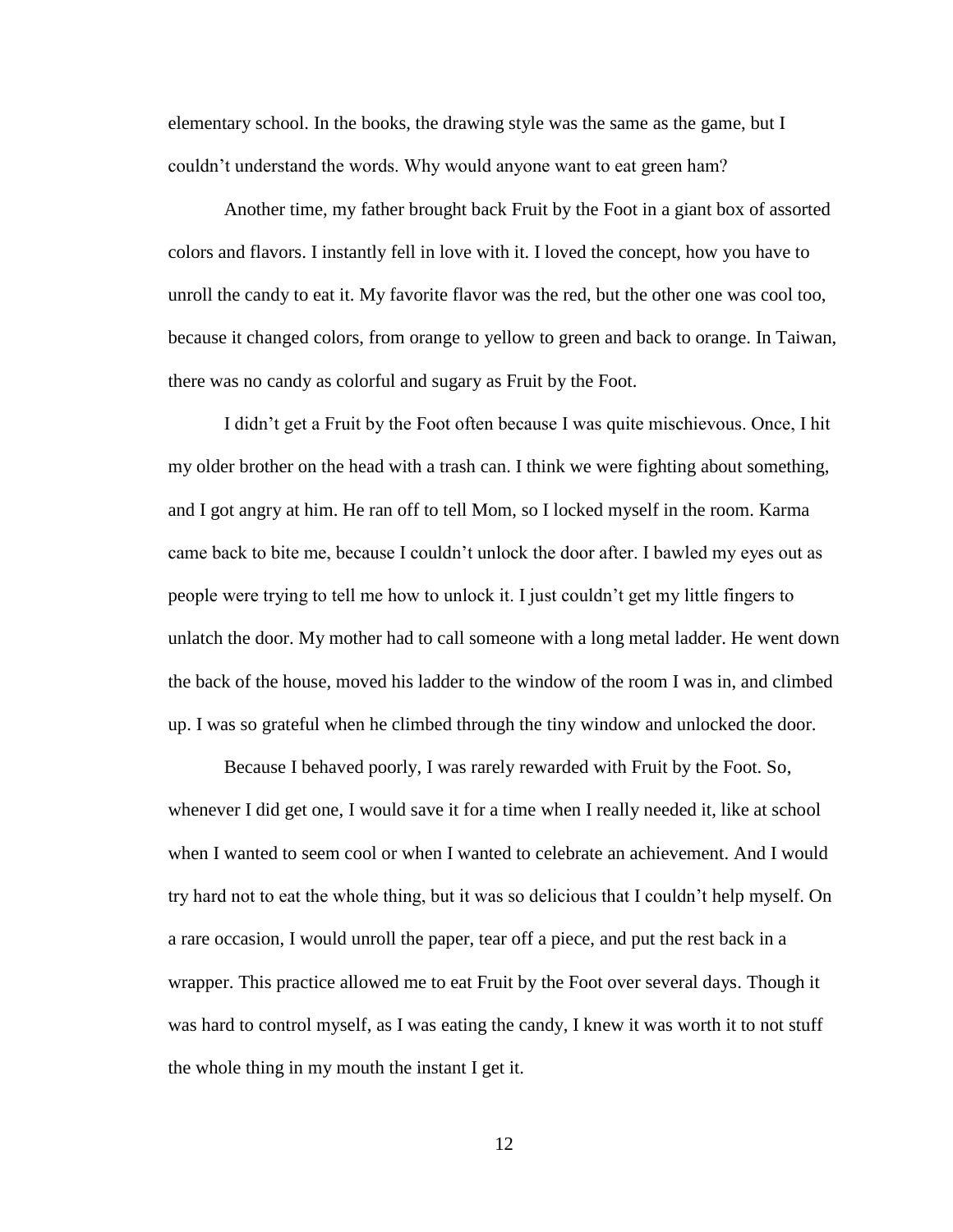elementary school. In the books, the drawing style was the same as the game, but I couldn't understand the words. Why would anyone want to eat green ham?

Another time, my father brought back Fruit by the Foot in a giant box of assorted colors and flavors. I instantly fell in love with it. I loved the concept, how you have to unroll the candy to eat it. My favorite flavor was the red, but the other one was cool too, because it changed colors, from orange to yellow to green and back to orange. In Taiwan, there was no candy as colorful and sugary as Fruit by the Foot.

I didn't get a Fruit by the Foot often because I was quite mischievous. Once, I hit my older brother on the head with a trash can. I think we were fighting about something, and I got angry at him. He ran off to tell Mom, so I locked myself in the room. Karma came back to bite me, because I couldn't unlock the door after. I bawled my eyes out as people were trying to tell me how to unlock it. I just couldn't get my little fingers to unlatch the door. My mother had to call someone with a long metal ladder. He went down the back of the house, moved his ladder to the window of the room I was in, and climbed up. I was so grateful when he climbed through the tiny window and unlocked the door.

Because I behaved poorly, I was rarely rewarded with Fruit by the Foot. So, whenever I did get one, I would save it for a time when I really needed it, like at school when I wanted to seem cool or when I wanted to celebrate an achievement. And I would try hard not to eat the whole thing, but it was so delicious that I couldn't help myself. On a rare occasion, I would unroll the paper, tear off a piece, and put the rest back in a wrapper. This practice allowed me to eat Fruit by the Foot over several days. Though it was hard to control myself, as I was eating the candy, I knew it was worth it to not stuff the whole thing in my mouth the instant I get it.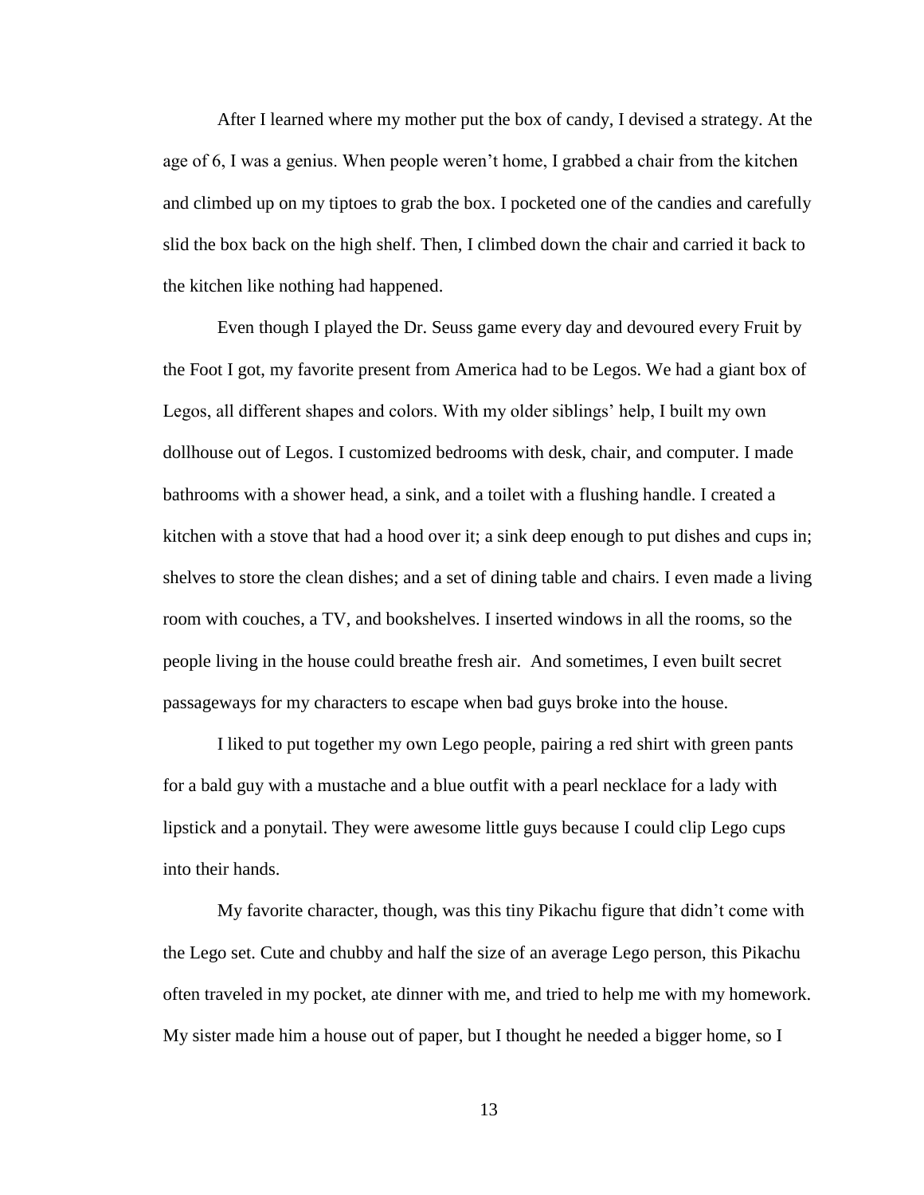After I learned where my mother put the box of candy, I devised a strategy. At the age of 6, I was a genius. When people weren't home, I grabbed a chair from the kitchen and climbed up on my tiptoes to grab the box. I pocketed one of the candies and carefully slid the box back on the high shelf. Then, I climbed down the chair and carried it back to the kitchen like nothing had happened.

Even though I played the Dr. Seuss game every day and devoured every Fruit by the Foot I got, my favorite present from America had to be Legos. We had a giant box of Legos, all different shapes and colors. With my older siblings' help, I built my own dollhouse out of Legos. I customized bedrooms with desk, chair, and computer. I made bathrooms with a shower head, a sink, and a toilet with a flushing handle. I created a kitchen with a stove that had a hood over it; a sink deep enough to put dishes and cups in; shelves to store the clean dishes; and a set of dining table and chairs. I even made a living room with couches, a TV, and bookshelves. I inserted windows in all the rooms, so the people living in the house could breathe fresh air. And sometimes, I even built secret passageways for my characters to escape when bad guys broke into the house.

I liked to put together my own Lego people, pairing a red shirt with green pants for a bald guy with a mustache and a blue outfit with a pearl necklace for a lady with lipstick and a ponytail. They were awesome little guys because I could clip Lego cups into their hands.

My favorite character, though, was this tiny Pikachu figure that didn't come with the Lego set. Cute and chubby and half the size of an average Lego person, this Pikachu often traveled in my pocket, ate dinner with me, and tried to help me with my homework. My sister made him a house out of paper, but I thought he needed a bigger home, so I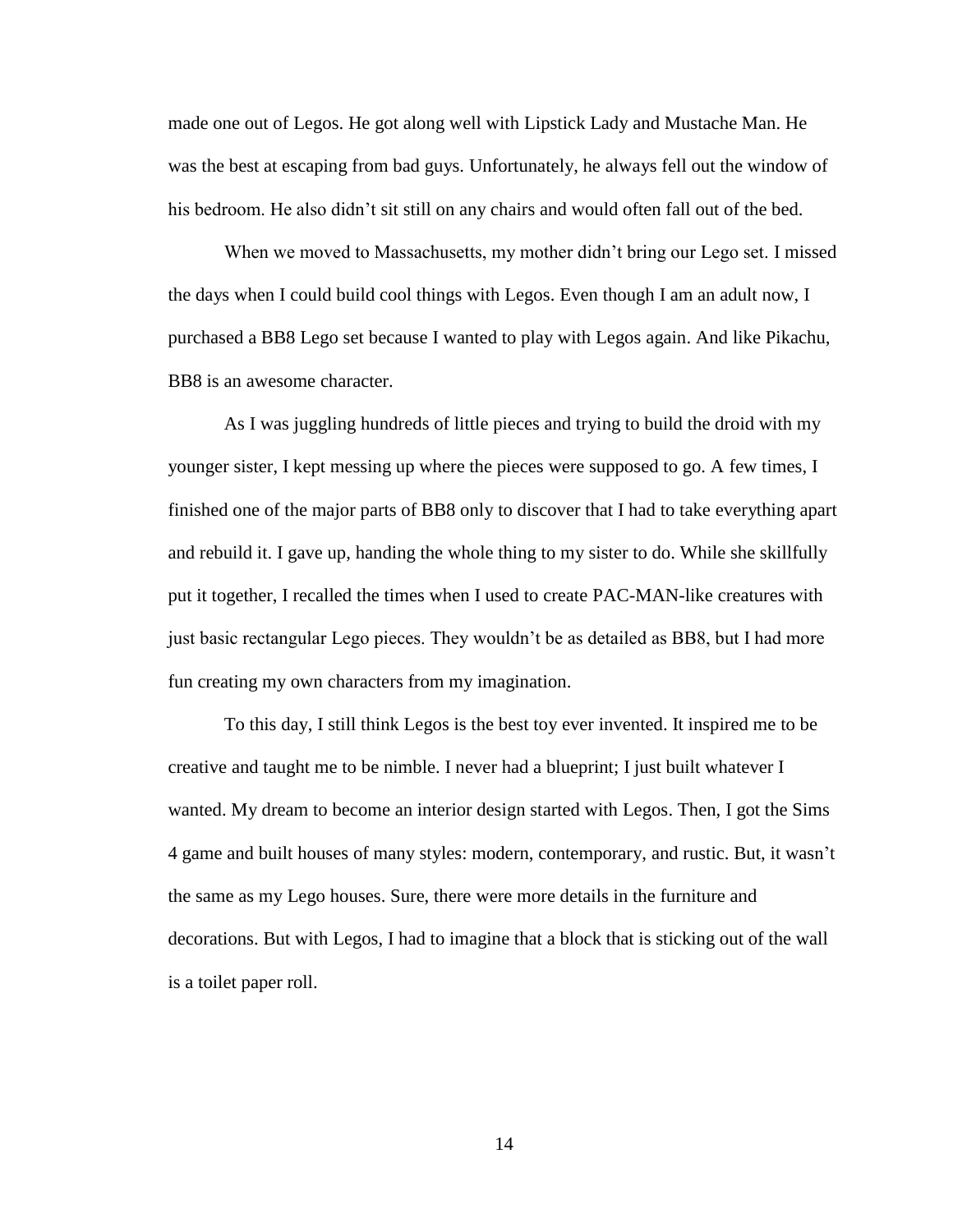made one out of Legos. He got along well with Lipstick Lady and Mustache Man. He was the best at escaping from bad guys. Unfortunately, he always fell out the window of his bedroom. He also didn't sit still on any chairs and would often fall out of the bed.

When we moved to Massachusetts, my mother didn't bring our Lego set. I missed the days when I could build cool things with Legos. Even though I am an adult now, I purchased a BB8 Lego set because I wanted to play with Legos again. And like Pikachu, BB8 is an awesome character.

As I was juggling hundreds of little pieces and trying to build the droid with my younger sister, I kept messing up where the pieces were supposed to go. A few times, I finished one of the major parts of BB8 only to discover that I had to take everything apart and rebuild it. I gave up, handing the whole thing to my sister to do. While she skillfully put it together, I recalled the times when I used to create PAC-MAN-like creatures with just basic rectangular Lego pieces. They wouldn't be as detailed as BB8, but I had more fun creating my own characters from my imagination.

To this day, I still think Legos is the best toy ever invented. It inspired me to be creative and taught me to be nimble. I never had a blueprint; I just built whatever I wanted. My dream to become an interior design started with Legos. Then, I got the Sims 4 game and built houses of many styles: modern, contemporary, and rustic. But, it wasn't the same as my Lego houses. Sure, there were more details in the furniture and decorations. But with Legos, I had to imagine that a block that is sticking out of the wall is a toilet paper roll.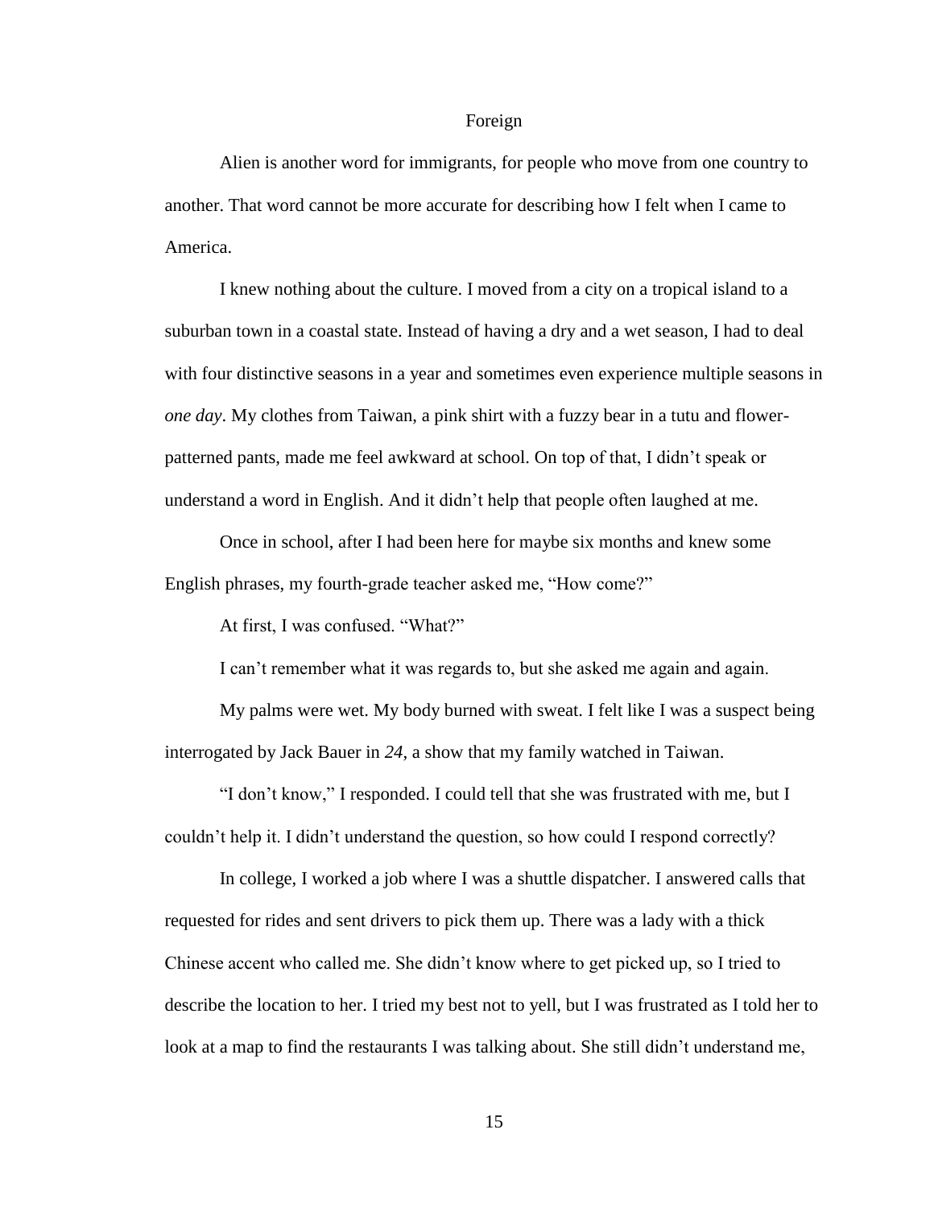# Foreign

Alien is another word for immigrants, for people who move from one country to another. That word cannot be more accurate for describing how I felt when I came to America.

I knew nothing about the culture. I moved from a city on a tropical island to a suburban town in a coastal state. Instead of having a dry and a wet season, I had to deal with four distinctive seasons in a year and sometimes even experience multiple seasons in *one day*. My clothes from Taiwan, a pink shirt with a fuzzy bear in a tutu and flower-patterned pants, made me feel awkward at school. On top of that, I didn't speak or understand a word in English. And it didn't help that people often laughed at me.

Once in school, after I had been here for maybe six months and knew some English phrases, my fourth-grade teacher asked me, "How come?"

At first, I was confused. "What?"

I can't remember what it was regards to, but she asked me again and again.

My palms were wet. My body burned with sweat. I felt like I was a suspect being interrogated by Jack Bauer in *24*, a show that my family watched in Taiwan.

"I don't know," I responded. I could tell that she was frustrated with me, but I couldn't help it. I didn't understand the question, so how could I respond correctly?

In college, I worked a job where I was a shuttle dispatcher. I answered calls that requested for rides and sent drivers to pick them up. There was a lady with a thick Chinese accent who called me. She didn't know where to get picked up, so I tried to describe the location to her. I tried my best not to yell, but I was frustrated as I told her to look at a map to find the restaurants I was talking about. She still didn't understand me,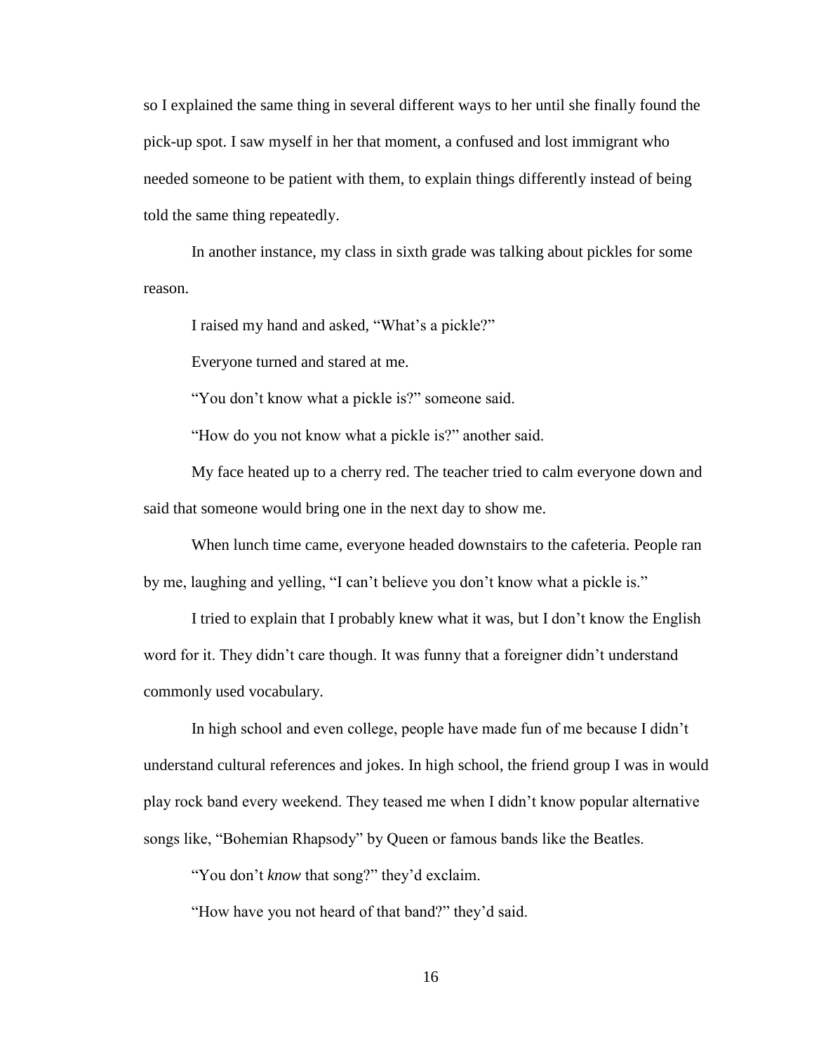so I explained the same thing in several different ways to her until she finally found the pick-up spot. I saw myself in her that moment, a confused and lost immigrant who needed someone to be patient with them, to explain things differently instead of being told the same thing repeatedly.

In another instance, my class in sixth grade was talking about pickles for some reason.

I raised my hand and asked, "What's a pickle?"

Everyone turned and stared at me.

"You don't know what a pickle is?" someone said.

"How do you not know what a pickle is?" another said.

My face heated up to a cherry red. The teacher tried to calm everyone down and said that someone would bring one in the next day to show me.

When lunch time came, everyone headed downstairs to the cafeteria. People ran by me, laughing and yelling, "I can't believe you don't know what a pickle is."

I tried to explain that I probably knew what it was, but I don't know the English word for it. They didn't care though. It was funny that a foreigner didn't understand commonly used vocabulary.

In high school and even college, people have made fun of me because I didn't understand cultural references and jokes. In high school, the friend group I was in would play rock band every weekend. They teased me when I didn't know popular alternative songs like, "Bohemian Rhapsody" by Queen or famous bands like the Beatles.

"You don't *know* that song?" they'd exclaim.

"How have you not heard of that band?" they'd said.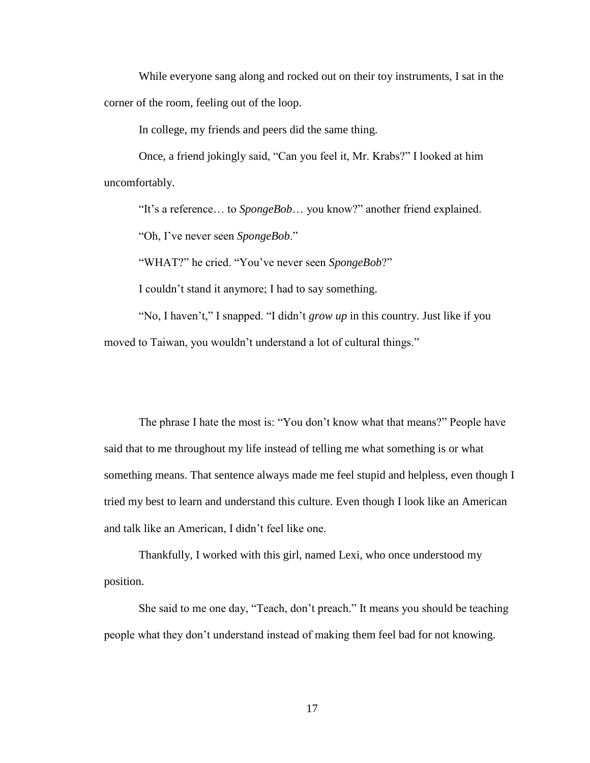While everyone sang along and rocked out on their toy instruments, I sat in the corner of the room, feeling out of the loop.

In college, my friends and peers did the same thing.

Once, a friend jokingly said, "Can you feel it, Mr. Krabs?" I looked at him uncomfortably.

"It's a reference… to *SpongeBob*… you know?" another friend explained.

"Oh, I've never seen *SpongeBob*."

"WHAT?" he cried. "You've never seen *SpongeBob*?"

I couldn't stand it anymore; I had to say something.

"No, I haven't," I snapped. "I didn't *grow up* in this country. Just like if you moved to Taiwan, you wouldn't understand a lot of cultural things."

The phrase I hate the most is: "You don't know what that means?" People have said that to me throughout my life instead of telling me what something is or what something means. That sentence always made me feel stupid and helpless, even though I tried my best to learn and understand this culture. Even though I look like an American and talk like an American, I didn't feel like one.

Thankfully, I worked with this girl, named Lexi, who once understood my position.

She said to me one day, "Teach, don't preach." It means you should be teaching people what they don't understand instead of making them feel bad for not knowing.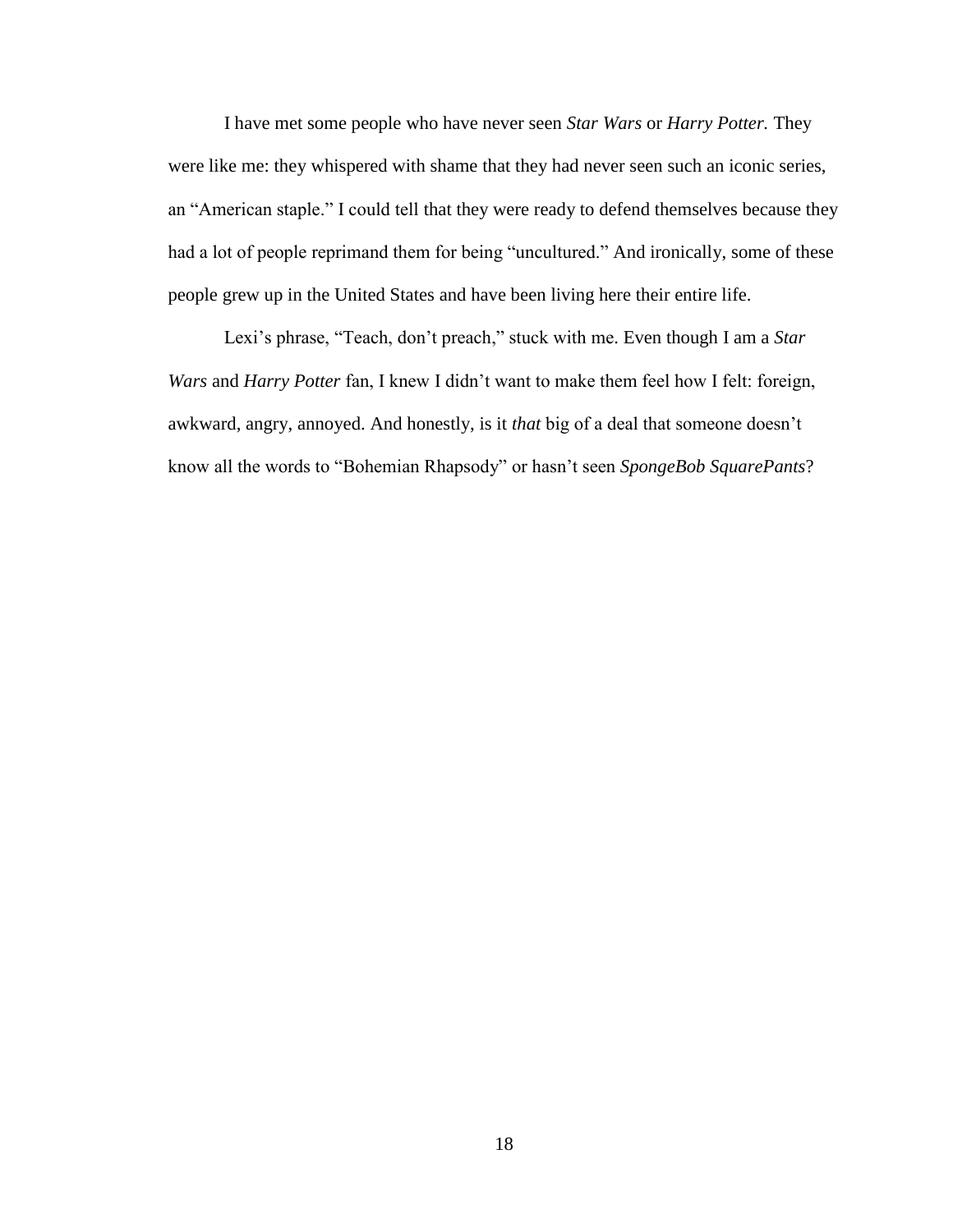I have met some people who have never seen *Star Wars* or *Harry Potter.* They were like me: they whispered with shame that they had never seen such an iconic series, an "American staple." I could tell that they were ready to defend themselves because they had a lot of people reprimand them for being "uncultured." And ironically, some of these people grew up in the United States and have been living here their entire life.

Lexi's phrase, "Teach, don't preach," stuck with me. Even though I am a *Star Wars* and *Harry Potter* fan, I knew I didn't want to make them feel how I felt: foreign, awkward, angry, annoyed. And honestly, is it *that* big of a deal that someone doesn't know all the words to "Bohemian Rhapsody" or hasn't seen *SpongeBob SquarePants*?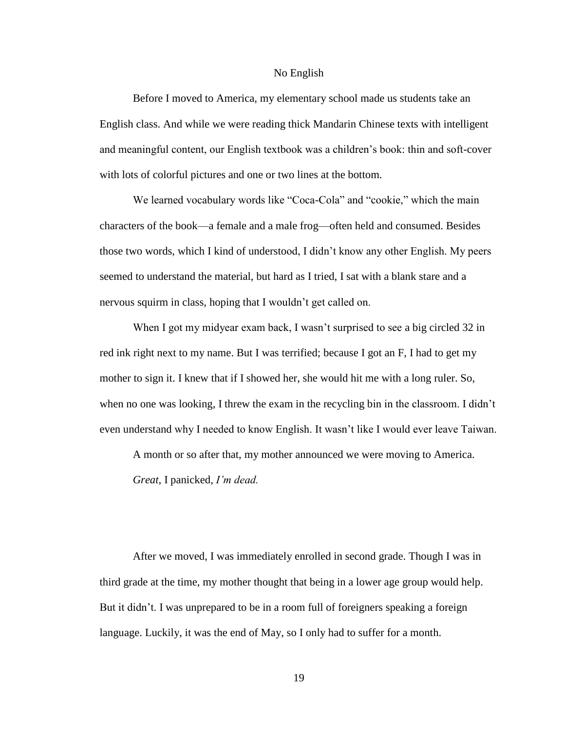## No English

Before I moved to America, my elementary school made us students take an English class. And while we were reading thick Mandarin Chinese texts with intelligent and meaningful content, our English textbook was a children's book: thin and soft-cover with lots of colorful pictures and one or two lines at the bottom.

We learned vocabulary words like "Coca-Cola" and "cookie," which the main characters of the book—a female and a male frog—often held and consumed. Besides those two words, which I kind of understood, I didn't know any other English. My peers seemed to understand the material, but hard as I tried, I sat with a blank stare and a nervous squirm in class, hoping that I wouldn't get called on.

When I got my midyear exam back, I wasn't surprised to see a big circled 32 in red ink right next to my name. But I was terrified; because I got an F, I had to get my mother to sign it. I knew that if I showed her, she would hit me with a long ruler. So, when no one was looking, I threw the exam in the recycling bin in the classroom. I didn't even understand why I needed to know English. It wasn't like I would ever leave Taiwan.

A month or so after that, my mother announced we were moving to America.

*Great*, I panicked, *I'm dead.*

After we moved, I was immediately enrolled in second grade. Though I was in third grade at the time, my mother thought that being in a lower age group would help. But it didn't. I was unprepared to be in a room full of foreigners speaking a foreign language. Luckily, it was the end of May, so I only had to suffer for a month.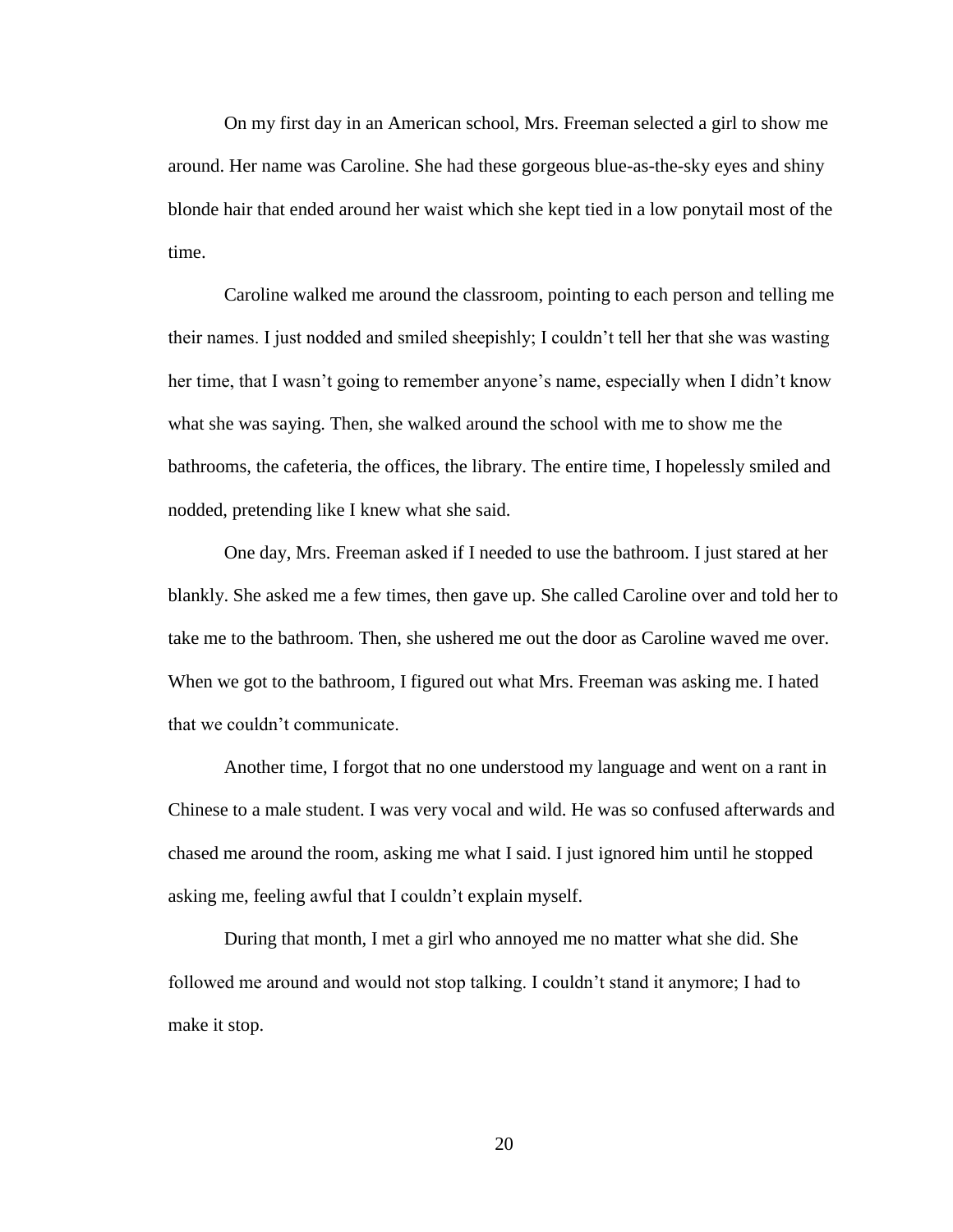On my first day in an American school, Mrs. Freeman selected a girl to show me around. Her name was Caroline. She had these gorgeous blue-as-the-sky eyes and shiny blonde hair that ended around her waist which she kept tied in a low ponytail most of the time.

Caroline walked me around the classroom, pointing to each person and telling me their names. I just nodded and smiled sheepishly; I couldn't tell her that she was wasting her time, that I wasn't going to remember anyone's name, especially when I didn't know what she was saying. Then, she walked around the school with me to show me the bathrooms, the cafeteria, the offices, the library. The entire time, I hopelessly smiled and nodded, pretending like I knew what she said.

One day, Mrs. Freeman asked if I needed to use the bathroom. I just stared at her blankly. She asked me a few times, then gave up. She called Caroline over and told her to take me to the bathroom. Then, she ushered me out the door as Caroline waved me over. When we got to the bathroom, I figured out what Mrs. Freeman was asking me. I hated that we couldn't communicate.

Another time, I forgot that no one understood my language and went on a rant in Chinese to a male student. I was very vocal and wild. He was so confused afterwards and chased me around the room, asking me what I said. I just ignored him until he stopped asking me, feeling awful that I couldn't explain myself.

During that month, I met a girl who annoyed me no matter what she did. She followed me around and would not stop talking. I couldn't stand it anymore; I had to make it stop.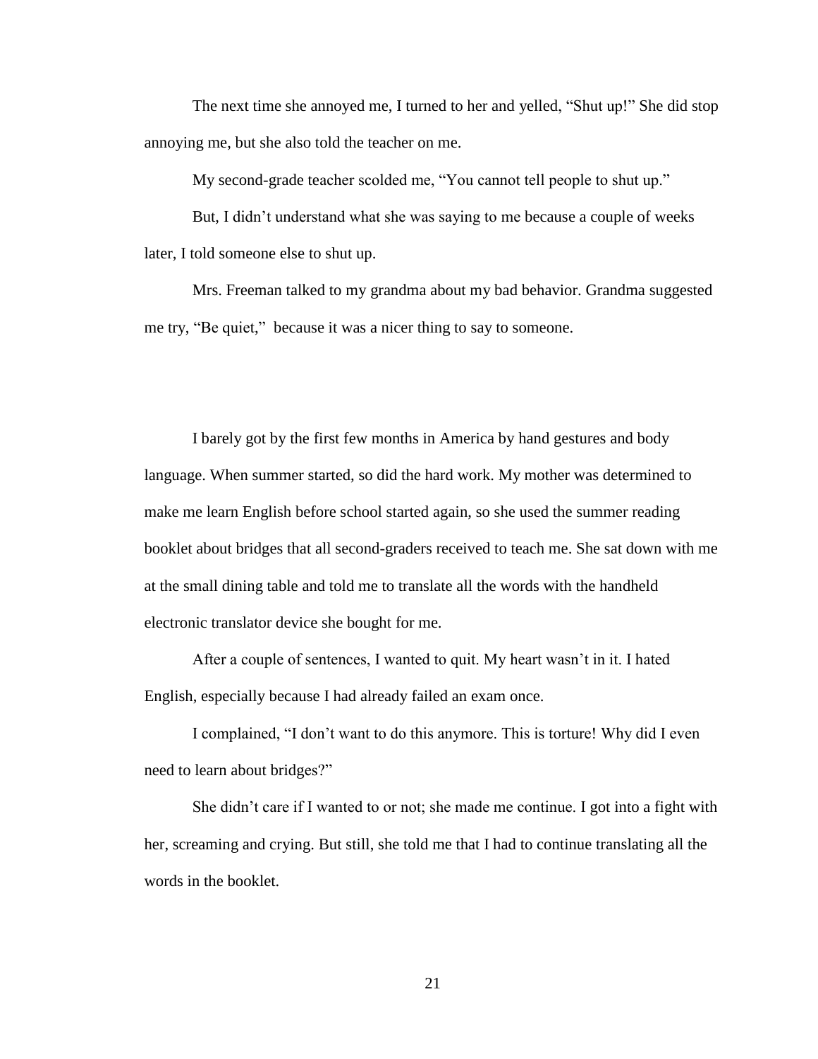The next time she annoyed me, I turned to her and yelled, "Shut up!" She did stop annoying me, but she also told the teacher on me.

My second-grade teacher scolded me, "You cannot tell people to shut up."

But, I didn't understand what she was saying to me because a couple of weeks later, I told someone else to shut up.

Mrs. Freeman talked to my grandma about my bad behavior. Grandma suggested me try, "Be quiet," because it was a nicer thing to say to someone.

I barely got by the first few months in America by hand gestures and body language. When summer started, so did the hard work. My mother was determined to make me learn English before school started again, so she used the summer reading booklet about bridges that all second-graders received to teach me. She sat down with me at the small dining table and told me to translate all the words with the handheld electronic translator device she bought for me.

After a couple of sentences, I wanted to quit. My heart wasn't in it. I hated English, especially because I had already failed an exam once.

I complained, "I don't want to do this anymore. This is torture! Why did I even need to learn about bridges?"

She didn't care if I wanted to or not; she made me continue. I got into a fight with her, screaming and crying. But still, she told me that I had to continue translating all the words in the booklet.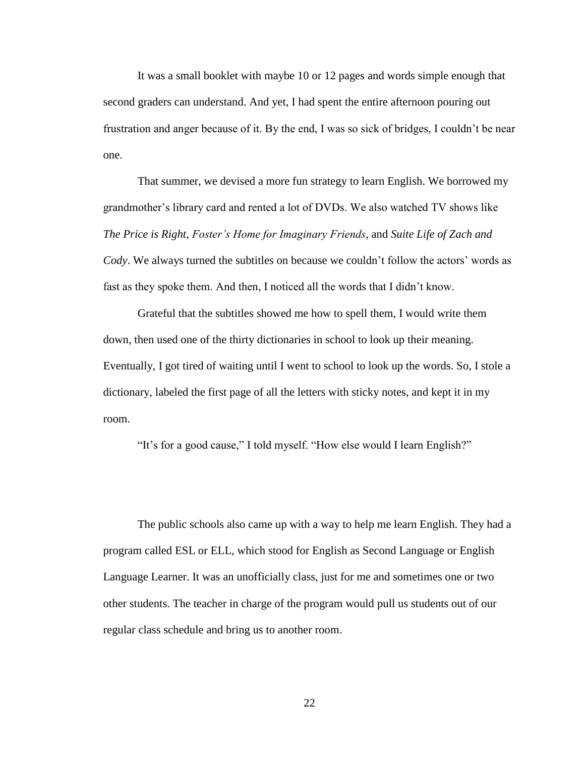It was a small booklet with maybe 10 or 12 pages and words simple enough that second graders can understand. And yet, I had spent the entire afternoon pouring out frustration and anger because of it. By the end, I was so sick of bridges, I couldn't be near one.

That summer, we devised a more fun strategy to learn English. We borrowed my grandmother's library card and rented a lot of DVDs. We also watched TV shows like *The Price is Right*, *Foster's Home for Imaginary Friends*, and *Suite Life of Zach and Cody*. We always turned the subtitles on because we couldn't follow the actors' words as fast as they spoke them. And then, I noticed all the words that I didn't know.

Grateful that the subtitles showed me how to spell them, I would write them down, then used one of the thirty dictionaries in school to look up their meaning. Eventually, I got tired of waiting until I went to school to look up the words. So, I stole a dictionary, labeled the first page of all the letters with sticky notes, and kept it in my room.

"It's for a good cause," I told myself. "How else would I learn English?"

The public schools also came up with a way to help me learn English. They had a program called ESL or ELL, which stood for English as Second Language or English Language Learner. It was an unofficially class, just for me and sometimes one or two other students. The teacher in charge of the program would pull us students out of our regular class schedule and bring us to another room.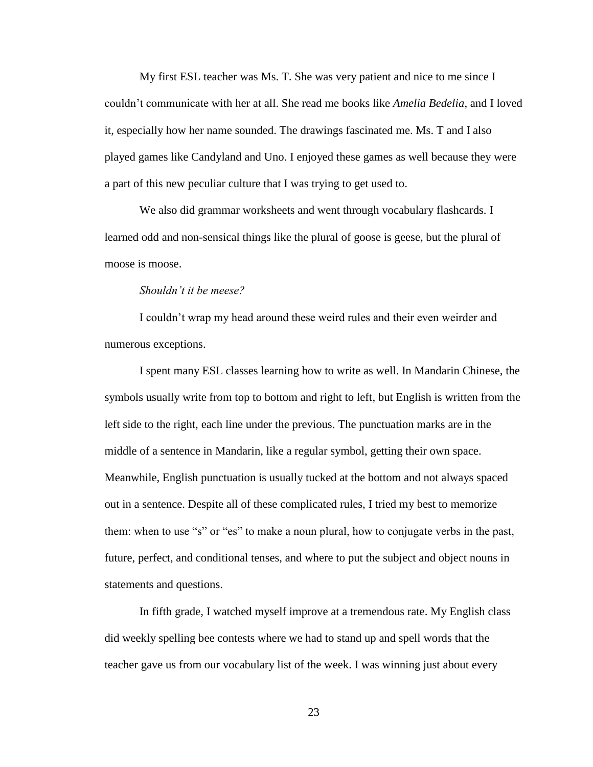My first ESL teacher was Ms. T. She was very patient and nice to me since I couldn't communicate with her at all. She read me books like *Amelia Bedelia*, and I loved it, especially how her name sounded. The drawings fascinated me. Ms. T and I also played games like Candyland and Uno. I enjoyed these games as well because they were a part of this new peculiar culture that I was trying to get used to.

We also did grammar worksheets and went through vocabulary flashcards. I learned odd and non-sensical things like the plural of goose is geese, but the plural of moose is moose.

*Shouldn't it be meese?*

I couldn't wrap my head around these weird rules and their even weirder and numerous exceptions.

I spent many ESL classes learning how to write as well. In Mandarin Chinese, the symbols usually write from top to bottom and right to left, but English is written from the left side to the right, each line under the previous. The punctuation marks are in the middle of a sentence in Mandarin, like a regular symbol, getting their own space. Meanwhile, English punctuation is usually tucked at the bottom and not always spaced out in a sentence. Despite all of these complicated rules, I tried my best to memorize them: when to use "s" or "es" to make a noun plural, how to conjugate verbs in the past, future, perfect, and conditional tenses, and where to put the subject and object nouns in statements and questions.

In fifth grade, I watched myself improve at a tremendous rate. My English class did weekly spelling bee contests where we had to stand up and spell words that the teacher gave us from our vocabulary list of the week. I was winning just about every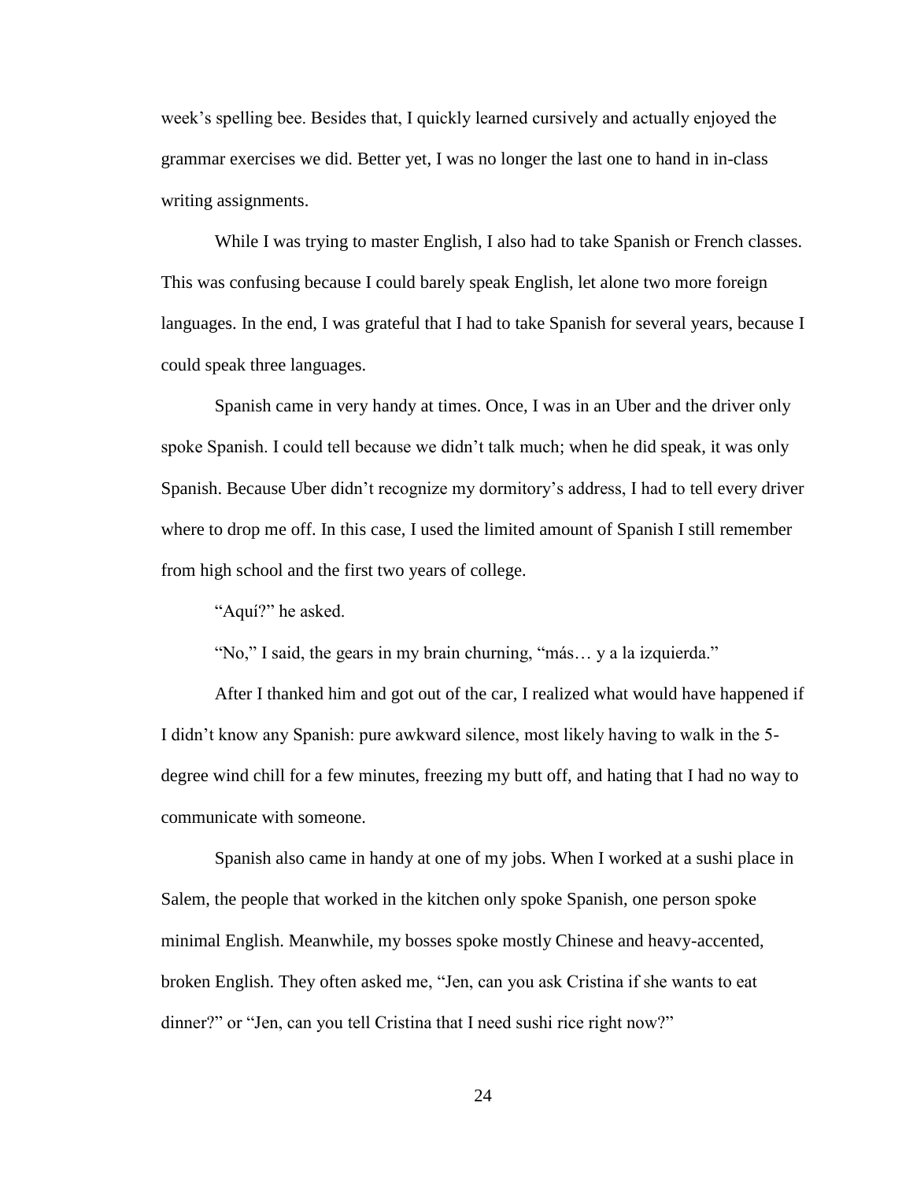week's spelling bee. Besides that, I quickly learned cursively and actually enjoyed the grammar exercises we did. Better yet, I was no longer the last one to hand in in-class writing assignments.

While I was trying to master English, I also had to take Spanish or French classes. This was confusing because I could barely speak English, let alone two more foreign languages. In the end, I was grateful that I had to take Spanish for several years, because I could speak three languages.

Spanish came in very handy at times. Once, I was in an Uber and the driver only spoke Spanish. I could tell because we didn't talk much; when he did speak, it was only Spanish. Because Uber didn't recognize my dormitory's address, I had to tell every driver where to drop me off. In this case, I used the limited amount of Spanish I still remember from high school and the first two years of college.

"Aquí?" he asked.

"No," I said, the gears in my brain churning, "más… y a la izquierda."

After I thanked him and got out of the car, I realized what would have happened if I didn't know any Spanish: pure awkward silence, most likely having to walk in the 5-degree wind chill for a few minutes, freezing my butt off, and hating that I had no way to communicate with someone.

Spanish also came in handy at one of my jobs. When I worked at a sushi place in Salem, the people that worked in the kitchen only spoke Spanish, one person spoke minimal English. Meanwhile, my bosses spoke mostly Chinese and heavy-accented, broken English. They often asked me, "Jen, can you ask Cristina if she wants to eat dinner?" or "Jen, can you tell Cristina that I need sushi rice right now?"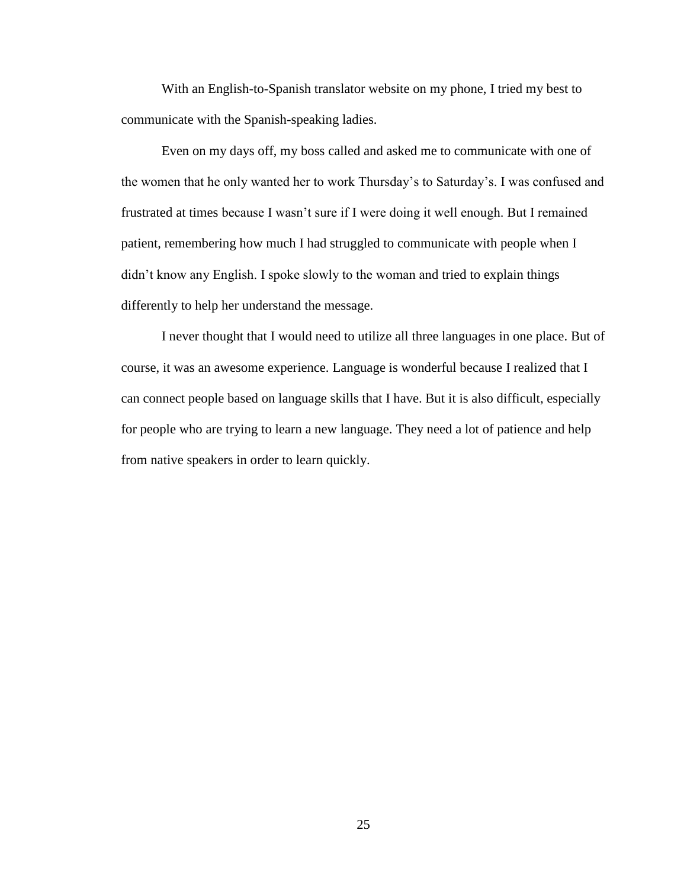With an English-to-Spanish translator website on my phone, I tried my best to communicate with the Spanish-speaking ladies.

Even on my days off, my boss called and asked me to communicate with one of the women that he only wanted her to work Thursday's to Saturday's. I was confused and frustrated at times because I wasn't sure if I were doing it well enough. But I remained patient, remembering how much I had struggled to communicate with people when I didn't know any English. I spoke slowly to the woman and tried to explain things differently to help her understand the message.

I never thought that I would need to utilize all three languages in one place. But of course, it was an awesome experience. Language is wonderful because I realized that I can connect people based on language skills that I have. But it is also difficult, especially for people who are trying to learn a new language. They need a lot of patience and help from native speakers in order to learn quickly.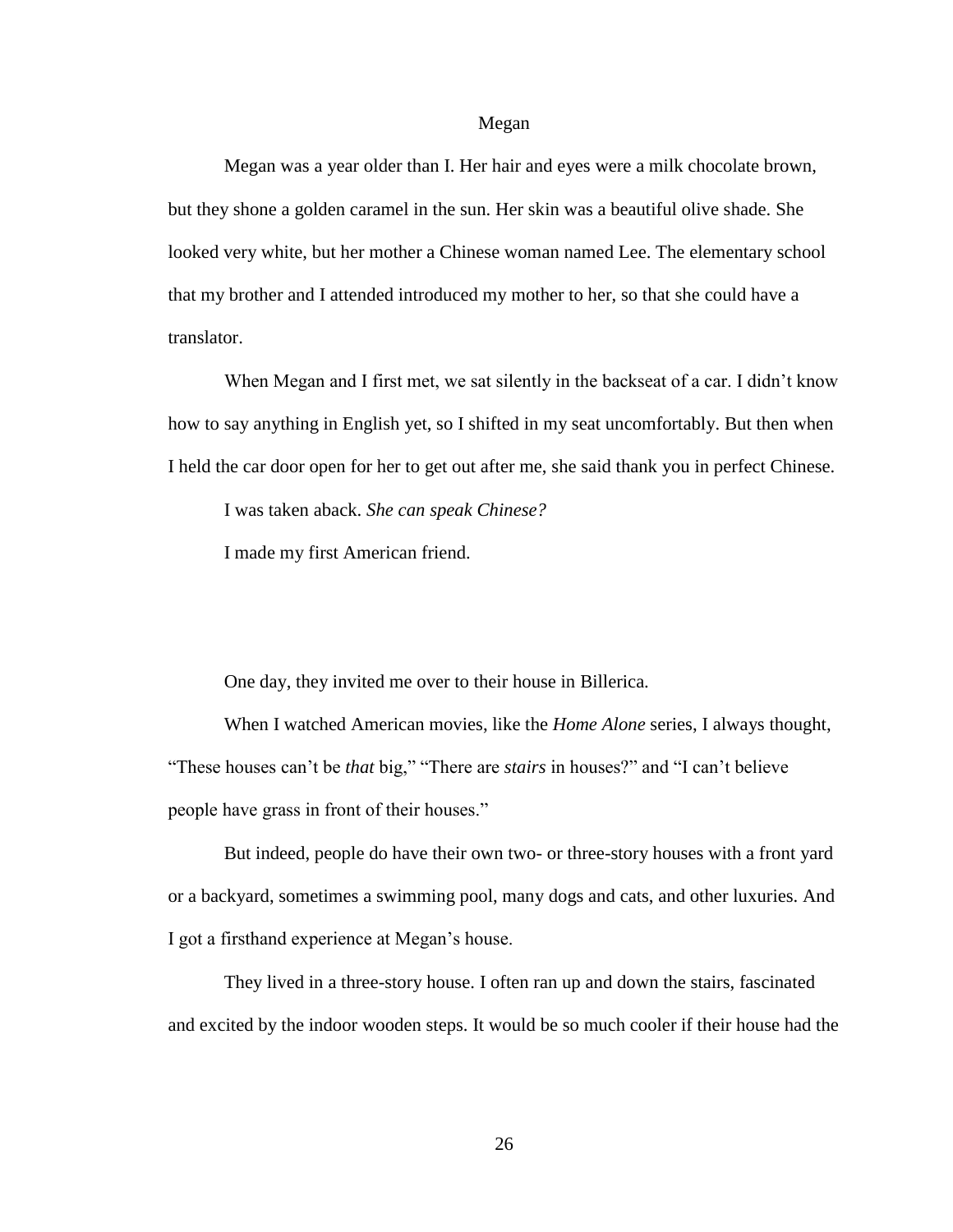# Megan

Megan was a year older than I. Her hair and eyes were a milk chocolate brown, but they shone a golden caramel in the sun. Her skin was a beautiful olive shade. She looked very white, but her mother a Chinese woman named Lee. The elementary school that my brother and I attended introduced my mother to her, so that she could have a translator.

When Megan and I first met, we sat silently in the backseat of a car. I didn't know how to say anything in English yet, so I shifted in my seat uncomfortably. But then when I held the car door open for her to get out after me, she said thank you in perfect Chinese.

I was taken aback. *She can speak Chinese?*

I made my first American friend.

One day, they invited me over to their house in Billerica.

When I watched American movies, like the *Home Alone* series, I always thought, "These houses can't be *that* big," "There are *stairs* in houses?" and "I can't believe people have grass in front of their houses."

But indeed, people do have their own two- or three-story houses with a front yard or a backyard, sometimes a swimming pool, many dogs and cats, and other luxuries. And I got a firsthand experience at Megan's house.

They lived in a three-story house. I often ran up and down the stairs, fascinated and excited by the indoor wooden steps. It would be so much cooler if their house had the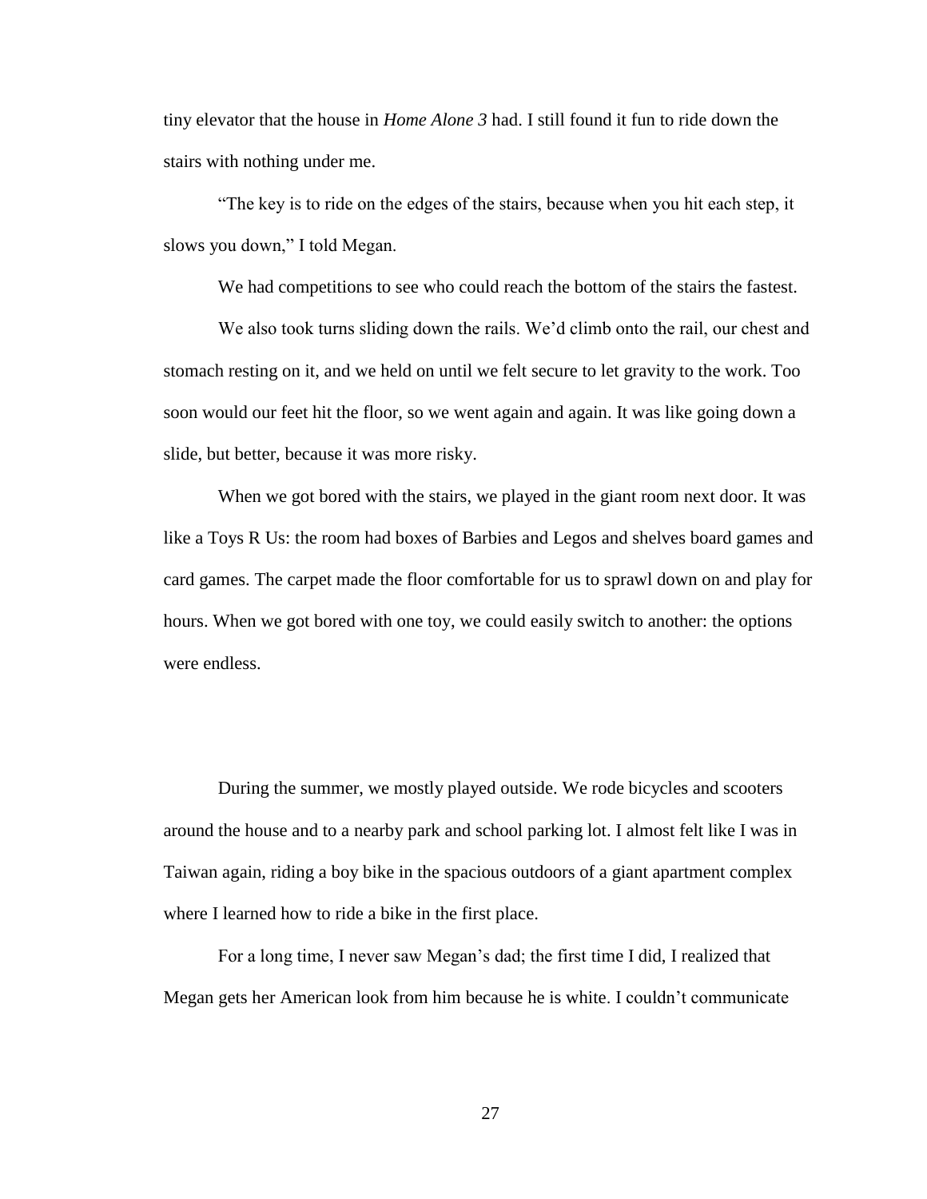tiny elevator that the house in *Home Alone 3* had. I still found it fun to ride down the stairs with nothing under me.

"The key is to ride on the edges of the stairs, because when you hit each step, it slows you down," I told Megan.

We had competitions to see who could reach the bottom of the stairs the fastest.

We also took turns sliding down the rails. We'd climb onto the rail, our chest and stomach resting on it, and we held on until we felt secure to let gravity to the work. Too soon would our feet hit the floor, so we went again and again. It was like going down a slide, but better, because it was more risky.

When we got bored with the stairs, we played in the giant room next door. It was like a Toys R Us: the room had boxes of Barbies and Legos and shelves board games and card games. The carpet made the floor comfortable for us to sprawl down on and play for hours. When we got bored with one toy, we could easily switch to another: the options were endless.

During the summer, we mostly played outside. We rode bicycles and scooters around the house and to a nearby park and school parking lot. I almost felt like I was in Taiwan again, riding a boy bike in the spacious outdoors of a giant apartment complex where I learned how to ride a bike in the first place.

For a long time, I never saw Megan's dad; the first time I did, I realized that Megan gets her American look from him because he is white. I couldn't communicate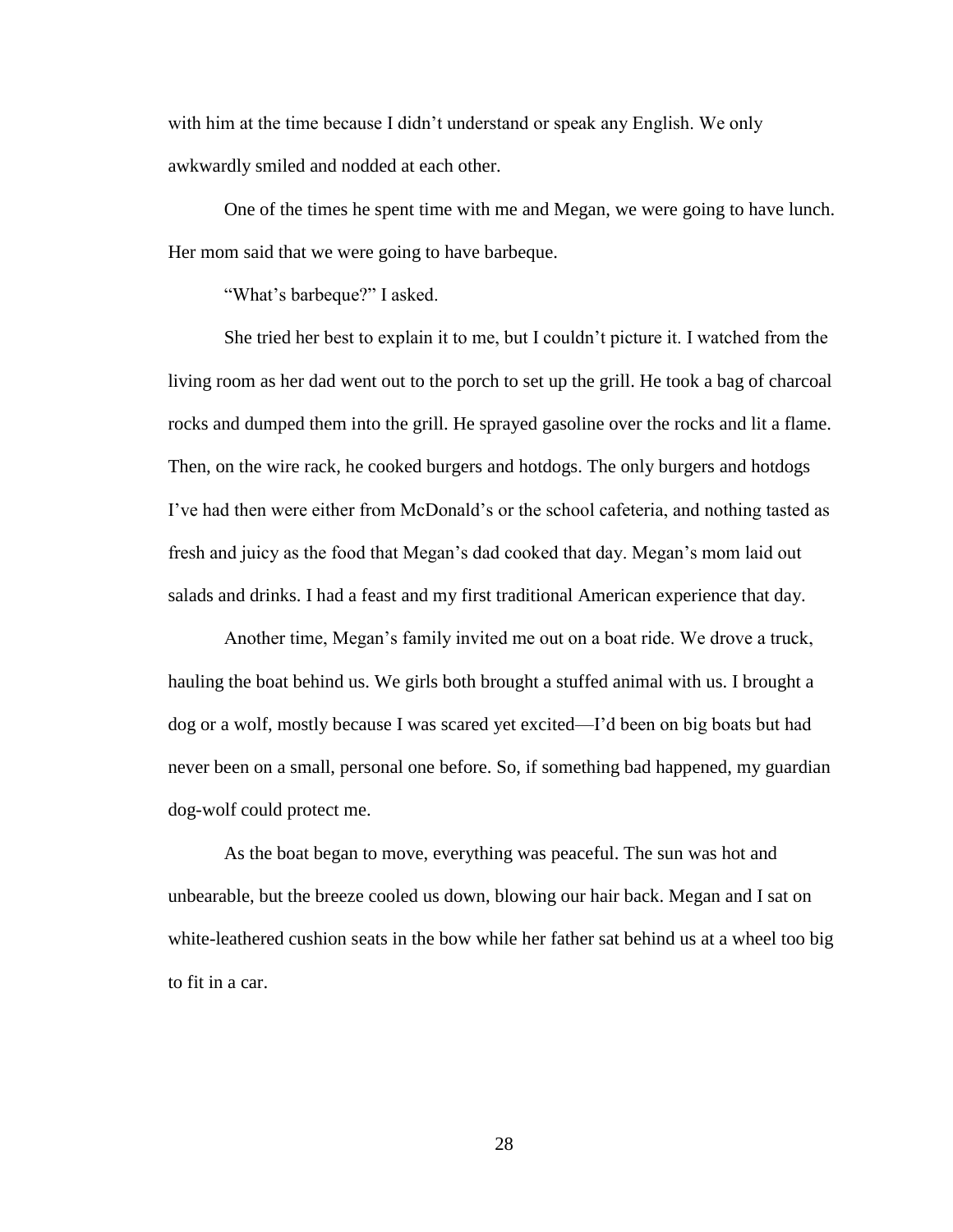with him at the time because I didn't understand or speak any English. We only awkwardly smiled and nodded at each other.

One of the times he spent time with me and Megan, we were going to have lunch. Her mom said that we were going to have barbeque.

"What's barbeque?" I asked.

She tried her best to explain it to me, but I couldn't picture it. I watched from the living room as her dad went out to the porch to set up the grill. He took a bag of charcoal rocks and dumped them into the grill. He sprayed gasoline over the rocks and lit a flame. Then, on the wire rack, he cooked burgers and hotdogs. The only burgers and hotdogs I've had then were either from McDonald's or the school cafeteria, and nothing tasted as fresh and juicy as the food that Megan's dad cooked that day. Megan's mom laid out salads and drinks. I had a feast and my first traditional American experience that day.

Another time, Megan's family invited me out on a boat ride. We drove a truck, hauling the boat behind us. We girls both brought a stuffed animal with us. I brought a dog or a wolf, mostly because I was scared yet excited—I'd been on big boats but had never been on a small, personal one before. So, if something bad happened, my guardian dog-wolf could protect me.

As the boat began to move, everything was peaceful. The sun was hot and unbearable, but the breeze cooled us down, blowing our hair back. Megan and I sat on white-leathered cushion seats in the bow while her father sat behind us at a wheel too big to fit in a car.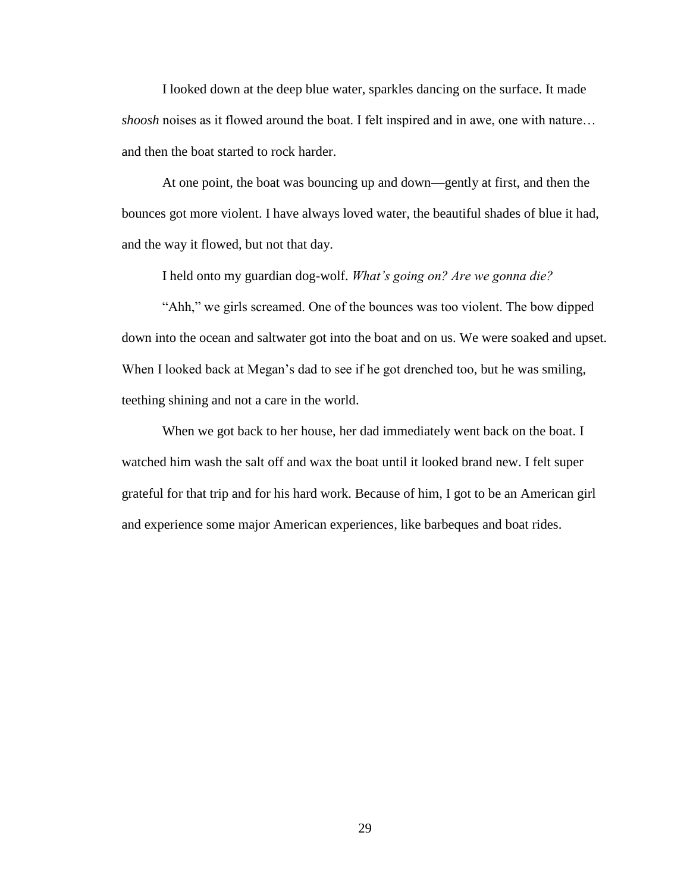I looked down at the deep blue water, sparkles dancing on the surface. It made *shoosh* noises as it flowed around the boat. I felt inspired and in awe, one with nature… and then the boat started to rock harder.

At one point, the boat was bouncing up and down—gently at first, and then the bounces got more violent. I have always loved water, the beautiful shades of blue it had, and the way it flowed, but not that day.

I held onto my guardian dog-wolf. *What's going on? Are we gonna die?*

"Ahh," we girls screamed. One of the bounces was too violent. The bow dipped down into the ocean and saltwater got into the boat and on us. We were soaked and upset. When I looked back at Megan's dad to see if he got drenched too, but he was smiling, teething shining and not a care in the world.

When we got back to her house, her dad immediately went back on the boat. I watched him wash the salt off and wax the boat until it looked brand new. I felt super grateful for that trip and for his hard work. Because of him, I got to be an American girl and experience some major American experiences, like barbeques and boat rides.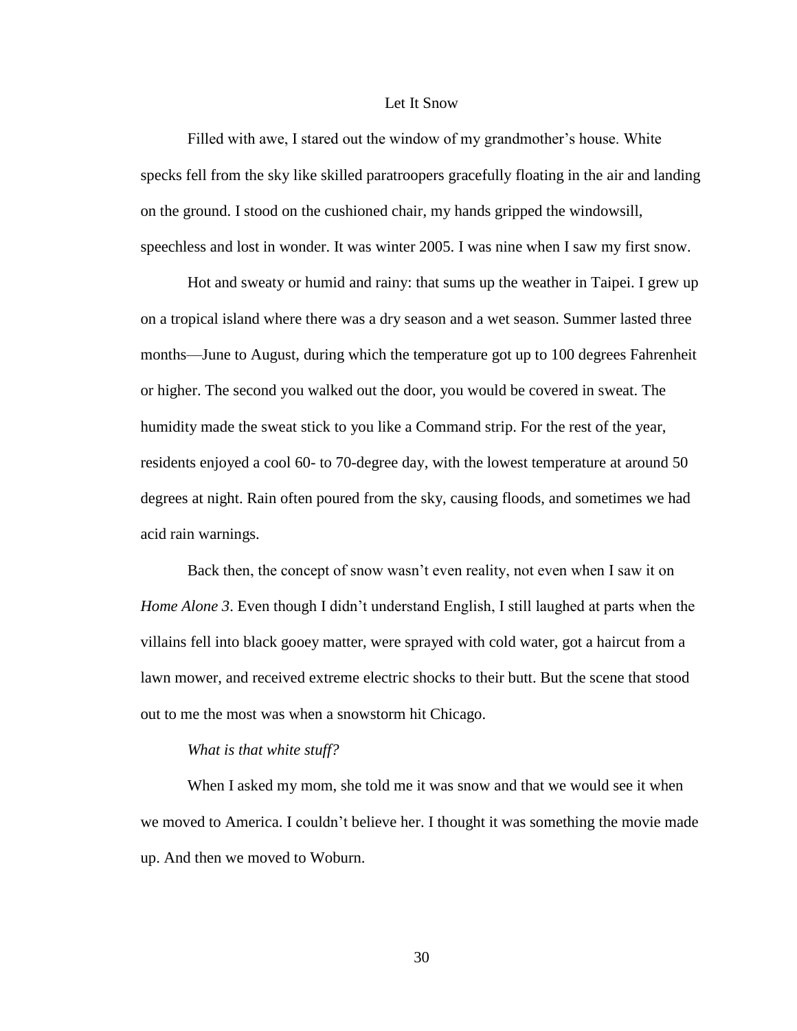# Let It Snow

Filled with awe, I stared out the window of my grandmother's house. White specks fell from the sky like skilled paratroopers gracefully floating in the air and landing on the ground. I stood on the cushioned chair, my hands gripped the windowsill, speechless and lost in wonder. It was winter 2005. I was nine when I saw my first snow.

Hot and sweaty or humid and rainy: that sums up the weather in Taipei. I grew up on a tropical island where there was a dry season and a wet season. Summer lasted three months—June to August, during which the temperature got up to 100 degrees Fahrenheit or higher. The second you walked out the door, you would be covered in sweat. The humidity made the sweat stick to you like a Command strip. For the rest of the year, residents enjoyed a cool 60- to 70-degree day, with the lowest temperature at around 50 degrees at night. Rain often poured from the sky, causing floods, and sometimes we had acid rain warnings.

Back then, the concept of snow wasn't even reality, not even when I saw it on *Home Alone 3*. Even though I didn't understand English, I still laughed at parts when the villains fell into black gooey matter, were sprayed with cold water, got a haircut from a lawn mower, and received extreme electric shocks to their butt. But the scene that stood out to me the most was when a snowstorm hit Chicago.

*What is that white stuff?*

When I asked my mom, she told me it was snow and that we would see it when we moved to America. I couldn't believe her. I thought it was something the movie made up. And then we moved to Woburn.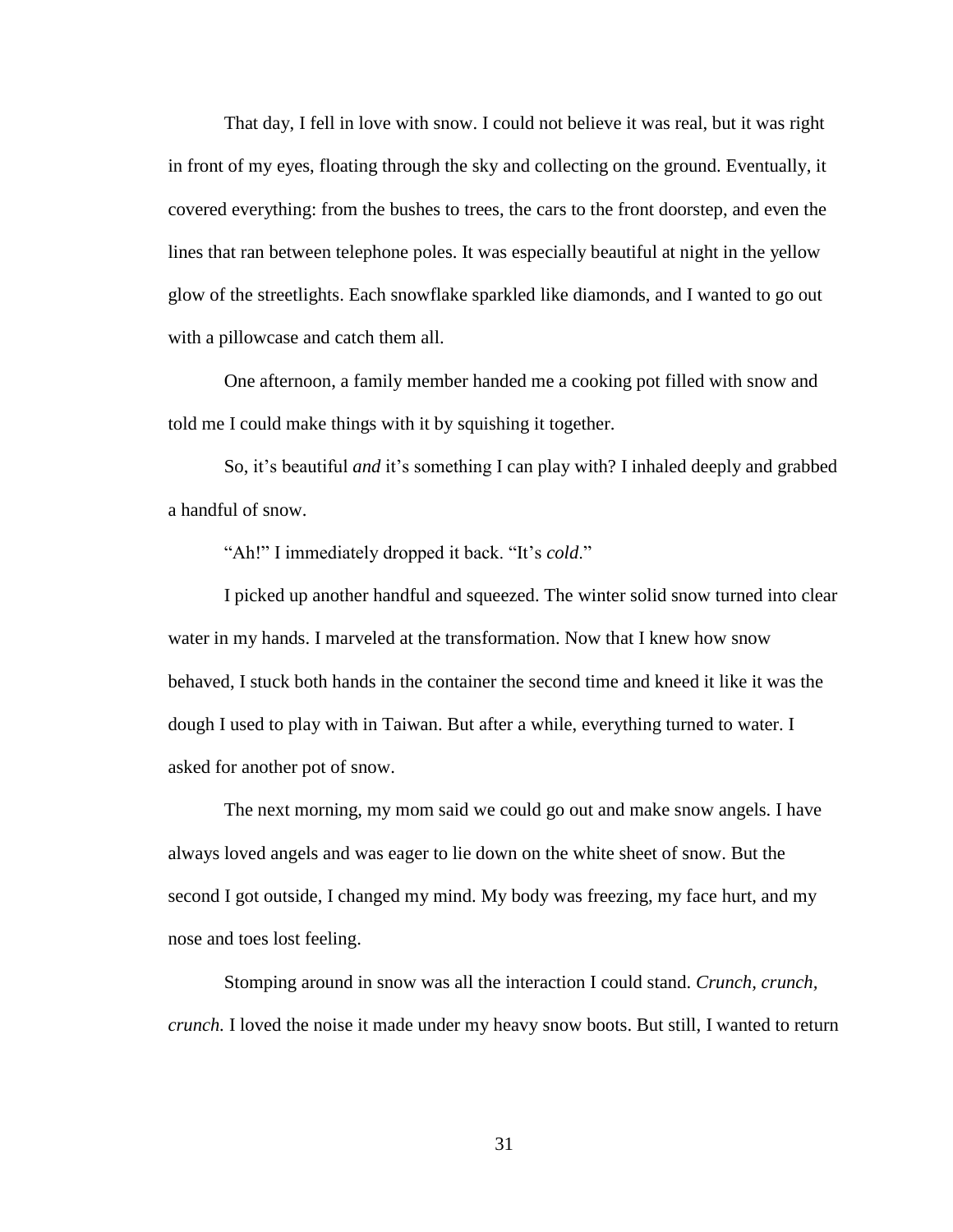That day, I fell in love with snow. I could not believe it was real, but it was right in front of my eyes, floating through the sky and collecting on the ground. Eventually, it covered everything: from the bushes to trees, the cars to the front doorstep, and even the lines that ran between telephone poles. It was especially beautiful at night in the yellow glow of the streetlights. Each snowflake sparkled like diamonds, and I wanted to go out with a pillowcase and catch them all.

One afternoon, a family member handed me a cooking pot filled with snow and told me I could make things with it by squishing it together.

So, it's beautiful *and* it's something I can play with? I inhaled deeply and grabbed a handful of snow.

"Ah!" I immediately dropped it back. "It's *cold*."

I picked up another handful and squeezed. The winter solid snow turned into clear water in my hands. I marveled at the transformation. Now that I knew how snow behaved, I stuck both hands in the container the second time and kneed it like it was the dough I used to play with in Taiwan. But after a while, everything turned to water. I asked for another pot of snow.

The next morning, my mom said we could go out and make snow angels. I have always loved angels and was eager to lie down on the white sheet of snow. But the second I got outside, I changed my mind. My body was freezing, my face hurt, and my nose and toes lost feeling.

Stomping around in snow was all the interaction I could stand. *Crunch, crunch, crunch.* I loved the noise it made under my heavy snow boots. But still, I wanted to return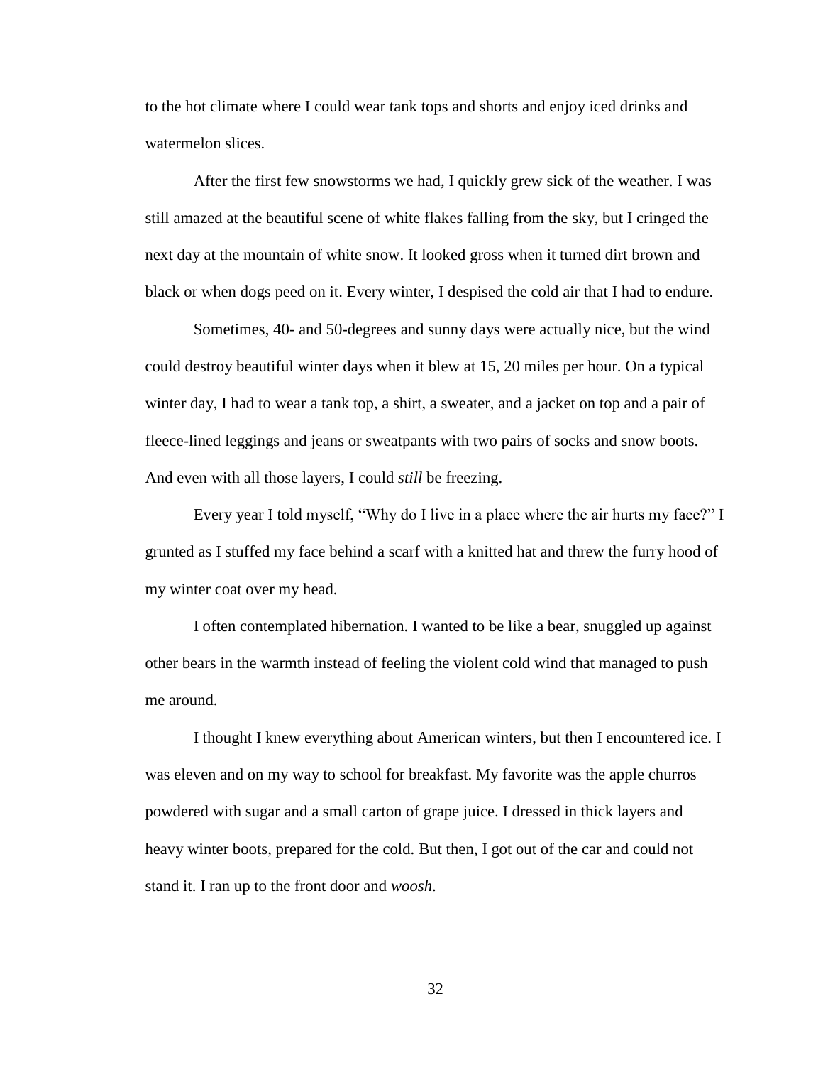to the hot climate where I could wear tank tops and shorts and enjoy iced drinks and watermelon slices.

After the first few snowstorms we had, I quickly grew sick of the weather. I was still amazed at the beautiful scene of white flakes falling from the sky, but I cringed the next day at the mountain of white snow. It looked gross when it turned dirt brown and black or when dogs peed on it. Every winter, I despised the cold air that I had to endure.

Sometimes, 40- and 50-degrees and sunny days were actually nice, but the wind could destroy beautiful winter days when it blew at 15, 20 miles per hour. On a typical winter day, I had to wear a tank top, a shirt, a sweater, and a jacket on top and a pair of fleece-lined leggings and jeans or sweatpants with two pairs of socks and snow boots. And even with all those layers, I could *still* be freezing.

Every year I told myself, "Why do I live in a place where the air hurts my face?" I grunted as I stuffed my face behind a scarf with a knitted hat and threw the furry hood of my winter coat over my head.

I often contemplated hibernation. I wanted to be like a bear, snuggled up against other bears in the warmth instead of feeling the violent cold wind that managed to push me around.

I thought I knew everything about American winters, but then I encountered ice. I was eleven and on my way to school for breakfast. My favorite was the apple churros powdered with sugar and a small carton of grape juice. I dressed in thick layers and heavy winter boots, prepared for the cold. But then, I got out of the car and could not stand it. I ran up to the front door and *woosh*.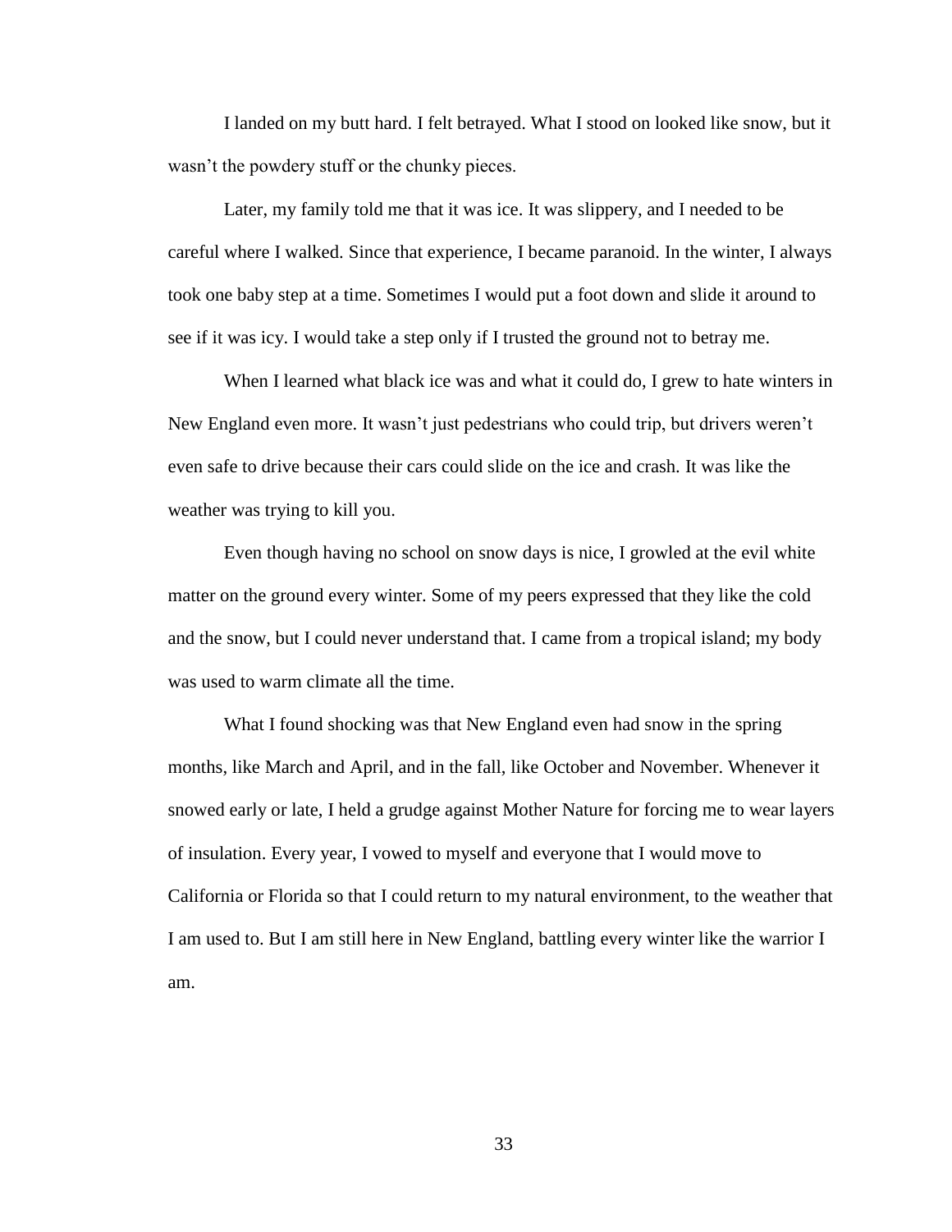I landed on my butt hard. I felt betrayed. What I stood on looked like snow, but it wasn't the powdery stuff or the chunky pieces.

Later, my family told me that it was ice. It was slippery, and I needed to be careful where I walked. Since that experience, I became paranoid. In the winter, I always took one baby step at a time. Sometimes I would put a foot down and slide it around to see if it was icy. I would take a step only if I trusted the ground not to betray me.

When I learned what black ice was and what it could do, I grew to hate winters in New England even more. It wasn't just pedestrians who could trip, but drivers weren't even safe to drive because their cars could slide on the ice and crash. It was like the weather was trying to kill you.

Even though having no school on snow days is nice, I growled at the evil white matter on the ground every winter. Some of my peers expressed that they like the cold and the snow, but I could never understand that. I came from a tropical island; my body was used to warm climate all the time.

What I found shocking was that New England even had snow in the spring months, like March and April, and in the fall, like October and November. Whenever it snowed early or late, I held a grudge against Mother Nature for forcing me to wear layers of insulation. Every year, I vowed to myself and everyone that I would move to California or Florida so that I could return to my natural environment, to the weather that I am used to. But I am still here in New England, battling every winter like the warrior I am.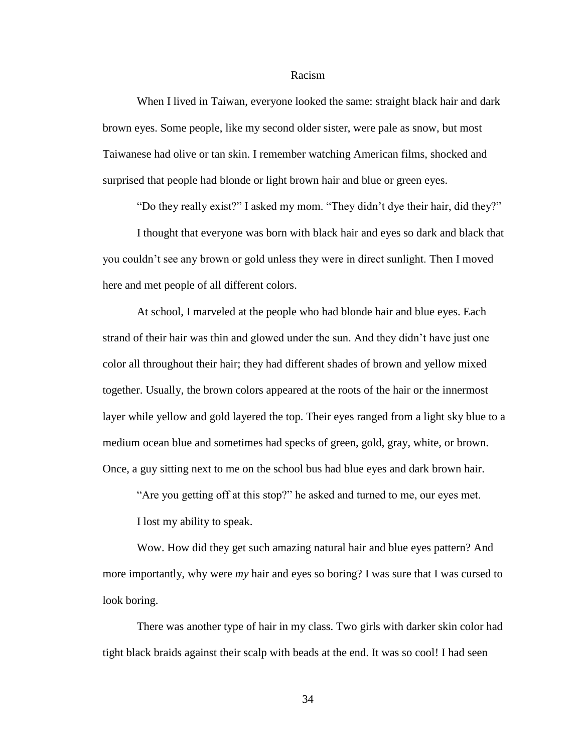# Racism

When I lived in Taiwan, everyone looked the same: straight black hair and dark brown eyes. Some people, like my second older sister, were pale as snow, but most Taiwanese had olive or tan skin. I remember watching American films, shocked and surprised that people had blonde or light brown hair and blue or green eyes.

"Do they really exist?" I asked my mom. "They didn't dye their hair, did they?"

I thought that everyone was born with black hair and eyes so dark and black that you couldn't see any brown or gold unless they were in direct sunlight. Then I moved here and met people of all different colors.

At school, I marveled at the people who had blonde hair and blue eyes. Each strand of their hair was thin and glowed under the sun. And they didn't have just one color all throughout their hair; they had different shades of brown and yellow mixed together. Usually, the brown colors appeared at the roots of the hair or the innermost layer while yellow and gold layered the top. Their eyes ranged from a light sky blue to a medium ocean blue and sometimes had specks of green, gold, gray, white, or brown. Once, a guy sitting next to me on the school bus had blue eyes and dark brown hair.

"Are you getting off at this stop?" he asked and turned to me, our eyes met.

I lost my ability to speak.

Wow. How did they get such amazing natural hair and blue eyes pattern? And more importantly, why were *my* hair and eyes so boring? I was sure that I was cursed to look boring.

There was another type of hair in my class. Two girls with darker skin color had tight black braids against their scalp with beads at the end. It was so cool! I had seen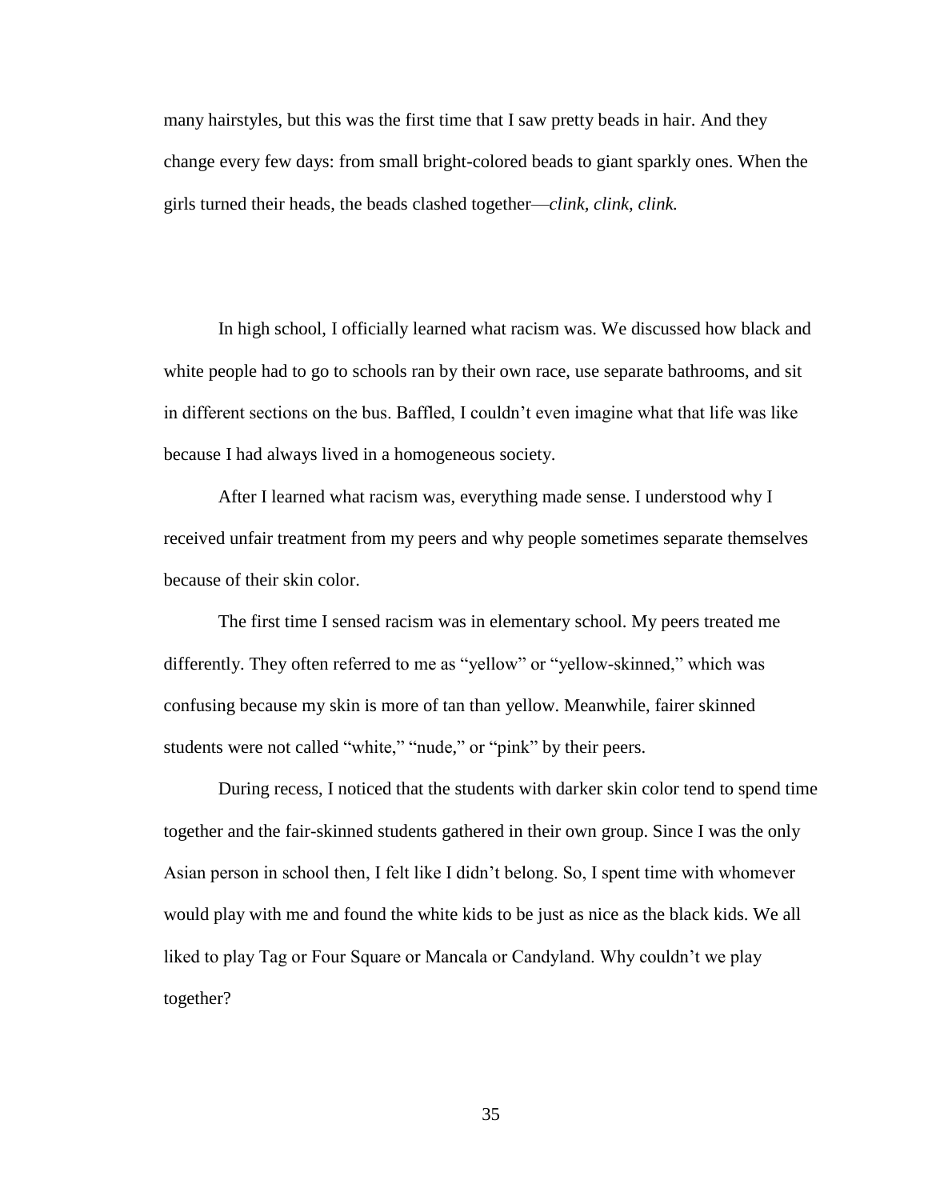many hairstyles, but this was the first time that I saw pretty beads in hair. And they change every few days: from small bright-colored beads to giant sparkly ones. When the girls turned their heads, the beads clashed together—*clink, clink, clink.*

In high school, I officially learned what racism was. We discussed how black and white people had to go to schools ran by their own race, use separate bathrooms, and sit in different sections on the bus. Baffled, I couldn't even imagine what that life was like because I had always lived in a homogeneous society.

After I learned what racism was, everything made sense. I understood why I received unfair treatment from my peers and why people sometimes separate themselves because of their skin color.

The first time I sensed racism was in elementary school. My peers treated me differently. They often referred to me as "yellow" or "yellow-skinned," which was confusing because my skin is more of tan than yellow. Meanwhile, fairer skinned students were not called "white," "nude," or "pink" by their peers.

During recess, I noticed that the students with darker skin color tend to spend time together and the fair-skinned students gathered in their own group. Since I was the only Asian person in school then, I felt like I didn't belong. So, I spent time with whomever would play with me and found the white kids to be just as nice as the black kids. We all liked to play Tag or Four Square or Mancala or Candyland. Why couldn't we play together?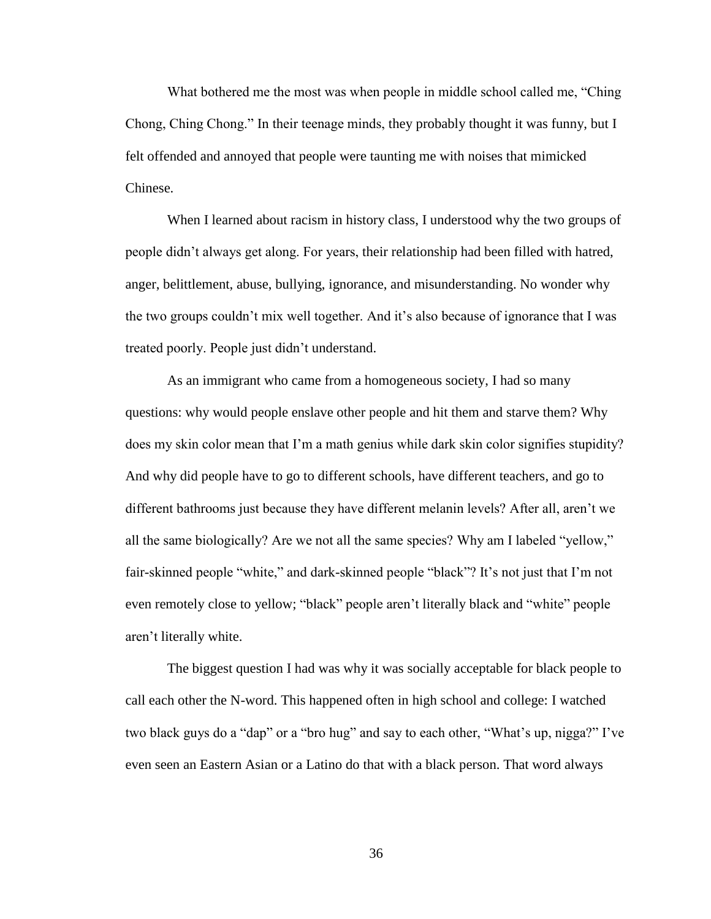What bothered me the most was when people in middle school called me, "Ching Chong, Ching Chong." In their teenage minds, they probably thought it was funny, but I felt offended and annoyed that people were taunting me with noises that mimicked Chinese.

When I learned about racism in history class, I understood why the two groups of people didn't always get along. For years, their relationship had been filled with hatred, anger, belittlement, abuse, bullying, ignorance, and misunderstanding. No wonder why the two groups couldn't mix well together. And it's also because of ignorance that I was treated poorly. People just didn't understand.

As an immigrant who came from a homogeneous society, I had so many questions: why would people enslave other people and hit them and starve them? Why does my skin color mean that I'm a math genius while dark skin color signifies stupidity? And why did people have to go to different schools, have different teachers, and go to different bathrooms just because they have different melanin levels? After all, aren't we all the same biologically? Are we not all the same species? Why am I labeled "yellow," fair-skinned people "white," and dark-skinned people "black"? It's not just that I'm not even remotely close to yellow; "black" people aren't literally black and "white" people aren't literally white.

The biggest question I had was why it was socially acceptable for black people to call each other the N-word. This happened often in high school and college: I watched two black guys do a "dap" or a "bro hug" and say to each other, "What's up, nigga?" I've even seen an Eastern Asian or a Latino do that with a black person. That word always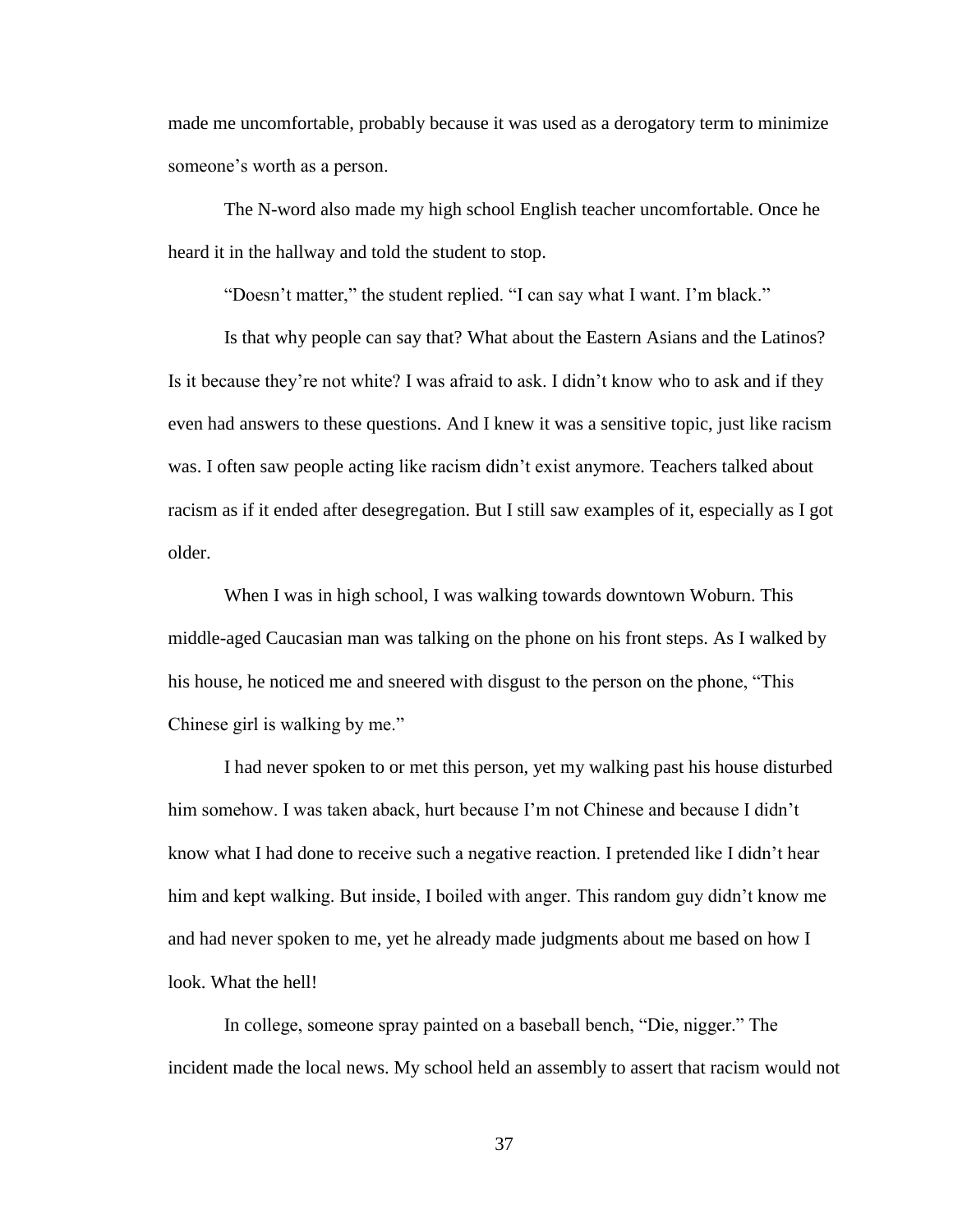made me uncomfortable, probably because it was used as a derogatory term to minimize someone's worth as a person.

The N-word also made my high school English teacher uncomfortable. Once he heard it in the hallway and told the student to stop.

"Doesn't matter," the student replied. "I can say what I want. I'm black."

Is that why people can say that? What about the Eastern Asians and the Latinos? Is it because they're not white? I was afraid to ask. I didn't know who to ask and if they even had answers to these questions. And I knew it was a sensitive topic, just like racism was. I often saw people acting like racism didn't exist anymore. Teachers talked about racism as if it ended after desegregation. But I still saw examples of it, especially as I got older.

When I was in high school, I was walking towards downtown Woburn. This middle-aged Caucasian man was talking on the phone on his front steps. As I walked by his house, he noticed me and sneered with disgust to the person on the phone, "This Chinese girl is walking by me."

I had never spoken to or met this person, yet my walking past his house disturbed him somehow. I was taken aback, hurt because I'm not Chinese and because I didn't know what I had done to receive such a negative reaction. I pretended like I didn't hear him and kept walking. But inside, I boiled with anger. This random guy didn't know me and had never spoken to me, yet he already made judgments about me based on how I look. What the hell!

In college, someone spray painted on a baseball bench, "Die, nigger." The incident made the local news. My school held an assembly to assert that racism would not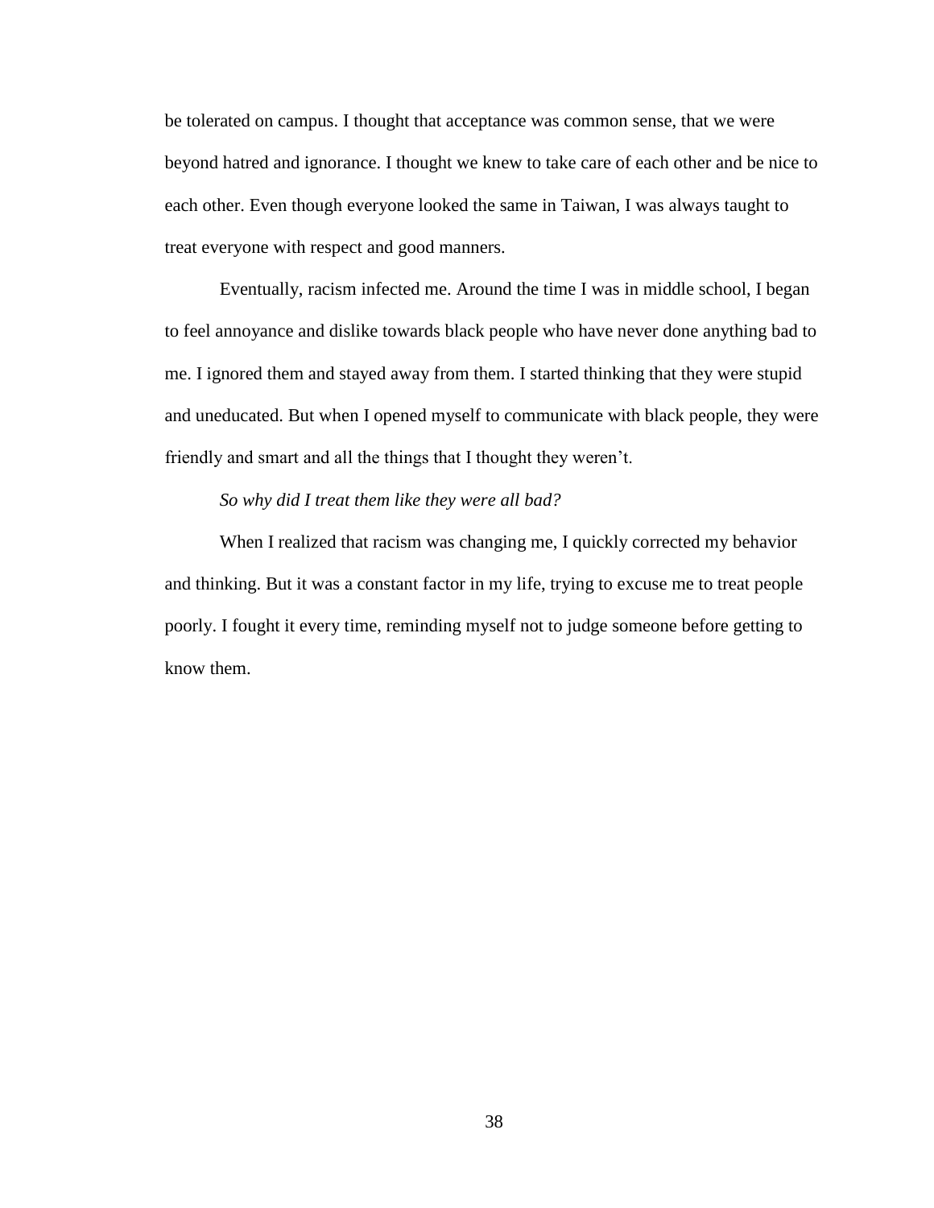be tolerated on campus. I thought that acceptance was common sense, that we were beyond hatred and ignorance. I thought we knew to take care of each other and be nice to each other. Even though everyone looked the same in Taiwan, I was always taught to treat everyone with respect and good manners.

Eventually, racism infected me. Around the time I was in middle school, I began to feel annoyance and dislike towards black people who have never done anything bad to me. I ignored them and stayed away from them. I started thinking that they were stupid and uneducated. But when I opened myself to communicate with black people, they were friendly and smart and all the things that I thought they weren't.

*So why did I treat them like they were all bad?*

When I realized that racism was changing me, I quickly corrected my behavior and thinking. But it was a constant factor in my life, trying to excuse me to treat people poorly. I fought it every time, reminding myself not to judge someone before getting to know them.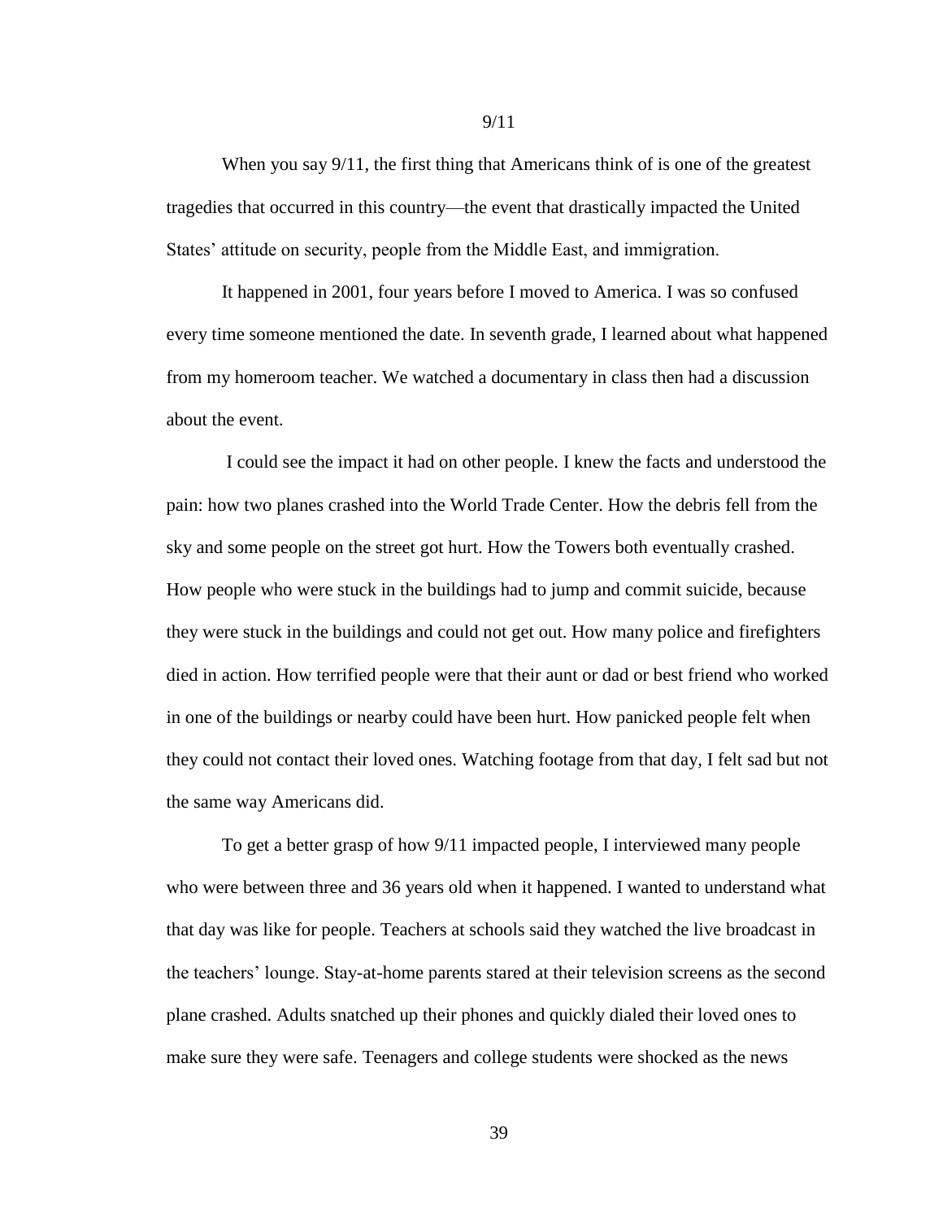# 9/11

When you say 9/11, the first thing that Americans think of is one of the greatest tragedies that occurred in this country—the event that drastically impacted the United States' attitude on security, people from the Middle East, and immigration.

It happened in 2001, four years before I moved to America. I was so confused every time someone mentioned the date. In seventh grade, I learned about what happened from my homeroom teacher. We watched a documentary in class then had a discussion about the event.

I could see the impact it had on other people. I knew the facts and understood the pain: how two planes crashed into the World Trade Center. How the debris fell from the sky and some people on the street got hurt. How the Towers both eventually crashed. How people who were stuck in the buildings had to jump and commit suicide, because they were stuck in the buildings and could not get out. How many police and firefighters died in action. How terrified people were that their aunt or dad or best friend who worked in one of the buildings or nearby could have been hurt. How panicked people felt when they could not contact their loved ones. Watching footage from that day, I felt sad but not the same way Americans did.

To get a better grasp of how 9/11 impacted people, I interviewed many people who were between three and 36 years old when it happened. I wanted to understand what that day was like for people. Teachers at schools said they watched the live broadcast in the teachers' lounge. Stay-at-home parents stared at their television screens as the second plane crashed. Adults snatched up their phones and quickly dialed their loved ones to make sure they were safe. Teenagers and college students were shocked as the news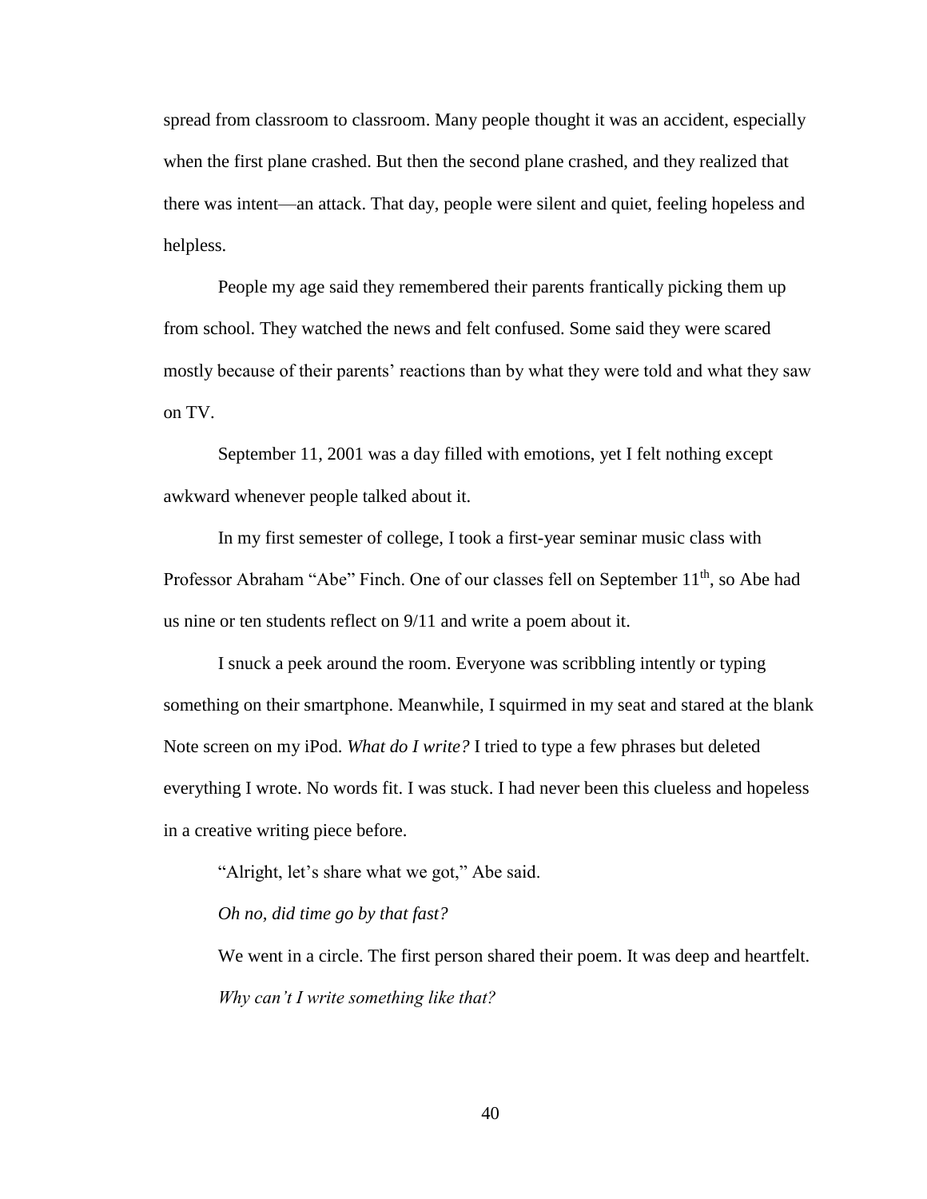spread from classroom to classroom. Many people thought it was an accident, especially when the first plane crashed. But then the second plane crashed, and they realized that there was intent—an attack. That day, people were silent and quiet, feeling hopeless and helpless.

People my age said they remembered their parents frantically picking them up from school. They watched the news and felt confused. Some said they were scared mostly because of their parents' reactions than by what they were told and what they saw on TV.

September 11, 2001 was a day filled with emotions, yet I felt nothing except awkward whenever people talked about it.

In my first semester of college, I took a first-year seminar music class with Professor Abraham "Abe" Finch. One of our classes fell on September 11th, so Abe had us nine or ten students reflect on 9/11 and write a poem about it.

I snuck a peek around the room. Everyone was scribbling intently or typing something on their smartphone. Meanwhile, I squirmed in my seat and stared at the blank Note screen on my iPod. *What do I write?* I tried to type a few phrases but deleted everything I wrote. No words fit. I was stuck. I had never been this clueless and hopeless in a creative writing piece before.

"Alright, let's share what we got," Abe said.

*Oh no, did time go by that fast?*

We went in a circle. The first person shared their poem. It was deep and heartfelt.

*Why can't I write something like that?*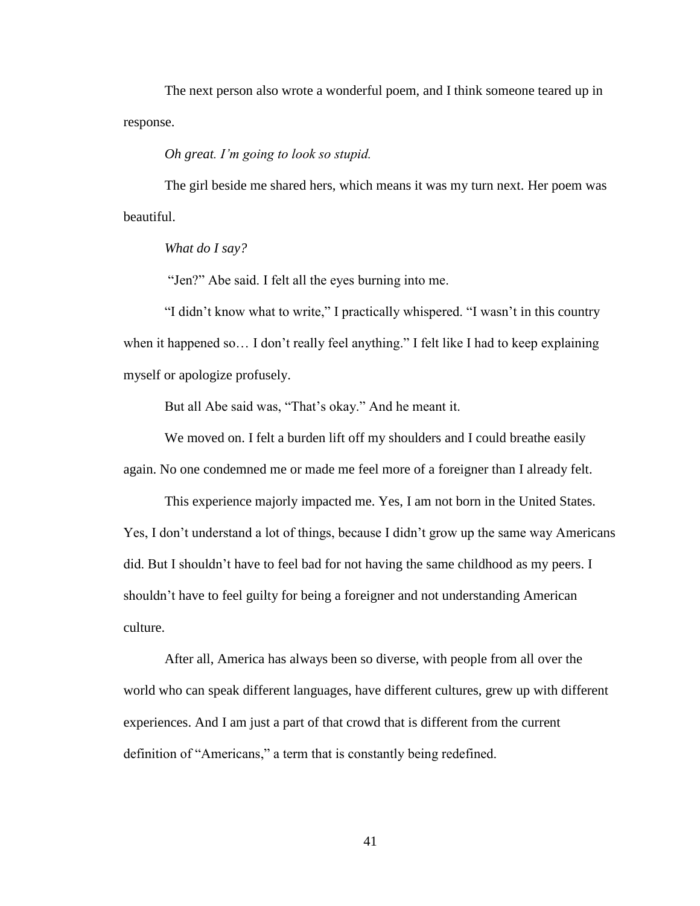The next person also wrote a wonderful poem, and I think someone teared up in response.

*Oh great. I'm going to look so stupid.*

The girl beside me shared hers, which means it was my turn next. Her poem was beautiful.

*What do I say?*

"Jen?" Abe said. I felt all the eyes burning into me.

"I didn't know what to write," I practically whispered. "I wasn't in this country when it happened so… I don't really feel anything." I felt like I had to keep explaining myself or apologize profusely.

But all Abe said was, "That's okay." And he meant it.

We moved on. I felt a burden lift off my shoulders and I could breathe easily again. No one condemned me or made me feel more of a foreigner than I already felt.

This experience majorly impacted me. Yes, I am not born in the United States. Yes, I don't understand a lot of things, because I didn't grow up the same way Americans did. But I shouldn't have to feel bad for not having the same childhood as my peers. I shouldn't have to feel guilty for being a foreigner and not understanding American culture.

After all, America has always been so diverse, with people from all over the world who can speak different languages, have different cultures, grew up with different experiences. And I am just a part of that crowd that is different from the current definition of "Americans," a term that is constantly being redefined.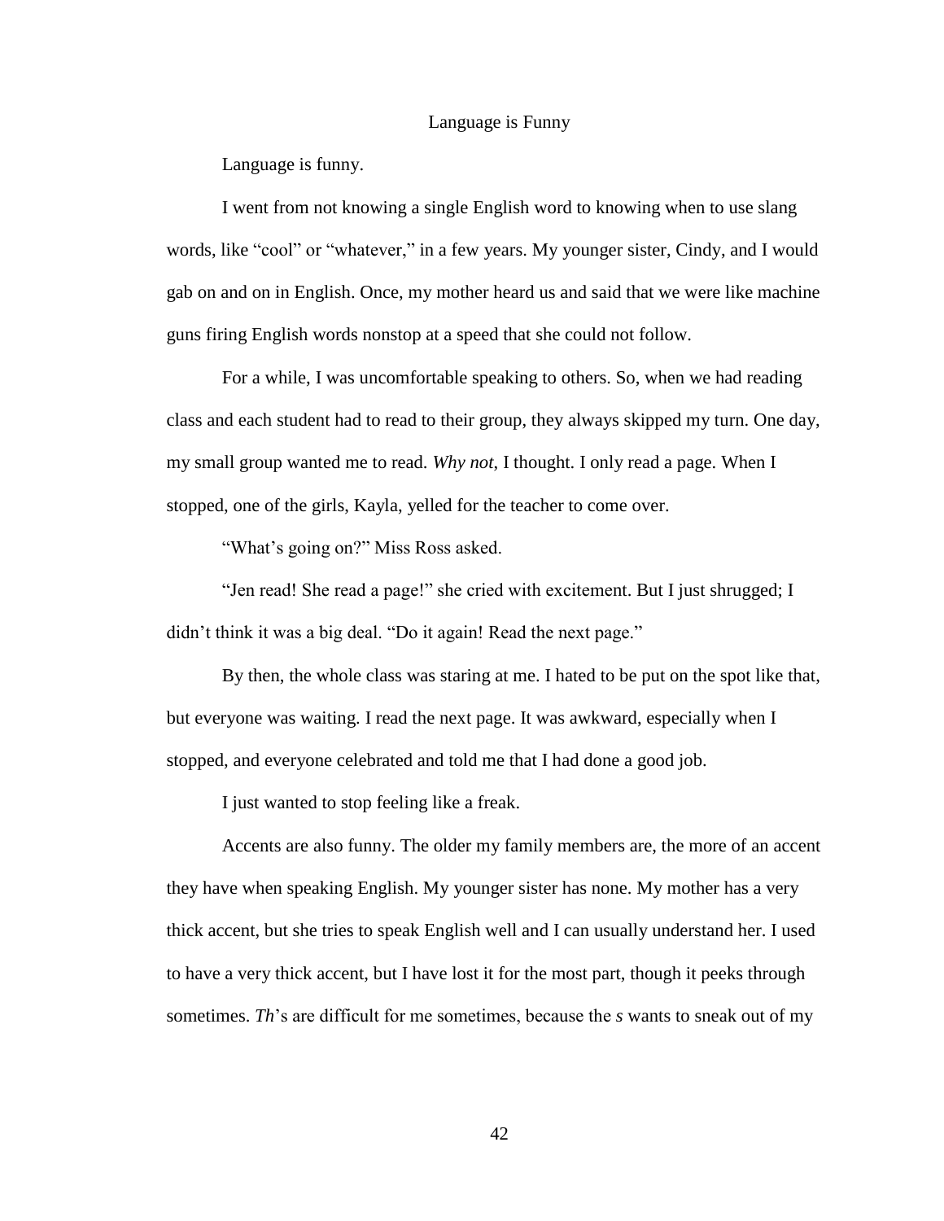# Language is Funny

Language is funny.

I went from not knowing a single English word to knowing when to use slang words, like "cool" or "whatever," in a few years. My younger sister, Cindy, and I would gab on and on in English. Once, my mother heard us and said that we were like machine guns firing English words nonstop at a speed that she could not follow.

For a while, I was uncomfortable speaking to others. So, when we had reading class and each student had to read to their group, they always skipped my turn. One day, my small group wanted me to read. *Why not*, I thought. I only read a page. When I stopped, one of the girls, Kayla, yelled for the teacher to come over.

"What's going on?" Miss Ross asked.

"Jen read! She read a page!" she cried with excitement. But I just shrugged; I didn't think it was a big deal. "Do it again! Read the next page."

By then, the whole class was staring at me. I hated to be put on the spot like that, but everyone was waiting. I read the next page. It was awkward, especially when I stopped, and everyone celebrated and told me that I had done a good job.

I just wanted to stop feeling like a freak.

Accents are also funny. The older my family members are, the more of an accent they have when speaking English. My younger sister has none. My mother has a very thick accent, but she tries to speak English well and I can usually understand her. I used to have a very thick accent, but I have lost it for the most part, though it peeks through sometimes. *Th*'s are difficult for me sometimes, because the *s* wants to sneak out of my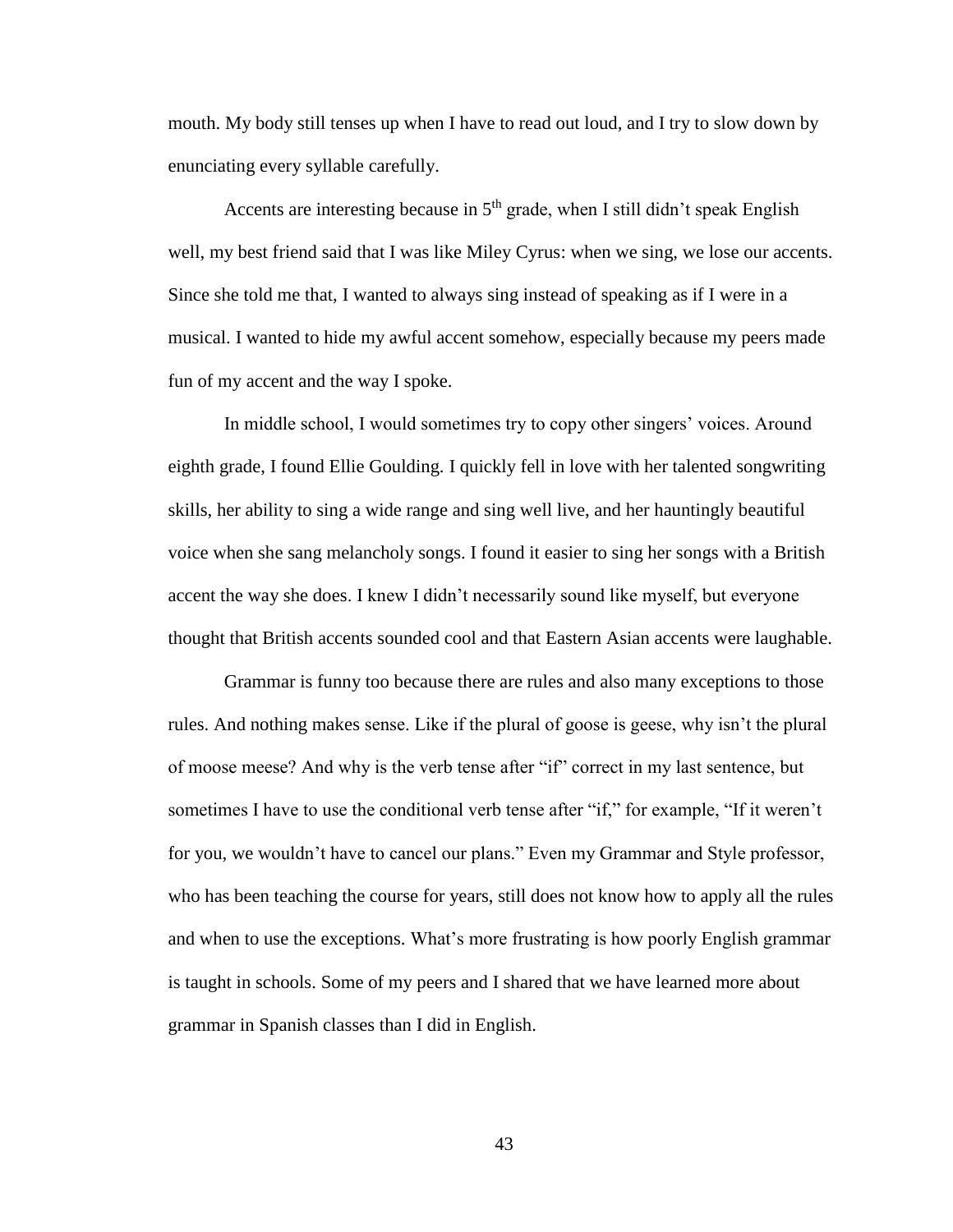mouth. My body still tenses up when I have to read out loud, and I try to slow down by enunciating every syllable carefully.

Accents are interesting because in 5th grade, when I still didn't speak English well, my best friend said that I was like Miley Cyrus: when we sing, we lose our accents. Since she told me that, I wanted to always sing instead of speaking as if I were in a musical. I wanted to hide my awful accent somehow, especially because my peers made fun of my accent and the way I spoke.

In middle school, I would sometimes try to copy other singers' voices. Around eighth grade, I found Ellie Goulding. I quickly fell in love with her talented songwriting skills, her ability to sing a wide range and sing well live, and her hauntingly beautiful voice when she sang melancholy songs. I found it easier to sing her songs with a British accent the way she does. I knew I didn't necessarily sound like myself, but everyone thought that British accents sounded cool and that Eastern Asian accents were laughable.

Grammar is funny too because there are rules and also many exceptions to those rules. And nothing makes sense. Like if the plural of goose is geese, why isn't the plural of moose meese? And why is the verb tense after "if" correct in my last sentence, but sometimes I have to use the conditional verb tense after "if," for example, "If it weren't for you, we wouldn't have to cancel our plans." Even my Grammar and Style professor, who has been teaching the course for years, still does not know how to apply all the rules and when to use the exceptions. What's more frustrating is how poorly English grammar is taught in schools. Some of my peers and I shared that we have learned more about grammar in Spanish classes than I did in English.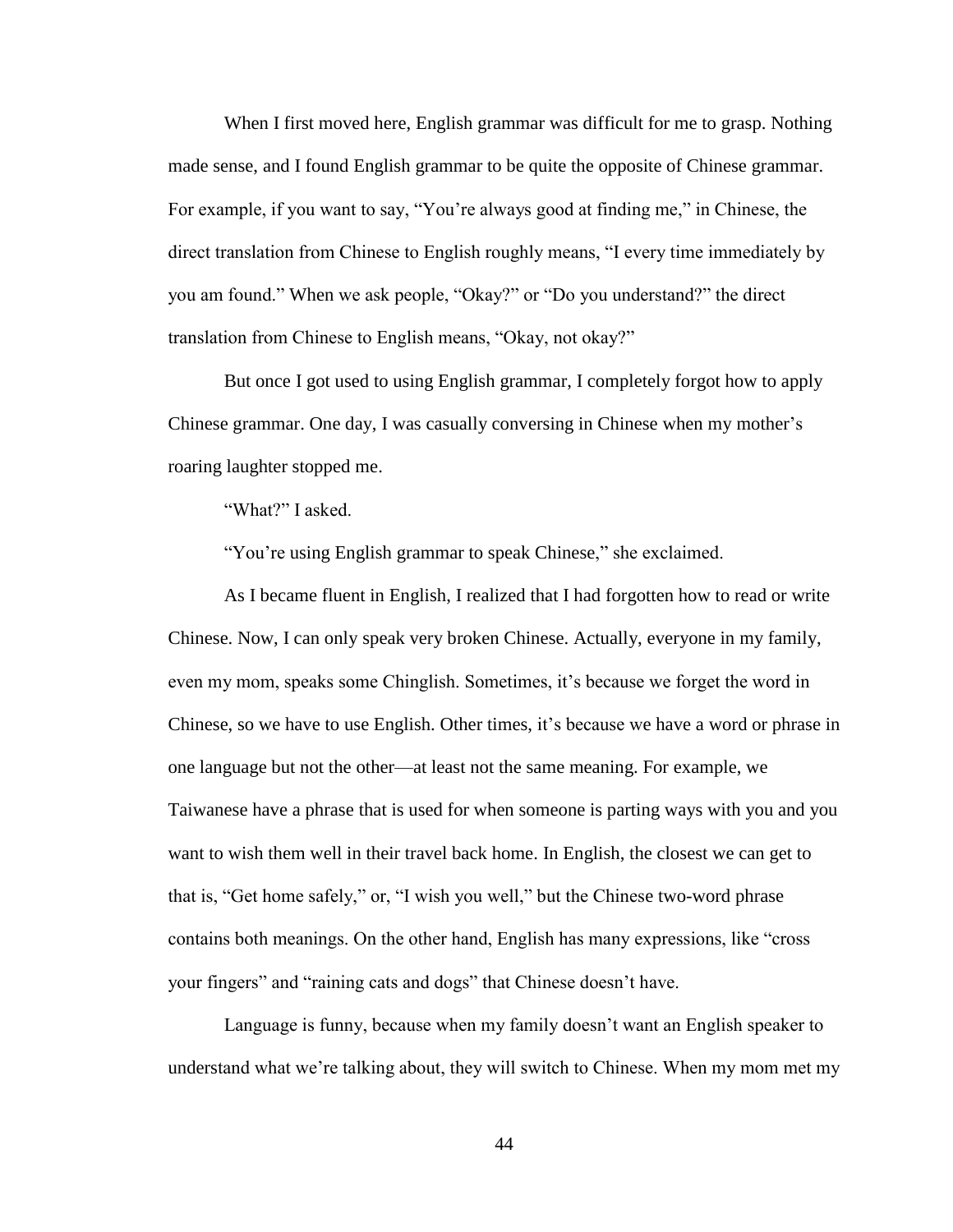When I first moved here, English grammar was difficult for me to grasp. Nothing made sense, and I found English grammar to be quite the opposite of Chinese grammar. For example, if you want to say, "You're always good at finding me," in Chinese, the direct translation from Chinese to English roughly means, "I every time immediately by you am found." When we ask people, "Okay?" or "Do you understand?" the direct translation from Chinese to English means, "Okay, not okay?"

But once I got used to using English grammar, I completely forgot how to apply Chinese grammar. One day, I was casually conversing in Chinese when my mother's roaring laughter stopped me.

"What?" I asked.

"You're using English grammar to speak Chinese," she exclaimed.

As I became fluent in English, I realized that I had forgotten how to read or write Chinese. Now, I can only speak very broken Chinese. Actually, everyone in my family, even my mom, speaks some Chinglish. Sometimes, it's because we forget the word in Chinese, so we have to use English. Other times, it's because we have a word or phrase in one language but not the other—at least not the same meaning. For example, we Taiwanese have a phrase that is used for when someone is parting ways with you and you want to wish them well in their travel back home. In English, the closest we can get to that is, "Get home safely," or, "I wish you well," but the Chinese two-word phrase contains both meanings. On the other hand, English has many expressions, like "cross your fingers" and "raining cats and dogs" that Chinese doesn't have.

Language is funny, because when my family doesn't want an English speaker to understand what we're talking about, they will switch to Chinese. When my mom met my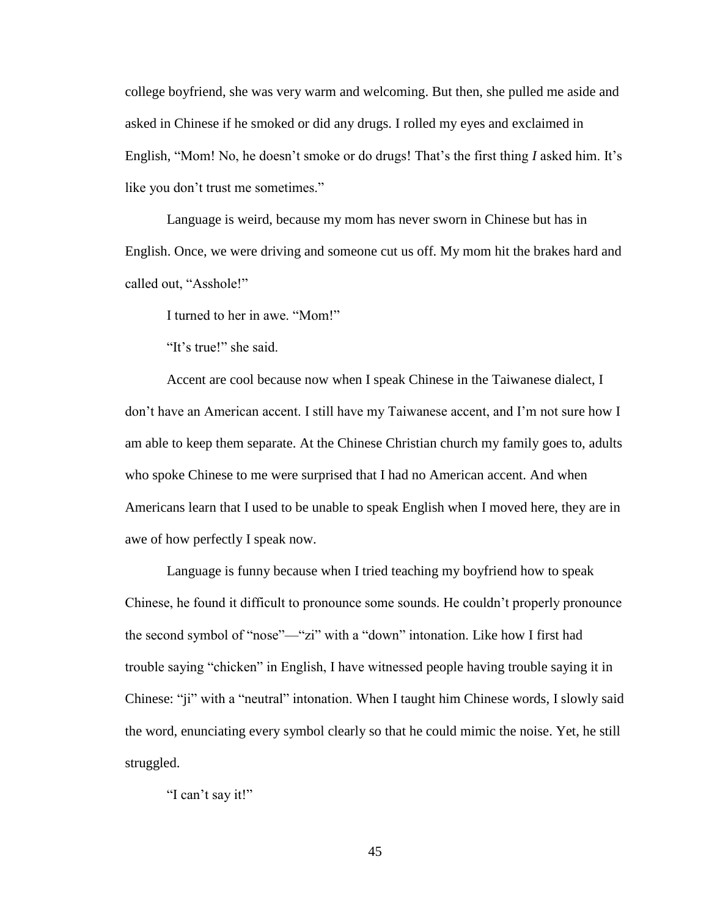college boyfriend, she was very warm and welcoming. But then, she pulled me aside and asked in Chinese if he smoked or did any drugs. I rolled my eyes and exclaimed in English, "Mom! No, he doesn't smoke or do drugs! That's the first thing *I* asked him. It's like you don't trust me sometimes."

Language is weird, because my mom has never sworn in Chinese but has in English. Once, we were driving and someone cut us off. My mom hit the brakes hard and called out, "Asshole!"

I turned to her in awe. "Mom!"

"It's true!" she said.

Accent are cool because now when I speak Chinese in the Taiwanese dialect, I don't have an American accent. I still have my Taiwanese accent, and I'm not sure how I am able to keep them separate. At the Chinese Christian church my family goes to, adults who spoke Chinese to me were surprised that I had no American accent. And when Americans learn that I used to be unable to speak English when I moved here, they are in awe of how perfectly I speak now.

Language is funny because when I tried teaching my boyfriend how to speak Chinese, he found it difficult to pronounce some sounds. He couldn't properly pronounce the second symbol of "nose"—"zi" with a "down" intonation. Like how I first had trouble saying "chicken" in English, I have witnessed people having trouble saying it in Chinese: "ji" with a "neutral" intonation. When I taught him Chinese words, I slowly said the word, enunciating every symbol clearly so that he could mimic the noise. Yet, he still struggled.

"I can't say it!"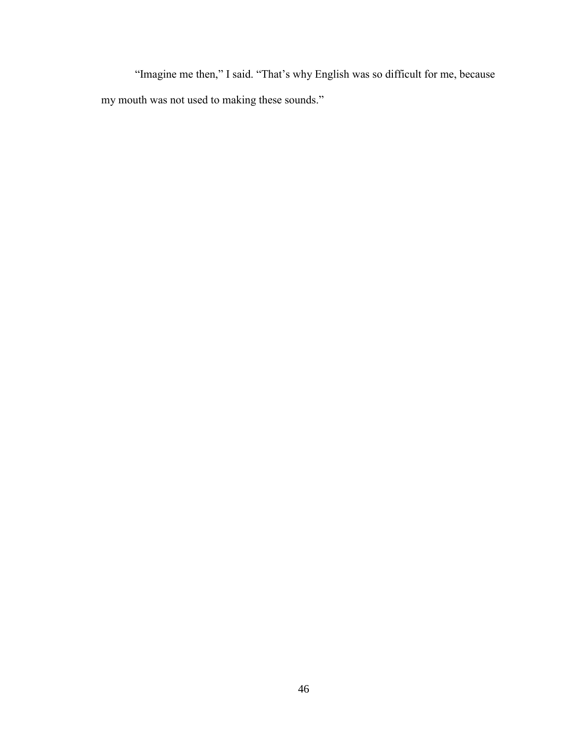"Imagine me then," I said. "That's why English was so difficult for me, because my mouth was not used to making these sounds."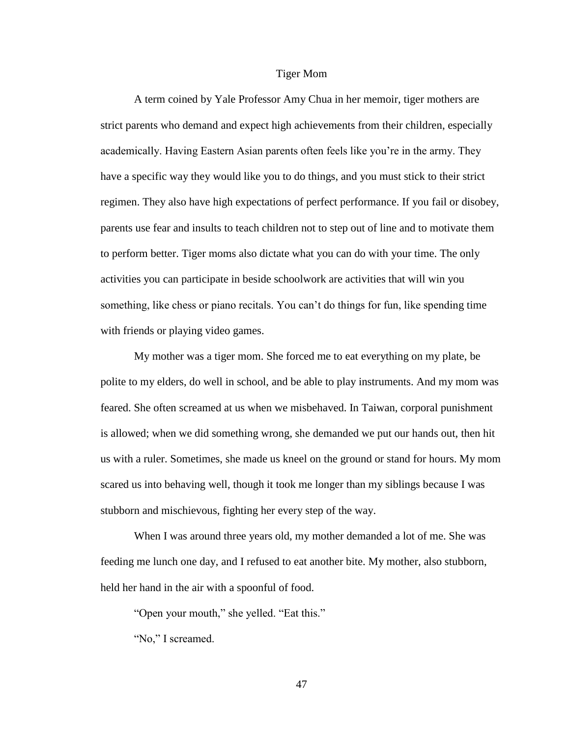## Tiger Mom

A term coined by Yale Professor Amy Chua in her memoir, tiger mothers are strict parents who demand and expect high achievements from their children, especially academically. Having Eastern Asian parents often feels like you're in the army. They have a specific way they would like you to do things, and you must stick to their strict regimen. They also have high expectations of perfect performance. If you fail or disobey, parents use fear and insults to teach children not to step out of line and to motivate them to perform better. Tiger moms also dictate what you can do with your time. The only activities you can participate in beside schoolwork are activities that will win you something, like chess or piano recitals. You can't do things for fun, like spending time with friends or playing video games.

My mother was a tiger mom. She forced me to eat everything on my plate, be polite to my elders, do well in school, and be able to play instruments. And my mom was feared. She often screamed at us when we misbehaved. In Taiwan, corporal punishment is allowed; when we did something wrong, she demanded we put our hands out, then hit us with a ruler. Sometimes, she made us kneel on the ground or stand for hours. My mom scared us into behaving well, though it took me longer than my siblings because I was stubborn and mischievous, fighting her every step of the way.

When I was around three years old, my mother demanded a lot of me. She was feeding me lunch one day, and I refused to eat another bite. My mother, also stubborn, held her hand in the air with a spoonful of food.

"Open your mouth," she yelled. "Eat this."

"No," I screamed.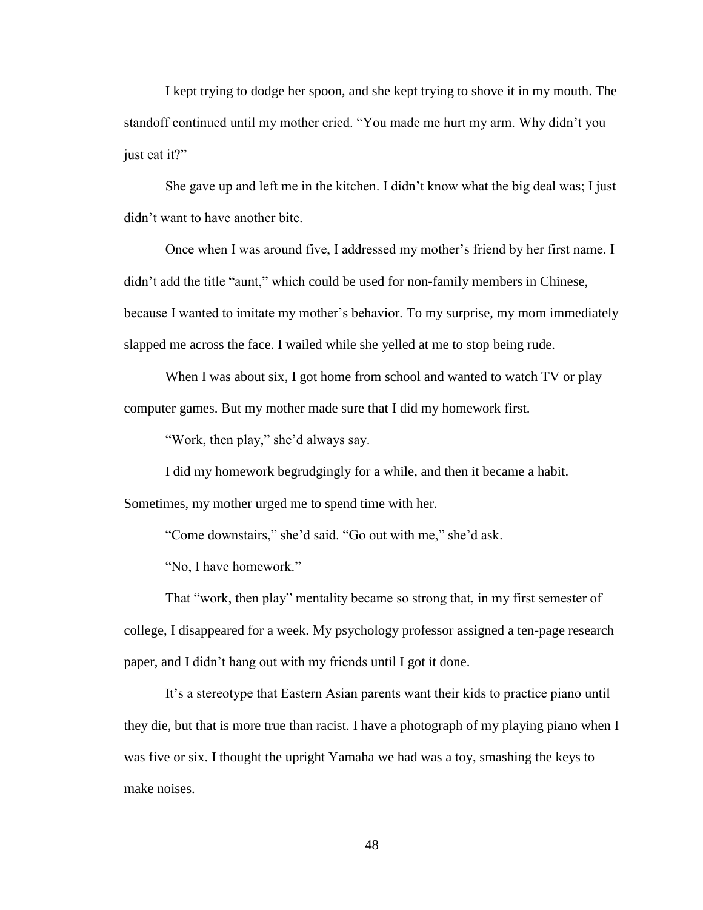I kept trying to dodge her spoon, and she kept trying to shove it in my mouth. The standoff continued until my mother cried. “You made me hurt my arm. Why didn’t you just eat it?”

She gave up and left me in the kitchen. I didn’t know what the big deal was; I just didn’t want to have another bite.

Once when I was around five, I addressed my mother’s friend by her first name. I didn’t add the title “aunt,” which could be used for non-family members in Chinese, because I wanted to imitate my mother’s behavior. To my surprise, my mom immediately slapped me across the face. I wailed while she yelled at me to stop being rude.

When I was about six, I got home from school and wanted to watch TV or play computer games. But my mother made sure that I did my homework first.

“Work, then play,” she’d always say.

I did my homework begrudgingly for a while, and then it became a habit. Sometimes, my mother urged me to spend time with her.

“Come downstairs,” she’d said. “Go out with me,” she’d ask.

“No, I have homework.”

That “work, then play” mentality became so strong that, in my first semester of college, I disappeared for a week. My psychology professor assigned a ten-page research paper, and I didn’t hang out with my friends until I got it done.

It’s a stereotype that Eastern Asian parents want their kids to practice piano until they die, but that is more true than racist. I have a photograph of my playing piano when I was five or six. I thought the upright Yamaha we had was a toy, smashing the keys to make noises.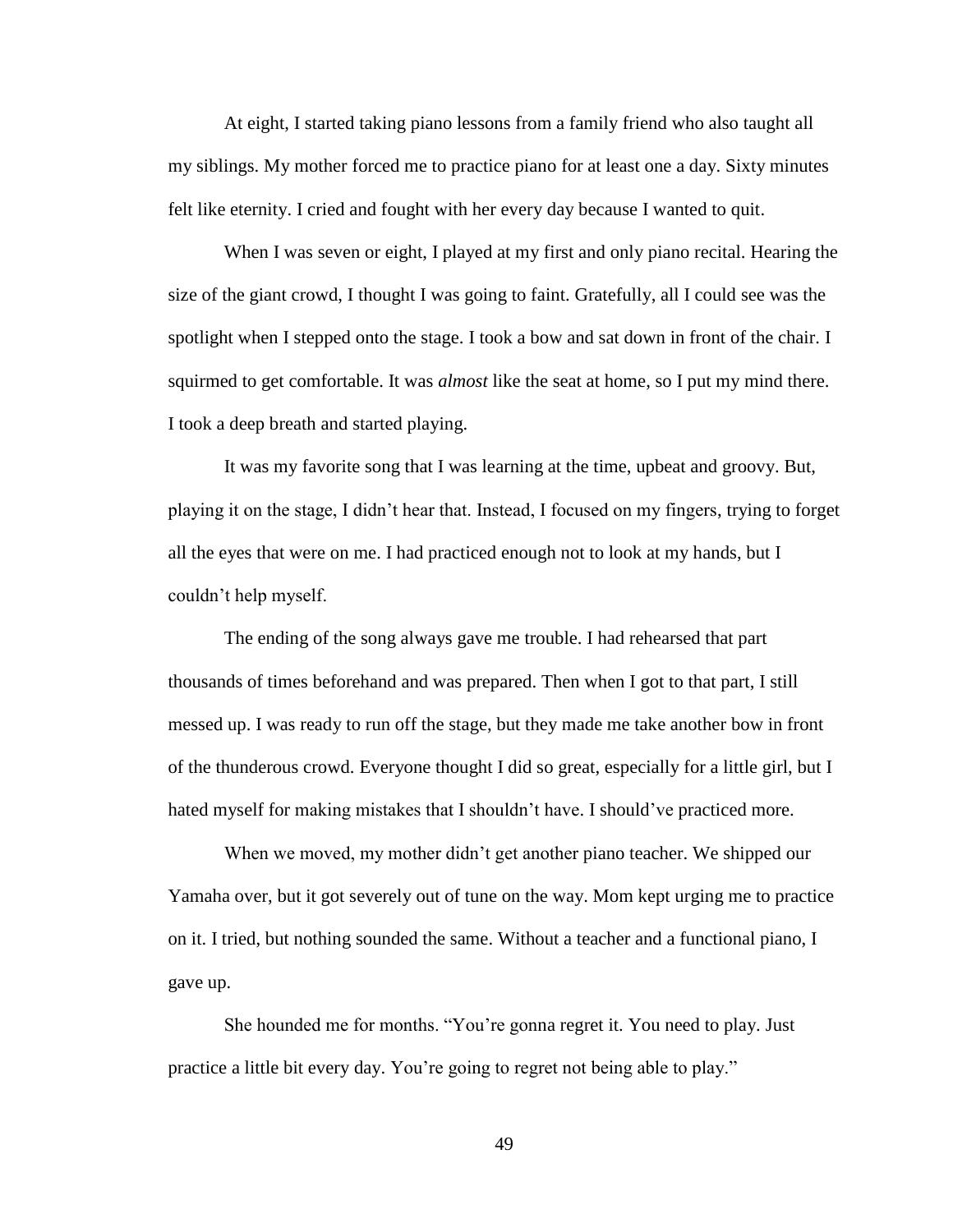At eight, I started taking piano lessons from a family friend who also taught all my siblings. My mother forced me to practice piano for at least one a day. Sixty minutes felt like eternity. I cried and fought with her every day because I wanted to quit.

When I was seven or eight, I played at my first and only piano recital. Hearing the size of the giant crowd, I thought I was going to faint. Gratefully, all I could see was the spotlight when I stepped onto the stage. I took a bow and sat down in front of the chair. I squirmed to get comfortable. It was *almost* like the seat at home, so I put my mind there. I took a deep breath and started playing.

It was my favorite song that I was learning at the time, upbeat and groovy. But, playing it on the stage, I didn't hear that. Instead, I focused on my fingers, trying to forget all the eyes that were on me. I had practiced enough not to look at my hands, but I couldn't help myself.

The ending of the song always gave me trouble. I had rehearsed that part thousands of times beforehand and was prepared. Then when I got to that part, I still messed up. I was ready to run off the stage, but they made me take another bow in front of the thunderous crowd. Everyone thought I did so great, especially for a little girl, but I hated myself for making mistakes that I shouldn't have. I should've practiced more.

When we moved, my mother didn't get another piano teacher. We shipped our Yamaha over, but it got severely out of tune on the way. Mom kept urging me to practice on it. I tried, but nothing sounded the same. Without a teacher and a functional piano, I gave up.

She hounded me for months. "You're gonna regret it. You need to play. Just practice a little bit every day. You're going to regret not being able to play."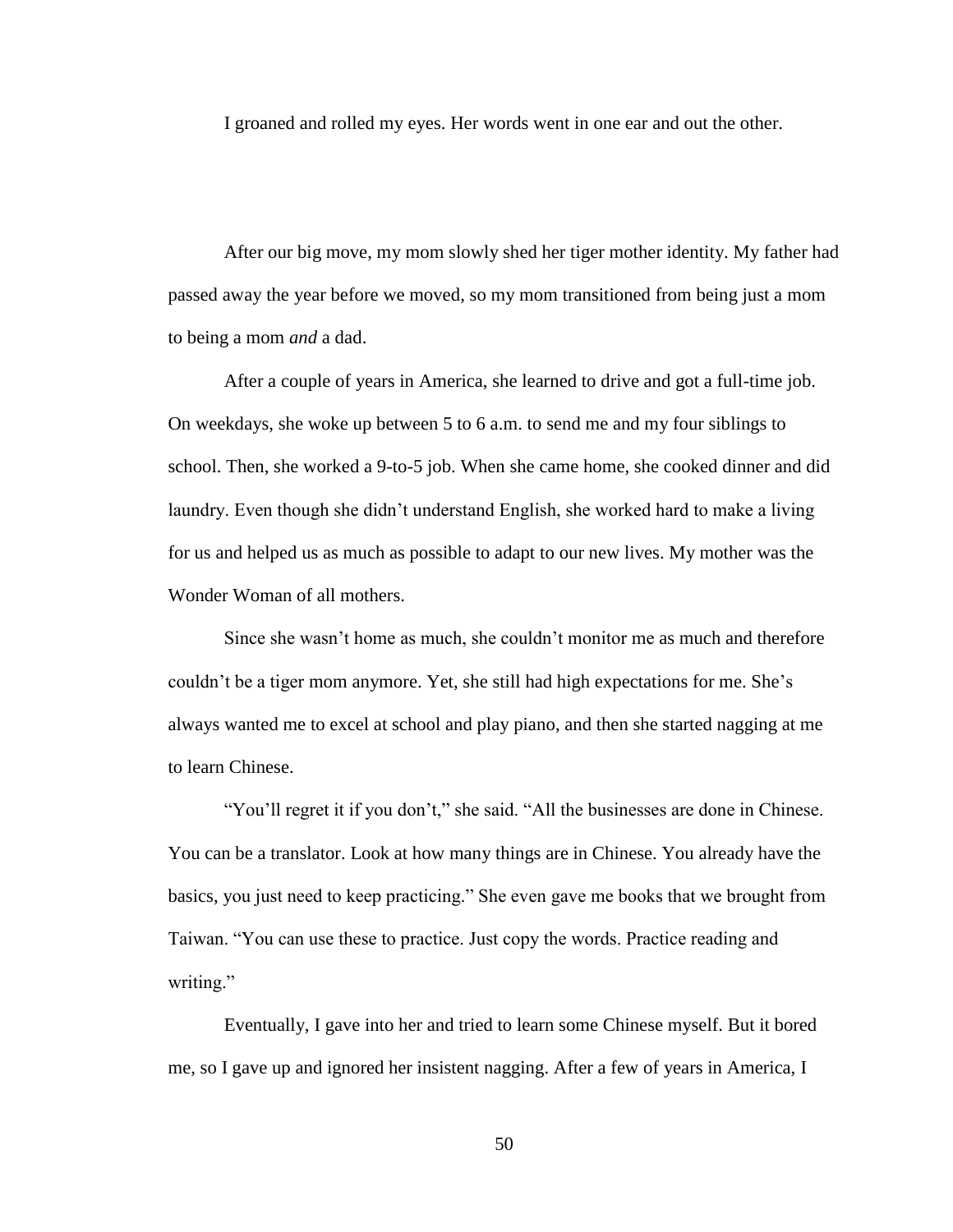I groaned and rolled my eyes. Her words went in one ear and out the other.

After our big move, my mom slowly shed her tiger mother identity. My father had passed away the year before we moved, so my mom transitioned from being just a mom to being a mom *and* a dad.

After a couple of years in America, she learned to drive and got a full-time job. On weekdays, she woke up between 5 to 6 a.m. to send me and my four siblings to school. Then, she worked a 9-to-5 job. When she came home, she cooked dinner and did laundry. Even though she didn't understand English, she worked hard to make a living for us and helped us as much as possible to adapt to our new lives. My mother was the Wonder Woman of all mothers.

Since she wasn't home as much, she couldn't monitor me as much and therefore couldn't be a tiger mom anymore. Yet, she still had high expectations for me. She's always wanted me to excel at school and play piano, and then she started nagging at me to learn Chinese.

"You'll regret it if you don't," she said. "All the businesses are done in Chinese. You can be a translator. Look at how many things are in Chinese. You already have the basics, you just need to keep practicing." She even gave me books that we brought from Taiwan. "You can use these to practice. Just copy the words. Practice reading and writing."

Eventually, I gave into her and tried to learn some Chinese myself. But it bored me, so I gave up and ignored her insistent nagging. After a few of years in America, I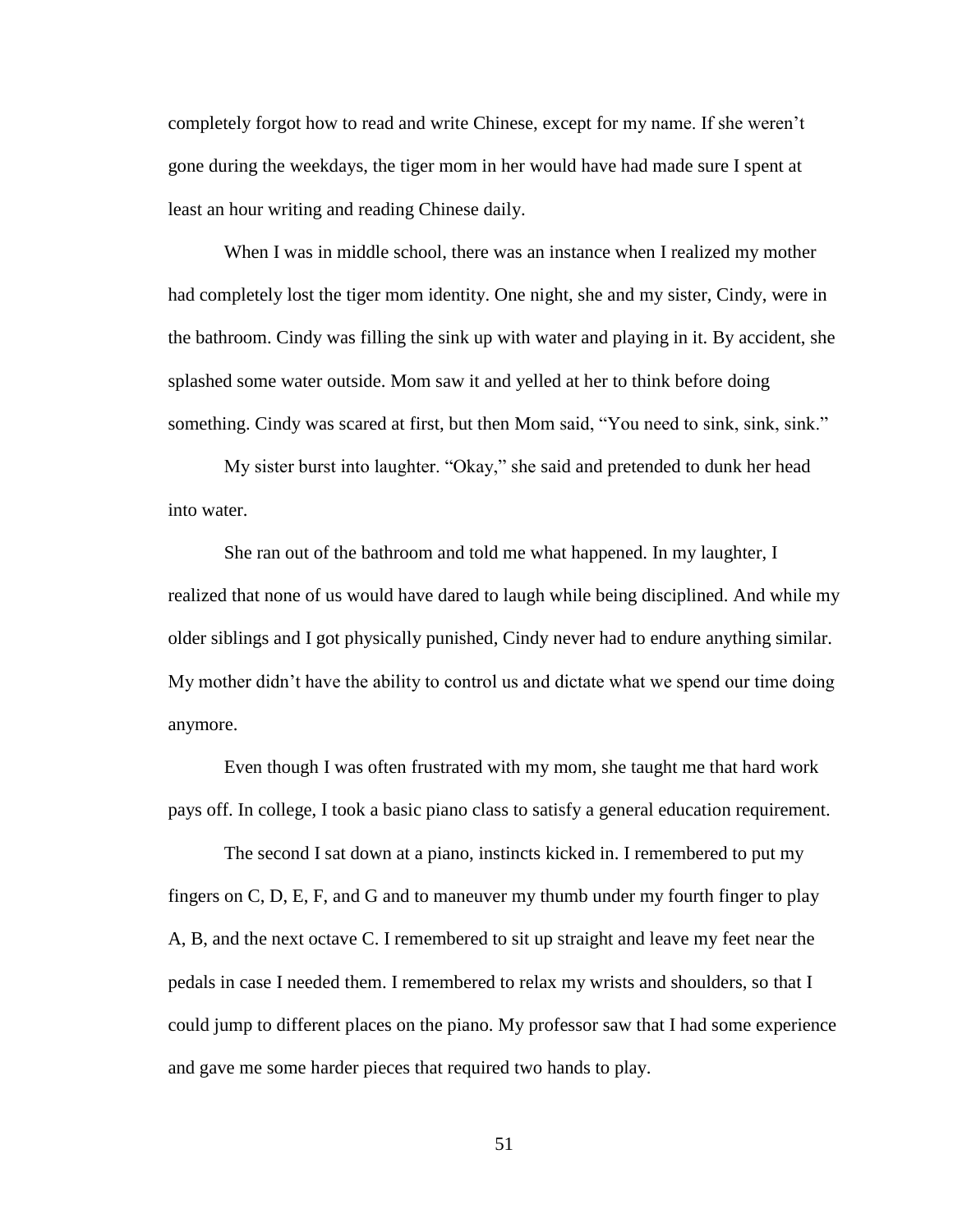completely forgot how to read and write Chinese, except for my name. If she weren't gone during the weekdays, the tiger mom in her would have had made sure I spent at least an hour writing and reading Chinese daily.

When I was in middle school, there was an instance when I realized my mother had completely lost the tiger mom identity. One night, she and my sister, Cindy, were in the bathroom. Cindy was filling the sink up with water and playing in it. By accident, she splashed some water outside. Mom saw it and yelled at her to think before doing something. Cindy was scared at first, but then Mom said, "You need to sink, sink, sink."

My sister burst into laughter. "Okay," she said and pretended to dunk her head into water.

She ran out of the bathroom and told me what happened. In my laughter, I realized that none of us would have dared to laugh while being disciplined. And while my older siblings and I got physically punished, Cindy never had to endure anything similar. My mother didn't have the ability to control us and dictate what we spend our time doing anymore.

Even though I was often frustrated with my mom, she taught me that hard work pays off. In college, I took a basic piano class to satisfy a general education requirement.

The second I sat down at a piano, instincts kicked in. I remembered to put my fingers on C, D, E, F, and G and to maneuver my thumb under my fourth finger to play A, B, and the next octave C. I remembered to sit up straight and leave my feet near the pedals in case I needed them. I remembered to relax my wrists and shoulders, so that I could jump to different places on the piano. My professor saw that I had some experience and gave me some harder pieces that required two hands to play.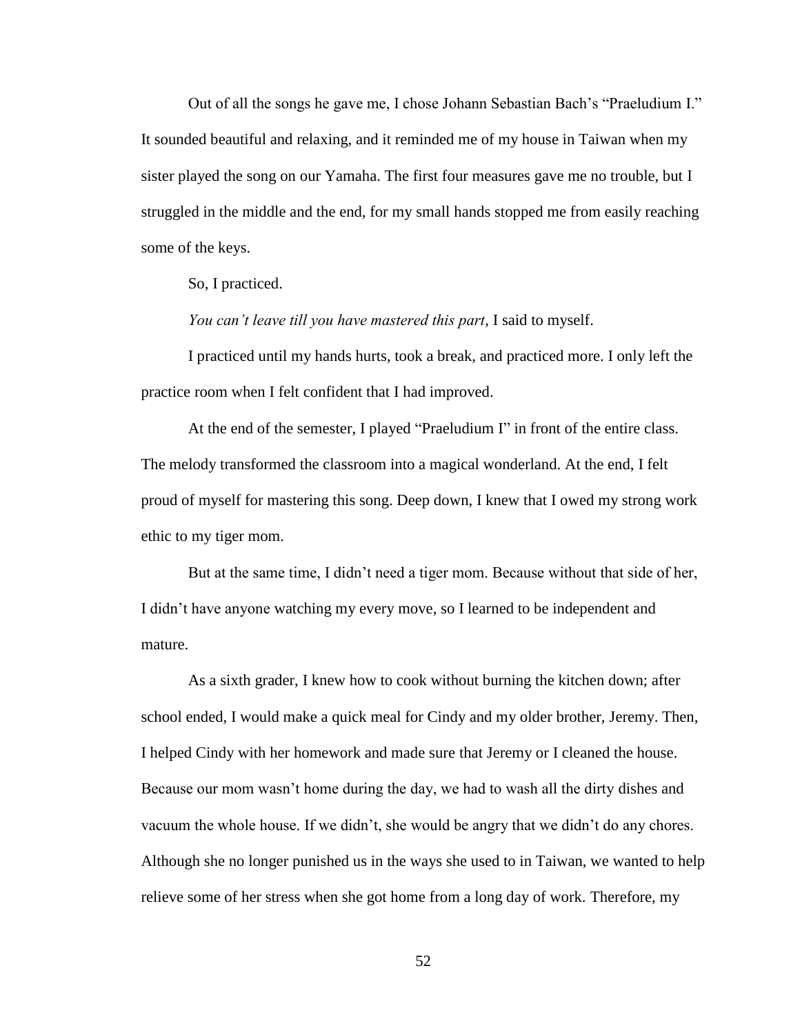Out of all the songs he gave me, I chose Johann Sebastian Bach's "Praeludium I." It sounded beautiful and relaxing, and it reminded me of my house in Taiwan when my sister played the song on our Yamaha. The first four measures gave me no trouble, but I struggled in the middle and the end, for my small hands stopped me from easily reaching some of the keys.

So, I practiced.

*You can't leave till you have mastered this part*, I said to myself.

I practiced until my hands hurts, took a break, and practiced more. I only left the practice room when I felt confident that I had improved.

At the end of the semester, I played "Praeludium I" in front of the entire class. The melody transformed the classroom into a magical wonderland. At the end, I felt proud of myself for mastering this song. Deep down, I knew that I owed my strong work ethic to my tiger mom.

But at the same time, I didn't need a tiger mom. Because without that side of her, I didn't have anyone watching my every move, so I learned to be independent and mature.

As a sixth grader, I knew how to cook without burning the kitchen down; after school ended, I would make a quick meal for Cindy and my older brother, Jeremy. Then, I helped Cindy with her homework and made sure that Jeremy or I cleaned the house. Because our mom wasn't home during the day, we had to wash all the dirty dishes and vacuum the whole house. If we didn't, she would be angry that we didn't do any chores. Although she no longer punished us in the ways she used to in Taiwan, we wanted to help relieve some of her stress when she got home from a long day of work. Therefore, my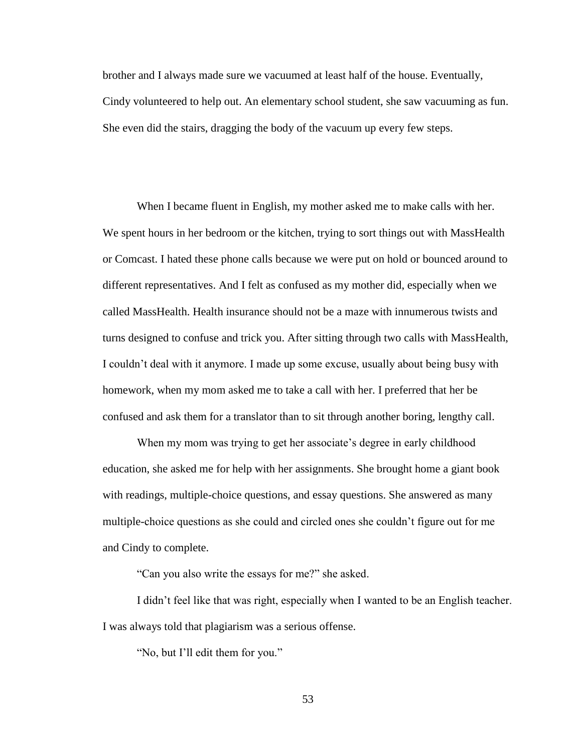brother and I always made sure we vacuumed at least half of the house. Eventually, Cindy volunteered to help out. An elementary school student, she saw vacuuming as fun. She even did the stairs, dragging the body of the vacuum up every few steps.

When I became fluent in English, my mother asked me to make calls with her. We spent hours in her bedroom or the kitchen, trying to sort things out with MassHealth or Comcast. I hated these phone calls because we were put on hold or bounced around to different representatives. And I felt as confused as my mother did, especially when we called MassHealth. Health insurance should not be a maze with innumerous twists and turns designed to confuse and trick you. After sitting through two calls with MassHealth, I couldn't deal with it anymore. I made up some excuse, usually about being busy with homework, when my mom asked me to take a call with her. I preferred that her be confused and ask them for a translator than to sit through another boring, lengthy call.

When my mom was trying to get her associate's degree in early childhood education, she asked me for help with her assignments. She brought home a giant book with readings, multiple-choice questions, and essay questions. She answered as many multiple-choice questions as she could and circled ones she couldn't figure out for me and Cindy to complete.

"Can you also write the essays for me?" she asked.

I didn't feel like that was right, especially when I wanted to be an English teacher. I was always told that plagiarism was a serious offense.

"No, but I'll edit them for you."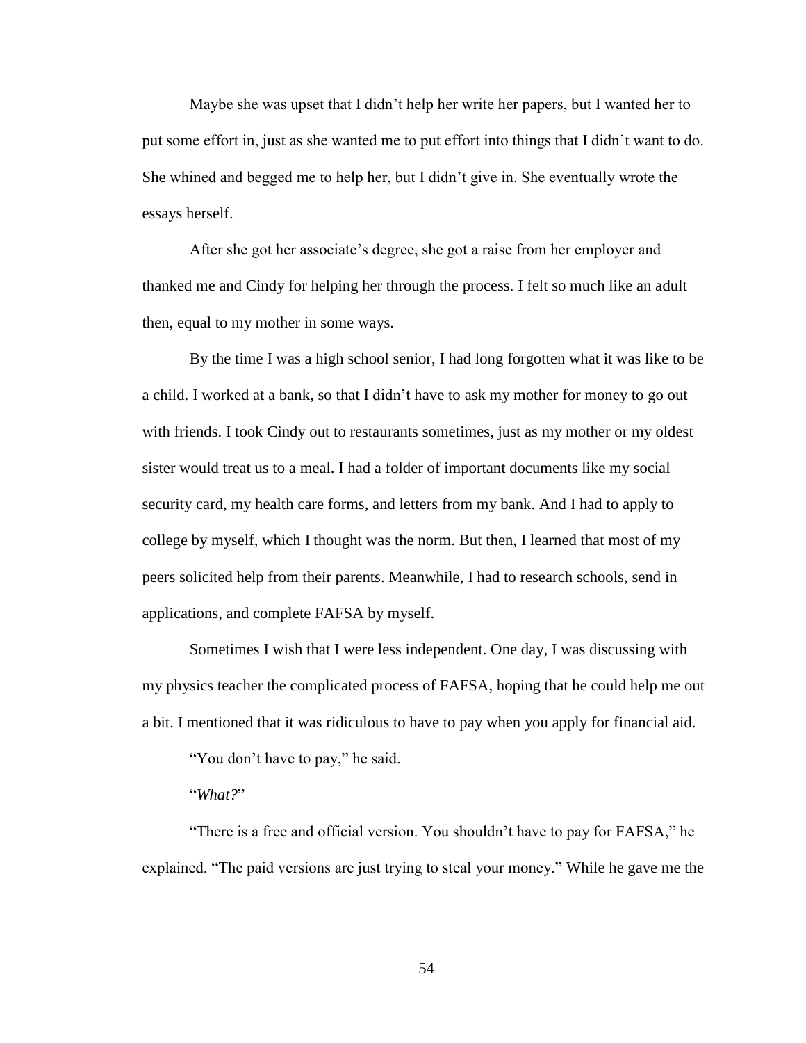Maybe she was upset that I didn't help her write her papers, but I wanted her to put some effort in, just as she wanted me to put effort into things that I didn't want to do. She whined and begged me to help her, but I didn't give in. She eventually wrote the essays herself.

After she got her associate's degree, she got a raise from her employer and thanked me and Cindy for helping her through the process. I felt so much like an adult then, equal to my mother in some ways.

By the time I was a high school senior, I had long forgotten what it was like to be a child. I worked at a bank, so that I didn't have to ask my mother for money to go out with friends. I took Cindy out to restaurants sometimes, just as my mother or my oldest sister would treat us to a meal. I had a folder of important documents like my social security card, my health care forms, and letters from my bank. And I had to apply to college by myself, which I thought was the norm. But then, I learned that most of my peers solicited help from their parents. Meanwhile, I had to research schools, send in applications, and complete FAFSA by myself.

Sometimes I wish that I were less independent. One day, I was discussing with my physics teacher the complicated process of FAFSA, hoping that he could help me out a bit. I mentioned that it was ridiculous to have to pay when you apply for financial aid.

"You don't have to pay," he said.

"*What?*"

"There is a free and official version. You shouldn't have to pay for FAFSA," he explained. "The paid versions are just trying to steal your money." While he gave me the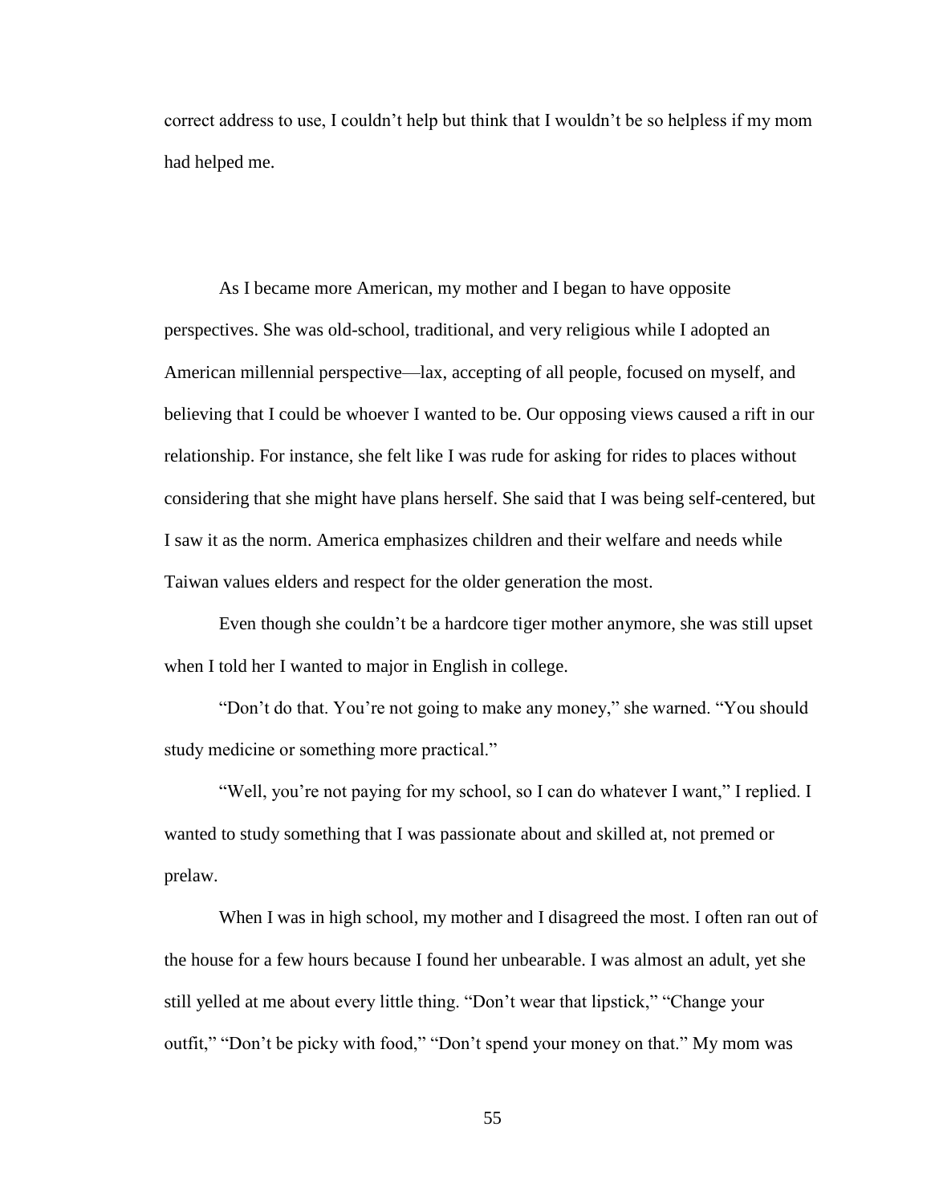correct address to use, I couldn't help but think that I wouldn't be so helpless if my mom had helped me.

As I became more American, my mother and I began to have opposite perspectives. She was old-school, traditional, and very religious while I adopted an American millennial perspective—lax, accepting of all people, focused on myself, and believing that I could be whoever I wanted to be. Our opposing views caused a rift in our relationship. For instance, she felt like I was rude for asking for rides to places without considering that she might have plans herself. She said that I was being self-centered, but I saw it as the norm. America emphasizes children and their welfare and needs while Taiwan values elders and respect for the older generation the most.

Even though she couldn't be a hardcore tiger mother anymore, she was still upset when I told her I wanted to major in English in college.

"Don't do that. You're not going to make any money," she warned. "You should study medicine or something more practical."

"Well, you're not paying for my school, so I can do whatever I want," I replied. I wanted to study something that I was passionate about and skilled at, not premed or prelaw.

When I was in high school, my mother and I disagreed the most. I often ran out of the house for a few hours because I found her unbearable. I was almost an adult, yet she still yelled at me about every little thing. "Don't wear that lipstick," "Change your outfit," "Don't be picky with food," "Don't spend your money on that." My mom was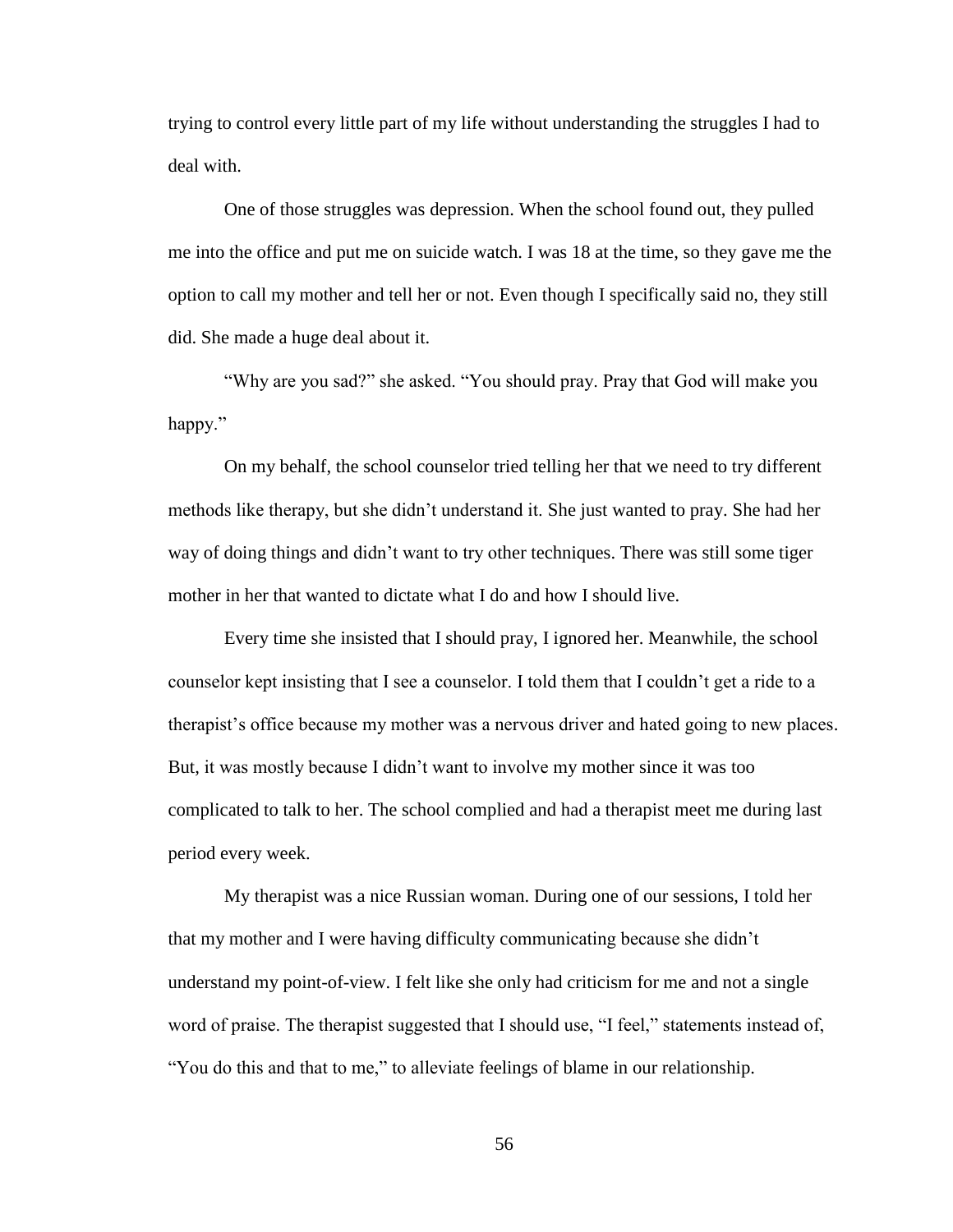trying to control every little part of my life without understanding the struggles I had to deal with.

One of those struggles was depression. When the school found out, they pulled me into the office and put me on suicide watch. I was 18 at the time, so they gave me the option to call my mother and tell her or not. Even though I specifically said no, they still did. She made a huge deal about it.

"Why are you sad?" she asked. "You should pray. Pray that God will make you happy."

On my behalf, the school counselor tried telling her that we need to try different methods like therapy, but she didn't understand it. She just wanted to pray. She had her way of doing things and didn't want to try other techniques. There was still some tiger mother in her that wanted to dictate what I do and how I should live.

Every time she insisted that I should pray, I ignored her. Meanwhile, the school counselor kept insisting that I see a counselor. I told them that I couldn't get a ride to a therapist's office because my mother was a nervous driver and hated going to new places. But, it was mostly because I didn't want to involve my mother since it was too complicated to talk to her. The school complied and had a therapist meet me during last period every week.

My therapist was a nice Russian woman. During one of our sessions, I told her that my mother and I were having difficulty communicating because she didn't understand my point-of-view. I felt like she only had criticism for me and not a single word of praise. The therapist suggested that I should use, "I feel," statements instead of, "You do this and that to me," to alleviate feelings of blame in our relationship.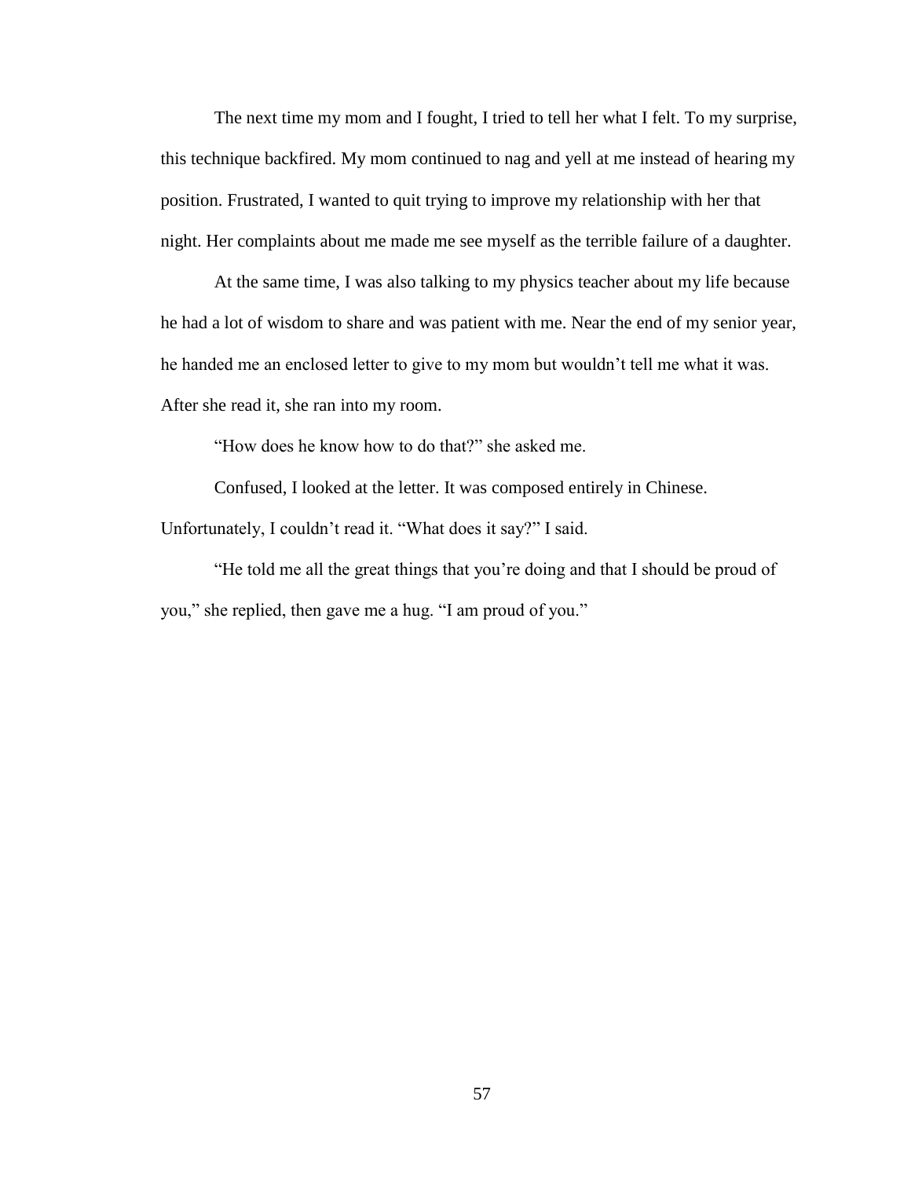The next time my mom and I fought, I tried to tell her what I felt. To my surprise, this technique backfired. My mom continued to nag and yell at me instead of hearing my position. Frustrated, I wanted to quit trying to improve my relationship with her that night. Her complaints about me made me see myself as the terrible failure of a daughter.

At the same time, I was also talking to my physics teacher about my life because he had a lot of wisdom to share and was patient with me. Near the end of my senior year, he handed me an enclosed letter to give to my mom but wouldn't tell me what it was. After she read it, she ran into my room.

"How does he know how to do that?" she asked me.

Confused, I looked at the letter. It was composed entirely in Chinese. Unfortunately, I couldn't read it. "What does it say?" I said.

"He told me all the great things that you're doing and that I should be proud of you," she replied, then gave me a hug. "I am proud of you."